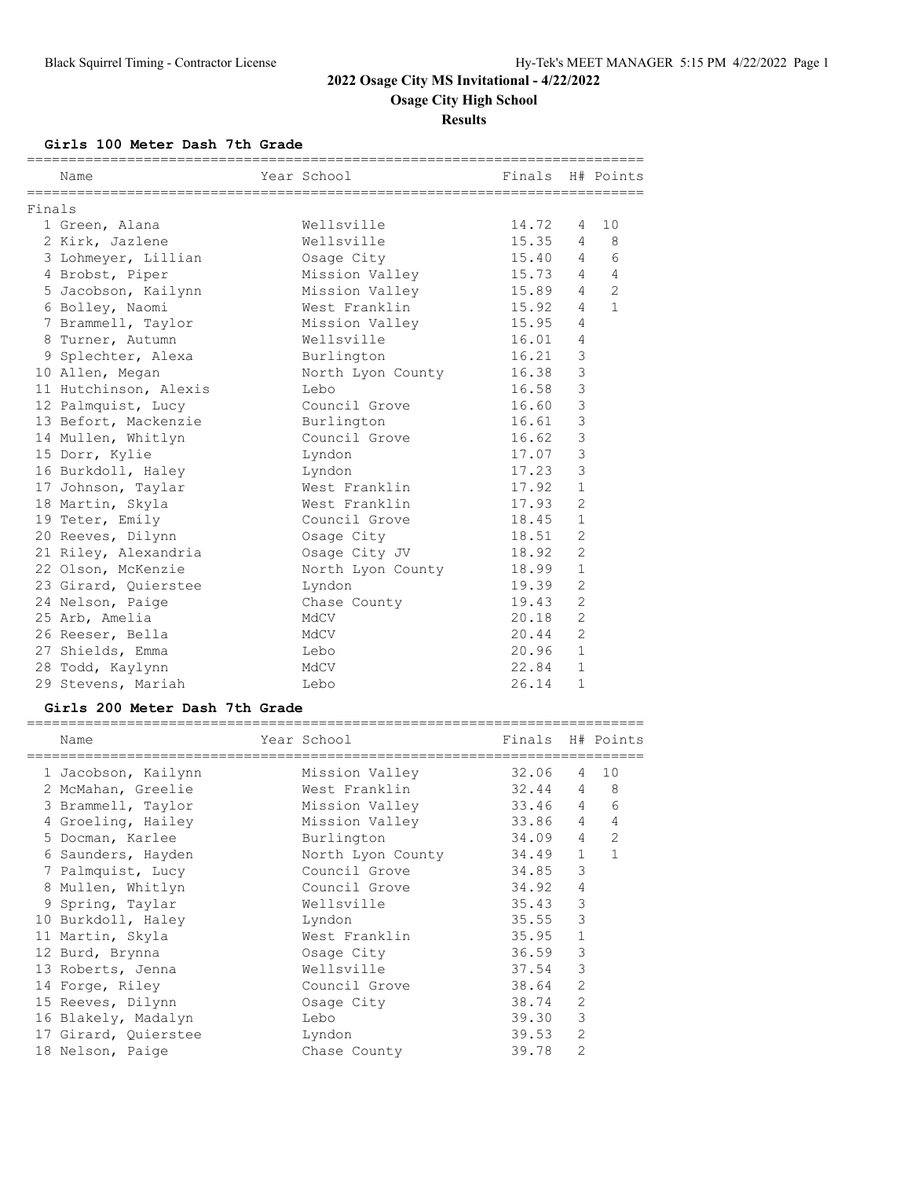## 2022 Osage City MS Invitational - 4/22/2022

### Osage City High School

### Results

#### Girls 100 Meter Dash 7th Grade

Finals

| | Name | Year | School | Finals | H# | Points |
|---|---|---|---|---|---|---|
| 1 | Green, Alana | | Wellsville | 14.72 | 4 | 10 |
| 2 | Kirk, Jazlene | | Wellsville | 15.35 | 4 | 8 |
| 3 | Lohmeyer, Lillian | | Osage City | 15.40 | 4 | 6 |
| 4 | Brobst, Piper | | Mission Valley | 15.73 | 4 | 4 |
| 5 | Jacobson, Kailynn | | Mission Valley | 15.89 | 4 | 2 |
| 6 | Bolley, Naomi | | West Franklin | 15.92 | 4 | 1 |
| 7 | Brammell, Taylor | | Mission Valley | 15.95 | 4 | |
| 8 | Turner, Autumn | | Wellsville | 16.01 | 4 | |
| 9 | Splechter, Alexa | | Burlington | 16.21 | 3 | |
| 10 | Allen, Megan | | North Lyon County | 16.38 | 3 | |
| 11 | Hutchinson, Alexis | | Lebo | 16.58 | 3 | |
| 12 | Palmquist, Lucy | | Council Grove | 16.60 | 3 | |
| 13 | Befort, Mackenzie | | Burlington | 16.61 | 3 | |
| 14 | Mullen, Whitlyn | | Council Grove | 16.62 | 3 | |
| 15 | Dorr, Kylie | | Lyndon | 17.07 | 3 | |
| 16 | Burkdoll, Haley | | Lyndon | 17.23 | 3 | |
| 17 | Johnson, Taylar | | West Franklin | 17.92 | 1 | |
| 18 | Martin, Skyla | | West Franklin | 17.93 | 2 | |
| 19 | Teter, Emily | | Council Grove | 18.45 | 1 | |
| 20 | Reeves, Dilynn | | Osage City | 18.51 | 2 | |
| 21 | Riley, Alexandria | | Osage City JV | 18.92 | 2 | |
| 22 | Olson, McKenzie | | North Lyon County | 18.99 | 1 | |
| 23 | Girard, Quierstee | | Lyndon | 19.39 | 2 | |
| 24 | Nelson, Paige | | Chase County | 19.43 | 2 | |
| 25 | Arb, Amelia | | MdCV | 20.18 | 2 | |
| 26 | Reeser, Bella | | MdCV | 20.44 | 2 | |
| 27 | Shields, Emma | | Lebo | 20.96 | 1 | |
| 28 | Todd, Kaylynn | | MdCV | 22.84 | 1 | |
| 29 | Stevens, Mariah | | Lebo | 26.14 | 1 | |

#### Girls 200 Meter Dash 7th Grade

| | Name | Year | School | Finals | H# | Points |
|---|---|---|---|---|---|---|
| 1 | Jacobson, Kailynn | | Mission Valley | 32.06 | 4 | 10 |
| 2 | McMahan, Greelie | | West Franklin | 32.44 | 4 | 8 |
| 3 | Brammell, Taylor | | Mission Valley | 33.46 | 4 | 6 |
| 4 | Groeling, Hailey | | Mission Valley | 33.86 | 4 | 4 |
| 5 | Docman, Karlee | | Burlington | 34.09 | 4 | 2 |
| 6 | Saunders, Hayden | | North Lyon County | 34.49 | 1 | 1 |
| 7 | Palmquist, Lucy | | Council Grove | 34.85 | 3 | |
| 8 | Mullen, Whitlyn | | Council Grove | 34.92 | 4 | |
| 9 | Spring, Taylar | | Wellsville | 35.43 | 3 | |
| 10 | Burkdoll, Haley | | Lyndon | 35.55 | 3 | |
| 11 | Martin, Skyla | | West Franklin | 35.95 | 1 | |
| 12 | Burd, Brynna | | Osage City | 36.59 | 3 | |
| 13 | Roberts, Jenna | | Wellsville | 37.54 | 3 | |
| 14 | Forge, Riley | | Council Grove | 38.64 | 2 | |
| 15 | Reeves, Dilynn | | Osage City | 38.74 | 2 | |
| 16 | Blakely, Madalyn | | Lebo | 39.30 | 3 | |
| 17 | Girard, Quierstee | | Lyndon | 39.53 | 2 | |
| 18 | Nelson, Paige | | Chase County | 39.78 | 2 | |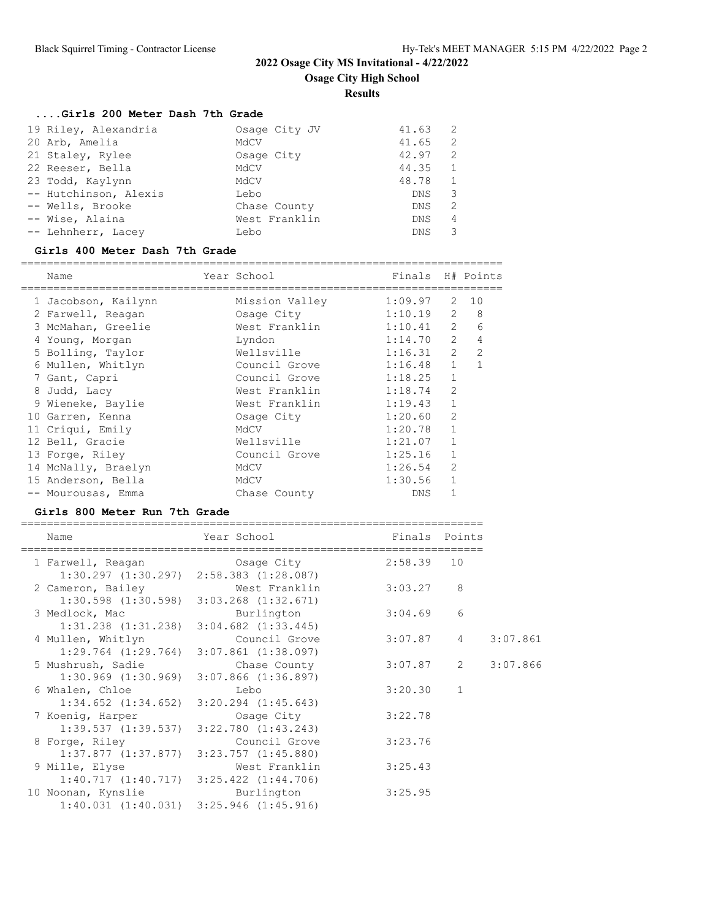## 2022 Osage City MS Invitational - 4/22/2022

### Osage City High School

### Results

#### ....Girls 200 Meter Dash 7th Grade

| Place | Name | School | Finals | H# |
|---|---|---|---|---|
| 19 | Riley, Alexandria | Osage City JV | 41.63 | 2 |
| 20 | Arb, Amelia | MdCV | 41.65 | 2 |
| 21 | Staley, Rylee | Osage City | 42.97 | 2 |
| 22 | Reeser, Bella | MdCV | 44.35 | 1 |
| 23 | Todd, Kaylynn | MdCV | 48.78 | 1 |
| -- | Hutchinson, Alexis | Lebo | DNS | 3 |
| -- | Wells, Brooke | Chase County | DNS | 2 |
| -- | Wise, Alaina | West Franklin | DNS | 4 |
| -- | Lehnherr, Lacey | Lebo | DNS | 3 |

#### Girls 400 Meter Dash 7th Grade

| Place | Name | Year School | Finals | H# | Points |
|---|---|---|---|---|---|
| 1 | Jacobson, Kailynn | Mission Valley | 1:09.97 | 2 | 10 |
| 2 | Farwell, Reagan | Osage City | 1:10.19 | 2 | 8 |
| 3 | McMahan, Greelie | West Franklin | 1:10.41 | 2 | 6 |
| 4 | Young, Morgan | Lyndon | 1:14.70 | 2 | 4 |
| 5 | Bolling, Taylor | Wellsville | 1:16.31 | 2 | 2 |
| 6 | Mullen, Whitlyn | Council Grove | 1:16.48 | 1 | 1 |
| 7 | Gant, Capri | Council Grove | 1:18.25 | 1 | |
| 8 | Judd, Lacy | West Franklin | 1:18.74 | 2 | |
| 9 | Wieneke, Baylie | West Franklin | 1:19.43 | 1 | |
| 10 | Garren, Kenna | Osage City | 1:20.60 | 2 | |
| 11 | Criqui, Emily | MdCV | 1:20.78 | 1 | |
| 12 | Bell, Gracie | Wellsville | 1:21.07 | 1 | |
| 13 | Forge, Riley | Council Grove | 1:25.16 | 1 | |
| 14 | McNally, Braelyn | MdCV | 1:26.54 | 2 | |
| 15 | Anderson, Bella | MdCV | 1:30.56 | 1 | |
| -- | Mourousas, Emma | Chase County | DNS | 1 | |

#### Girls 800 Meter Run 7th Grade

| Place | Name | Year School | Finals | Points | |
|---|---|---|---|---|---|
| 1 | Farwell, Reagan | Osage City | 2:58.39 | 10 | |
| | 1:30.297 (1:30.297) | 2:58.383 (1:28.087) | | | |
| 2 | Cameron, Bailey | West Franklin | 3:03.27 | 8 | |
| | 1:30.598 (1:30.598) | 3:03.268 (1:32.671) | | | |
| 3 | Medlock, Mac | Burlington | 3:04.69 | 6 | |
| | 1:31.238 (1:31.238) | 3:04.682 (1:33.445) | | | |
| 4 | Mullen, Whitlyn | Council Grove | 3:07.87 | 4 | 3:07.861 |
| | 1:29.764 (1:29.764) | 3:07.861 (1:38.097) | | | |
| 5 | Mushrush, Sadie | Chase County | 3:07.87 | 2 | 3:07.866 |
| | 1:30.969 (1:30.969) | 3:07.866 (1:36.897) | | | |
| 6 | Whalen, Chloe | Lebo | 3:20.30 | 1 | |
| | 1:34.652 (1:34.652) | 3:20.294 (1:45.643) | | | |
| 7 | Koenig, Harper | Osage City | 3:22.78 | | |
| | 1:39.537 (1:39.537) | 3:22.780 (1:43.243) | | | |
| 8 | Forge, Riley | Council Grove | 3:23.76 | | |
| | 1:37.877 (1:37.877) | 3:23.757 (1:45.880) | | | |
| 9 | Mille, Elyse | West Franklin | 3:25.43 | | |
| | 1:40.717 (1:40.717) | 3:25.422 (1:44.706) | | | |
| 10 | Noonan, Kynslie | Burlington | 3:25.95 | | |
| | 1:40.031 (1:40.031) | 3:25.946 (1:45.916) | | | |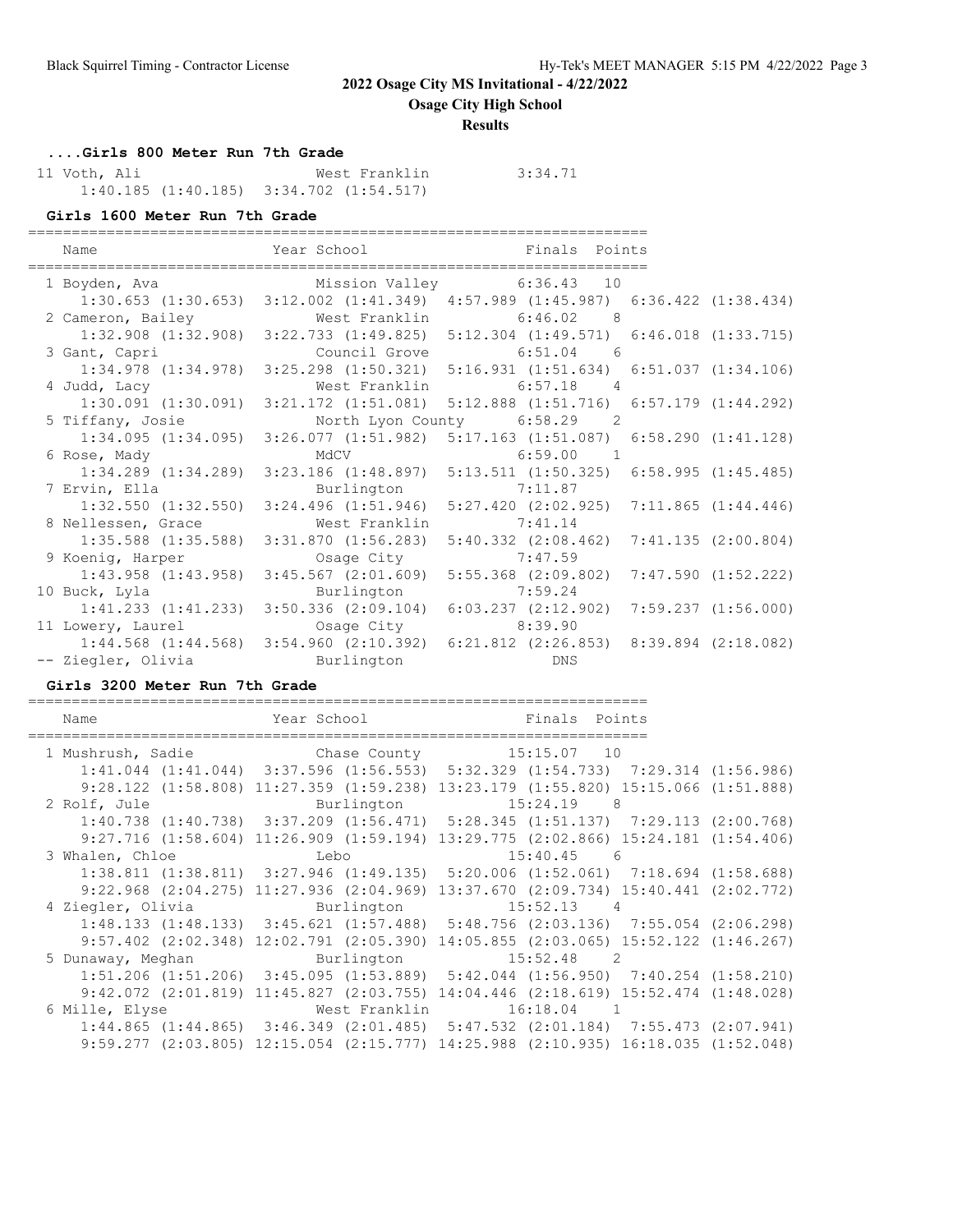## 2022 Osage City MS Invitational - 4/22/2022

**Osage City High School**

**Results**

### ....Girls 800 Meter Run 7th Grade

| Place | Name | Year | School | Finals | Points |
|---|---|---|---|---|---|
| 11 | Voth, Ali | | West Franklin | 3:34.71 | |
| | 1:40.185 (1:40.185) 3:34.702 (1:54.517) | | | | |

### Girls 1600 Meter Run 7th Grade

| Place | Name | Year | School | Finals | Points |
|---|---|---|---|---|---|
| 1 | Boyden, Ava | | Mission Valley | 6:36.43 | 10 |
| | 1:30.653 (1:30.653) 3:12.002 (1:41.349) 4:57.989 (1:45.987) 6:36.422 (1:38.434) | | | | |
| 2 | Cameron, Bailey | | West Franklin | 6:46.02 | 8 |
| | 1:32.908 (1:32.908) 3:22.733 (1:49.825) 5:12.304 (1:49.571) 6:46.018 (1:33.715) | | | | |
| 3 | Gant, Capri | | Council Grove | 6:51.04 | 6 |
| | 1:34.978 (1:34.978) 3:25.298 (1:50.321) 5:16.931 (1:51.634) 6:51.037 (1:34.106) | | | | |
| 4 | Judd, Lacy | | West Franklin | 6:57.18 | 4 |
| | 1:30.091 (1:30.091) 3:21.172 (1:51.081) 5:12.888 (1:51.716) 6:57.179 (1:44.292) | | | | |
| 5 | Tiffany, Josie | | North Lyon County | 6:58.29 | 2 |
| | 1:34.095 (1:34.095) 3:26.077 (1:51.982) 5:17.163 (1:51.087) 6:58.290 (1:41.128) | | | | |
| 6 | Rose, Mady | | MdCV | 6:59.00 | 1 |
| | 1:34.289 (1:34.289) 3:23.186 (1:48.897) 5:13.511 (1:50.325) 6:58.995 (1:45.485) | | | | |
| 7 | Ervin, Ella | | Burlington | 7:11.87 | |
| | 1:32.550 (1:32.550) 3:24.496 (1:51.946) 5:27.420 (2:02.925) 7:11.865 (1:44.446) | | | | |
| 8 | Nellessen, Grace | | West Franklin | 7:41.14 | |
| | 1:35.588 (1:35.588) 3:31.870 (1:56.283) 5:40.332 (2:08.462) 7:41.135 (2:00.804) | | | | |
| 9 | Koenig, Harper | | Osage City | 7:47.59 | |
| | 1:43.958 (1:43.958) 3:45.567 (2:01.609) 5:55.368 (2:09.802) 7:47.590 (1:52.222) | | | | |
| 10 | Buck, Lyla | | Burlington | 7:59.24 | |
| | 1:41.233 (1:41.233) 3:50.336 (2:09.104) 6:03.237 (2:12.902) 7:59.237 (1:56.000) | | | | |
| 11 | Lowery, Laurel | | Osage City | 8:39.90 | |
| | 1:44.568 (1:44.568) 3:54.960 (2:10.392) 6:21.812 (2:26.853) 8:39.894 (2:18.082) | | | | |
| -- | Ziegler, Olivia | | Burlington | DNS | |

### Girls 3200 Meter Run 7th Grade

| Place | Name | Year | School | Finals | Points |
|---|---|---|---|---|---|
| 1 | Mushrush, Sadie | | Chase County | 15:15.07 | 10 |
| | 1:41.044 (1:41.044) 3:37.596 (1:56.553) 5:32.329 (1:54.733) 7:29.314 (1:56.986) 9:28.122 (1:58.808) 11:27.359 (1:59.238) 13:23.179 (1:55.820) 15:15.066 (1:51.888) | | | | |
| 2 | Rolf, Jule | | Burlington | 15:24.19 | 8 |
| | 1:40.738 (1:40.738) 3:37.209 (1:56.471) 5:28.345 (1:51.137) 7:29.113 (2:00.768) 9:27.716 (1:58.604) 11:26.909 (1:59.194) 13:29.775 (2:02.866) 15:24.181 (1:54.406) | | | | |
| 3 | Whalen, Chloe | | Lebo | 15:40.45 | 6 |
| | 1:38.811 (1:38.811) 3:27.946 (1:49.135) 5:20.006 (1:52.061) 7:18.694 (1:58.688) 9:22.968 (2:04.275) 11:27.936 (2:04.969) 13:37.670 (2:09.734) 15:40.441 (2:02.772) | | | | |
| 4 | Ziegler, Olivia | | Burlington | 15:52.13 | 4 |
| | 1:48.133 (1:48.133) 3:45.621 (1:57.488) 5:48.756 (2:03.136) 7:55.054 (2:06.298) 9:57.402 (2:02.348) 12:02.791 (2:05.390) 14:05.855 (2:03.065) 15:52.122 (1:46.267) | | | | |
| 5 | Dunaway, Meghan | | Burlington | 15:52.48 | 2 |
| | 1:51.206 (1:51.206) 3:45.095 (1:53.889) 5:42.044 (1:56.950) 7:40.254 (1:58.210) 9:42.072 (2:01.819) 11:45.827 (2:03.755) 14:04.446 (2:18.619) 15:52.474 (1:48.028) | | | | |
| 6 | Mille, Elyse | | West Franklin | 16:18.04 | 1 |
| | 1:44.865 (1:44.865) 3:46.349 (2:01.485) 5:47.532 (2:01.184) 7:55.473 (2:07.941) 9:59.277 (2:03.805) 12:15.054 (2:15.777) 14:25.988 (2:10.935) 16:18.035 (1:52.048) | | | | |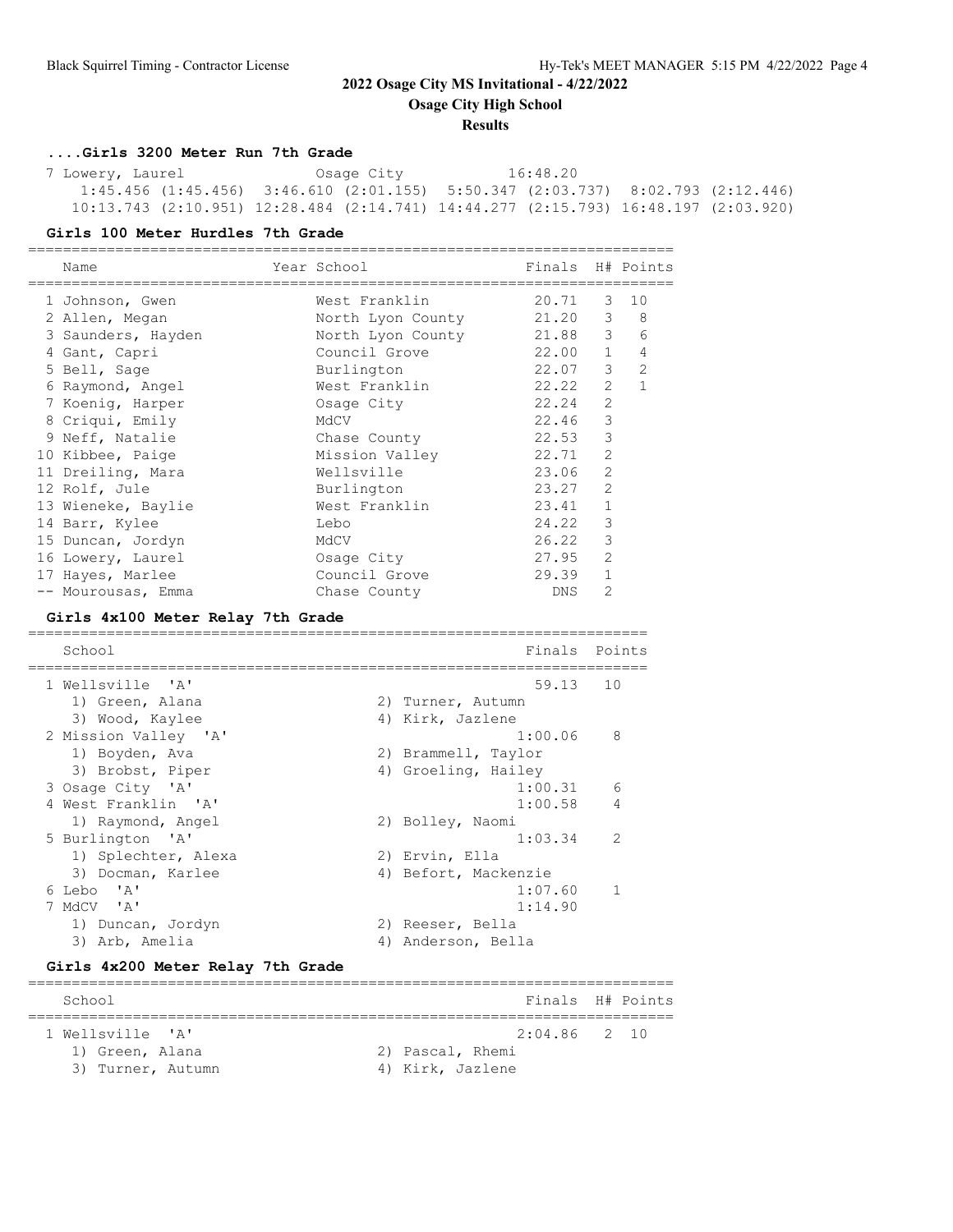# 2022 Osage City MS Invitational - 4/22/2022

## Osage City High School

### Results

#### ....Girls 3200 Meter Run 7th Grade

| Place | Name | School | Finals |
|---|---|---|---|
| 7 | Lowery, Laurel | Osage City | 16:48.20 |

1:45.456 (1:45.456) 3:46.610 (2:01.155) 5:50.347 (2:03.737) 8:02.793 (2:12.446)
10:13.743 (2:10.951) 12:28.484 (2:14.741) 14:44.277 (2:15.793) 16:48.197 (2:03.920)

#### Girls 100 Meter Hurdles 7th Grade

| Place | Name | Year | School | Finals | H# | Points |
|---|---|---|---|---|---|---|
| 1 | Johnson, Gwen | | West Franklin | 20.71 | 3 | 10 |
| 2 | Allen, Megan | | North Lyon County | 21.20 | 3 | 8 |
| 3 | Saunders, Hayden | | North Lyon County | 21.88 | 3 | 6 |
| 4 | Gant, Capri | | Council Grove | 22.00 | 1 | 4 |
| 5 | Bell, Sage | | Burlington | 22.07 | 3 | 2 |
| 6 | Raymond, Angel | | West Franklin | 22.22 | 2 | 1 |
| 7 | Koenig, Harper | | Osage City | 22.24 | 2 | |
| 8 | Criqui, Emily | | MdCV | 22.46 | 3 | |
| 9 | Neff, Natalie | | Chase County | 22.53 | 3 | |
| 10 | Kibbee, Paige | | Mission Valley | 22.71 | 2 | |
| 11 | Dreiling, Mara | | Wellsville | 23.06 | 2 | |
| 12 | Rolf, Jule | | Burlington | 23.27 | 2 | |
| 13 | Wieneke, Baylie | | West Franklin | 23.41 | 1 | |
| 14 | Barr, Kylee | | Lebo | 24.22 | 3 | |
| 15 | Duncan, Jordyn | | MdCV | 26.22 | 3 | |
| 16 | Lowery, Laurel | | Osage City | 27.95 | 2 | |
| 17 | Hayes, Marlee | | Council Grove | 29.39 | 1 | |
| -- | Mourousas, Emma | | Chase County | DNS | 2 | |

#### Girls 4x100 Meter Relay 7th Grade

| Place | School | Finals | Points |
|---|---|---|---|
| 1 | Wellsville 'A' | 59.13 | 10 |
| | 1) Green, Alana 2) Turner, Autumn 3) Wood, Kaylee 4) Kirk, Jazlene | | |
| 2 | Mission Valley 'A' | 1:00.06 | 8 |
| | 1) Boyden, Ava 2) Brammell, Taylor 3) Brobst, Piper 4) Groeling, Hailey | | |
| 3 | Osage City 'A' | 1:00.31 | 6 |
| 4 | West Franklin 'A' | 1:00.58 | 4 |
| | 1) Raymond, Angel 2) Bolley, Naomi | | |
| 5 | Burlington 'A' | 1:03.34 | 2 |
| | 1) Splechter, Alexa 2) Ervin, Ella 3) Docman, Karlee 4) Befort, Mackenzie | | |
| 6 | Lebo 'A' | 1:07.60 | 1 |
| 7 | MdCV 'A' | 1:14.90 | |
| | 1) Duncan, Jordyn 2) Reeser, Bella 3) Arb, Amelia 4) Anderson, Bella | | |

#### Girls 4x200 Meter Relay 7th Grade

| Place | School | Finals | H# | Points |
|---|---|---|---|---|
| 1 | Wellsville 'A' | 2:04.86 | 2 | 10 |
| | 1) Green, Alana 2) Pascal, Rhemi 3) Turner, Autumn 4) Kirk, Jazlene | | | |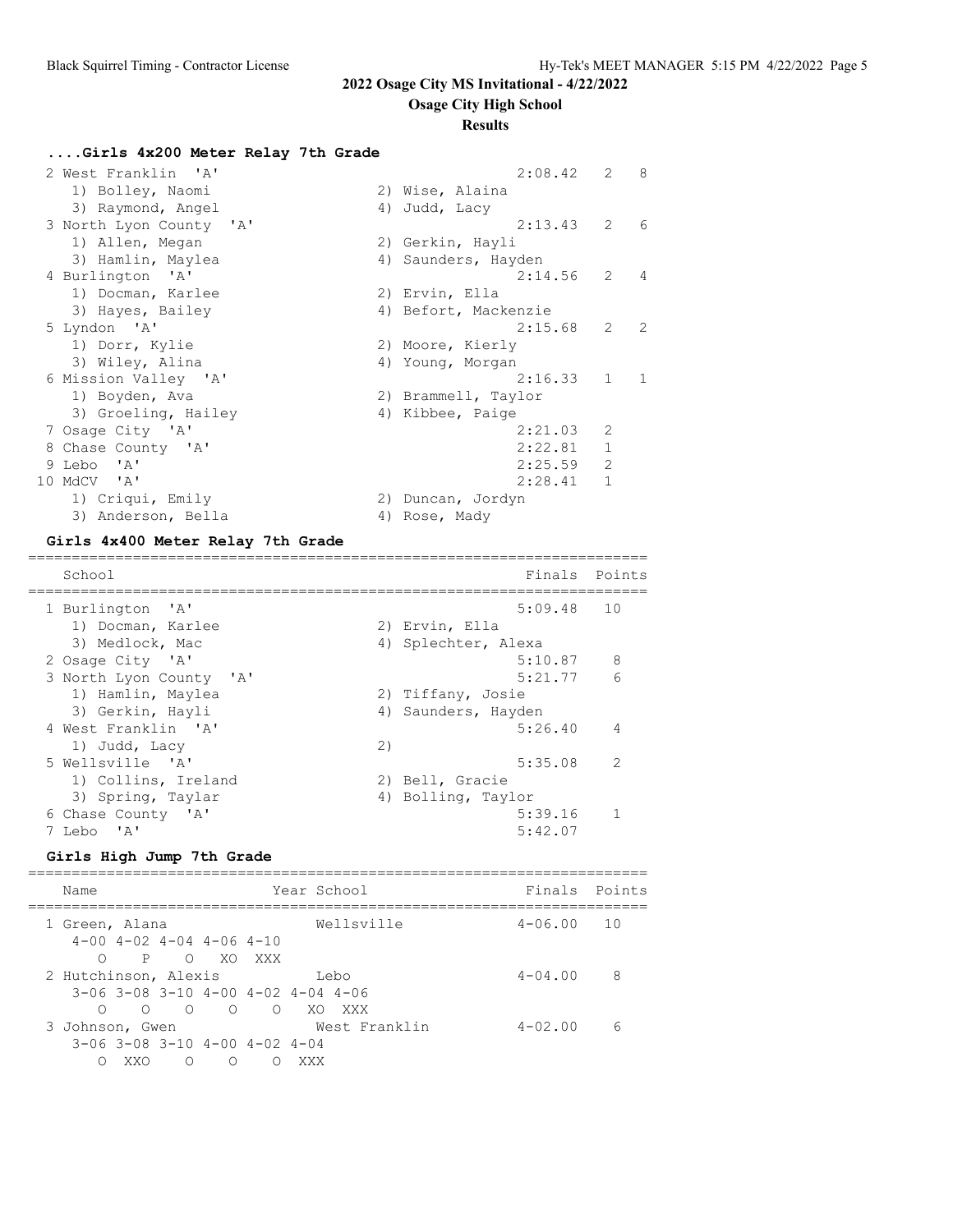# 2022 Osage City MS Invitational - 4/22/2022

## Osage City High School

### Results

#### ....Girls 4x200 Meter Relay 7th Grade

```
  2 West Franklin  'A'                                 2:08.42   2    8
     1) Bolley, Naomi                  2) Wise, Alaina
     3) Raymond, Angel                 4) Judd, Lacy
  3 North Lyon County  'A'                             2:13.43   2    6
     1) Allen, Megan                   2) Gerkin, Hayli
     3) Hamlin, Maylea                 4) Saunders, Hayden
  4 Burlington  'A'                                    2:14.56   2    4
     1) Docman, Karlee                 2) Ervin, Ella
     3) Hayes, Bailey                  4) Befort, Mackenzie
  5 Lyndon  'A'                                        2:15.68   2    2
     1) Dorr, Kylie                    2) Moore, Kierly
     3) Wiley, Alina                   4) Young, Morgan
  6 Mission Valley  'A'                                2:16.33   1    1
     1) Boyden, Ava                    2) Brammell, Taylor
     3) Groeling, Hailey               4) Kibbee, Paige
  7 Osage City  'A'                                    2:21.03   2
  8 Chase County  'A'                                  2:22.81   1
  9 Lebo  'A'                                          2:25.59   2
 10 MdCV  'A'                                          2:28.41   1
     1) Criqui, Emily                  2) Duncan, Jordyn
     3) Anderson, Bella                4) Rose, Mady
```

#### Girls 4x400 Meter Relay 7th Grade

```
=======================================================================
    School                                            Finals  Points
=======================================================================
  1 Burlington  'A'                                    5:09.48   10
     1) Docman, Karlee                 2) Ervin, Ella
     3) Medlock, Mac                   4) Splechter, Alexa
  2 Osage City  'A'                                    5:10.87    8
  3 North Lyon County  'A'                             5:21.77    6
     1) Hamlin, Maylea                 2) Tiffany, Josie
     3) Gerkin, Hayli                  4) Saunders, Hayden
  4 West Franklin  'A'                                 5:26.40    4
     1) Judd, Lacy                     2)
  5 Wellsville  'A'                                    5:35.08    2
     1) Collins, Ireland               2) Bell, Gracie
     3) Spring, Taylar                 4) Bolling, Taylor
  6 Chase County  'A'                                  5:39.16    1
  7 Lebo  'A'                                          5:42.07
```

#### Girls High Jump 7th Grade

```
=======================================================================
    Name                    Year School               Finals  Points
=======================================================================
  1 Green, Alana                 Wellsville           4-06.00   10
      4-00 4-02 4-04 4-06 4-10
         O    P    O   XO  XXX
  2 Hutchinson, Alexis           Lebo                 4-04.00    8
      3-06 3-08 3-10 4-00 4-02 4-04 4-06
         O    O    O    O    O   XO  XXX
  3 Johnson, Gwen                West Franklin        4-02.00    6
      3-06 3-08 3-10 4-00 4-02 4-04
         O  XXO    O    O    O  XXX
```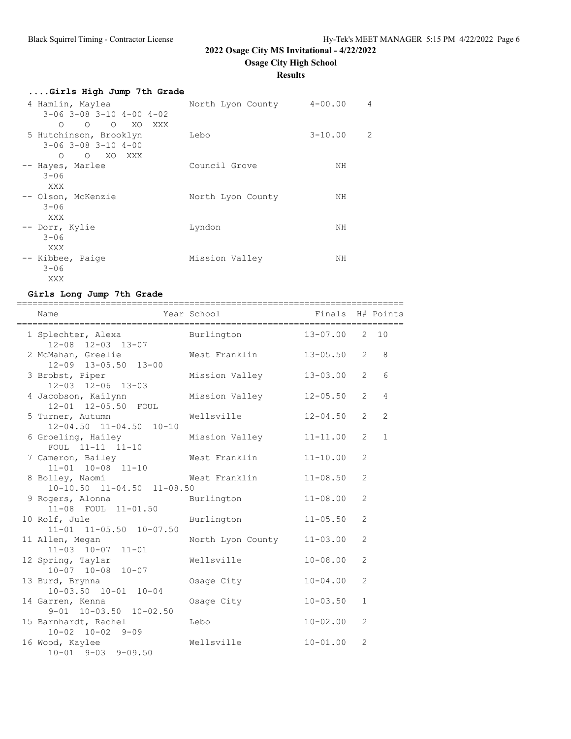# 2022 Osage City MS Invitational - 4/22/2022

## Osage City High School

### Results

#### ....Girls High Jump 7th Grade

| Place | Name | School | Finals | Points |
|---|---|---|---|---|
| 4 | Hamlin, Maylea | North Lyon County | 4-00.00 | 4 |
| | 3-06 3-08 3-10 4-00 4-02 / O O O XO XXX | | | |
| 5 | Hutchinson, Brooklyn | Lebo | 3-10.00 | 2 |
| | 3-06 3-08 3-10 4-00 / O O XO XXX | | | |
| -- | Hayes, Marlee | Council Grove | NH | |
| | 3-06 / XXX | | | |
| -- | Olson, McKenzie | North Lyon County | NH | |
| | 3-06 / XXX | | | |
| -- | Dorr, Kylie | Lyndon | NH | |
| | 3-06 / XXX | | | |
| -- | Kibbee, Paige | Mission Valley | NH | |
| | 3-06 / XXX | | | |

#### Girls Long Jump 7th Grade

| Place | Name | Year | School | Finals | H# | Points |
|---|---|---|---|---|---|---|
| 1 | Splechter, Alexa | | Burlington | 13-07.00 | 2 | 10 |
| | 12-08 12-03 13-07 | | | | | |
| 2 | McMahan, Greelie | | West Franklin | 13-05.50 | 2 | 8 |
| | 12-09 13-05.50 13-00 | | | | | |
| 3 | Brobst, Piper | | Mission Valley | 13-03.00 | 2 | 6 |
| | 12-03 12-06 13-03 | | | | | |
| 4 | Jacobson, Kailynn | | Mission Valley | 12-05.50 | 2 | 4 |
| | 12-01 12-05.50 FOUL | | | | | |
| 5 | Turner, Autumn | | Wellsville | 12-04.50 | 2 | 2 |
| | 12-04.50 11-04.50 10-10 | | | | | |
| 6 | Groeling, Hailey | | Mission Valley | 11-11.00 | 2 | 1 |
| | FOUL 11-11 11-10 | | | | | |
| 7 | Cameron, Bailey | | West Franklin | 11-10.00 | 2 | |
| | 11-01 10-08 11-10 | | | | | |
| 8 | Bolley, Naomi | | West Franklin | 11-08.50 | 2 | |
| | 10-10.50 11-04.50 11-08.50 | | | | | |
| 9 | Rogers, Alonna | | Burlington | 11-08.00 | 2 | |
| | 11-08 FOUL 11-01.50 | | | | | |
| 10 | Rolf, Jule | | Burlington | 11-05.50 | 2 | |
| | 11-01 11-05.50 10-07.50 | | | | | |
| 11 | Allen, Megan | | North Lyon County | 11-03.00 | 2 | |
| | 11-03 10-07 11-01 | | | | | |
| 12 | Spring, Taylar | | Wellsville | 10-08.00 | 2 | |
| | 10-07 10-08 10-07 | | | | | |
| 13 | Burd, Brynna | | Osage City | 10-04.00 | 2 | |
| | 10-03.50 10-01 10-04 | | | | | |
| 14 | Garren, Kenna | | Osage City | 10-03.50 | 1 | |
| | 9-01 10-03.50 10-02.50 | | | | | |
| 15 | Barnhardt, Rachel | | Lebo | 10-02.00 | 2 | |
| | 10-02 10-02 9-09 | | | | | |
| 16 | Wood, Kaylee | | Wellsville | 10-01.00 | 2 | |
| | 10-01 9-03 9-09.50 | | | | | |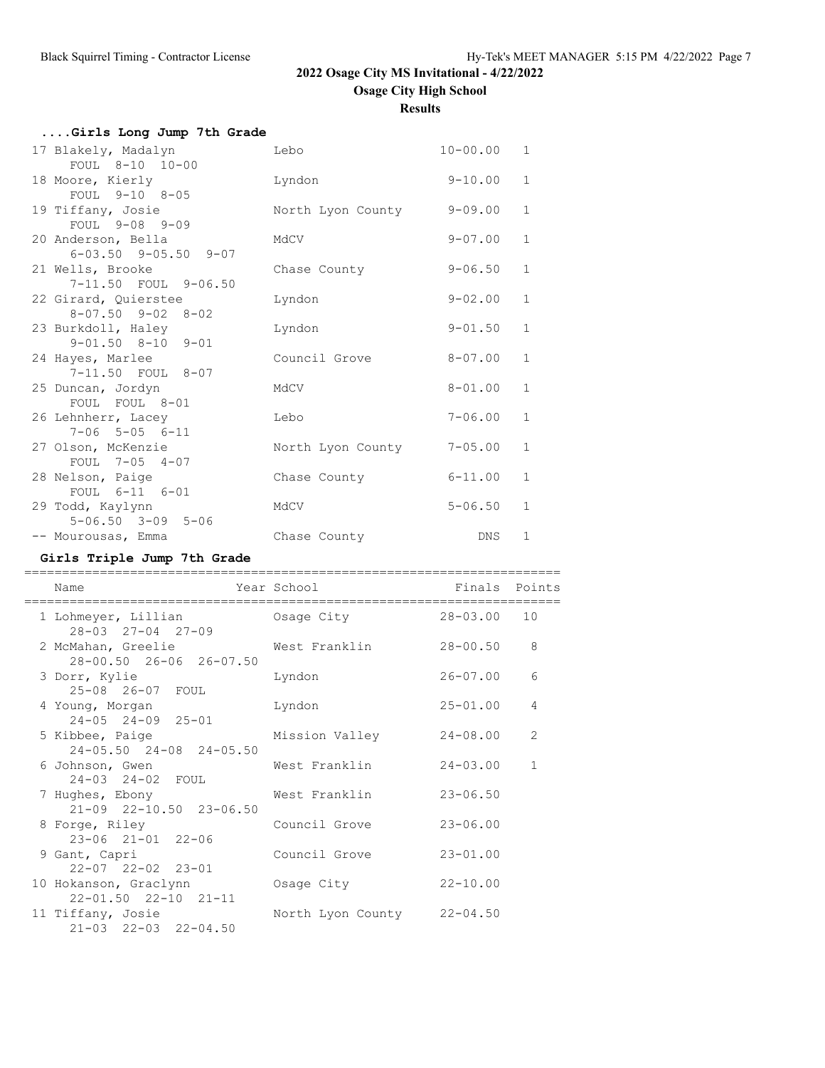# 2022 Osage City MS Invitational - 4/22/2022

## Osage City High School

### Results

#### ....Girls Long Jump 7th Grade

| Place | Name | Year | School | Finals | H# | Points |
|---|---|---|---|---|---|---|
| 17 | Blakely, Madalyn | | Lebo | 10-00.00 | 1 | |
| | FOUL 8-10 10-00 | | | | | |
| 18 | Moore, Kierly | | Lyndon | 9-10.00 | 1 | |
| | FOUL 9-10 8-05 | | | | | |
| 19 | Tiffany, Josie | | North Lyon County | 9-09.00 | 1 | |
| | FOUL 9-08 9-09 | | | | | |
| 20 | Anderson, Bella | | MdCV | 9-07.00 | 1 | |
| | 6-03.50 9-05.50 9-07 | | | | | |
| 21 | Wells, Brooke | | Chase County | 9-06.50 | 1 | |
| | 7-11.50 FOUL 9-06.50 | | | | | |
| 22 | Girard, Quierstee | | Lyndon | 9-02.00 | 1 | |
| | 8-07.50 9-02 8-02 | | | | | |
| 23 | Burkdoll, Haley | | Lyndon | 9-01.50 | 1 | |
| | 9-01.50 8-10 9-01 | | | | | |
| 24 | Hayes, Marlee | | Council Grove | 8-07.00 | 1 | |
| | 7-11.50 FOUL 8-07 | | | | | |
| 25 | Duncan, Jordyn | | MdCV | 8-01.00 | 1 | |
| | FOUL FOUL 8-01 | | | | | |
| 26 | Lehnherr, Lacey | | Lebo | 7-06.00 | 1 | |
| | 7-06 5-05 6-11 | | | | | |
| 27 | Olson, McKenzie | | North Lyon County | 7-05.00 | 1 | |
| | FOUL 7-05 4-07 | | | | | |
| 28 | Nelson, Paige | | Chase County | 6-11.00 | 1 | |
| | FOUL 6-11 6-01 | | | | | |
| 29 | Todd, Kaylynn | | MdCV | 5-06.50 | 1 | |
| | 5-06.50 3-09 5-06 | | | | | |
| -- | Mourousas, Emma | | Chase County | DNS | 1 | |

#### Girls Triple Jump 7th Grade

| Place | Name | Year | School | Finals | Points |
|---|---|---|---|---|---|
| 1 | Lohmeyer, Lillian | | Osage City | 28-03.00 | 10 |
| | 28-03 27-04 27-09 | | | | |
| 2 | McMahan, Greelie | | West Franklin | 28-00.50 | 8 |
| | 28-00.50 26-06 26-07.50 | | | | |
| 3 | Dorr, Kylie | | Lyndon | 26-07.00 | 6 |
| | 25-08 26-07 FOUL | | | | |
| 4 | Young, Morgan | | Lyndon | 25-01.00 | 4 |
| | 24-05 24-09 25-01 | | | | |
| 5 | Kibbee, Paige | | Mission Valley | 24-08.00 | 2 |
| | 24-05.50 24-08 24-05.50 | | | | |
| 6 | Johnson, Gwen | | West Franklin | 24-03.00 | 1 |
| | 24-03 24-02 FOUL | | | | |
| 7 | Hughes, Ebony | | West Franklin | 23-06.50 | |
| | 21-09 22-10.50 23-06.50 | | | | |
| 8 | Forge, Riley | | Council Grove | 23-06.00 | |
| | 23-06 21-01 22-06 | | | | |
| 9 | Gant, Capri | | Council Grove | 23-01.00 | |
| | 22-07 22-02 23-01 | | | | |
| 10 | Hokanson, Graclynn | | Osage City | 22-10.00 | |
| | 22-01.50 22-10 21-11 | | | | |
| 11 | Tiffany, Josie | | North Lyon County | 22-04.50 | |
| | 21-03 22-03 22-04.50 | | | | |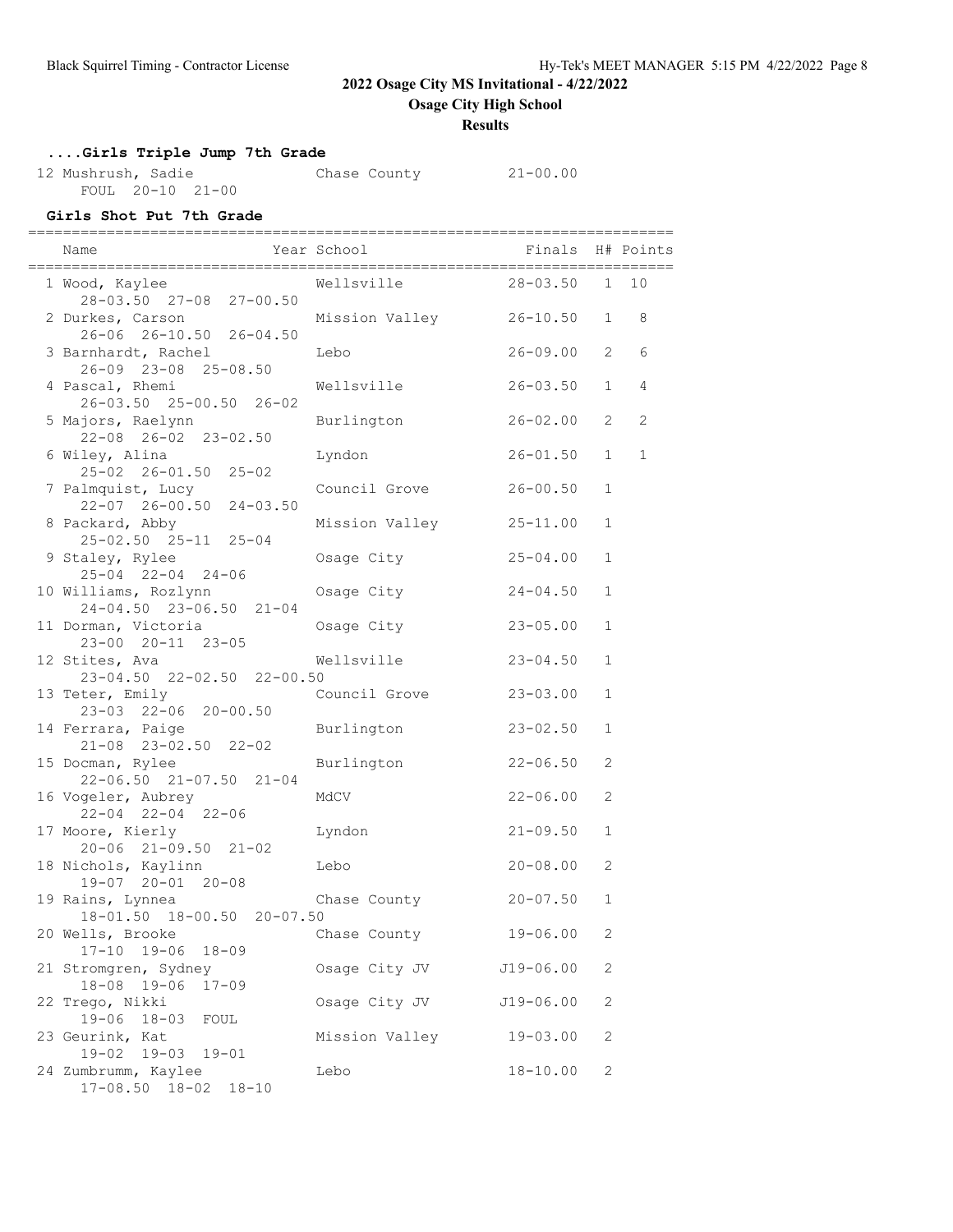## 2022 Osage City MS Invitational - 4/22/2022

### Osage City High School

### Results

#### ....Girls Triple Jump 7th Grade

| Place | Name | School | Finals |
|---|---|---|---|
| 12 | Mushrush, Sadie | Chase County | 21-00.00 |
| | FOUL 20-10 21-00 | | |

#### Girls Shot Put 7th Grade

| Place | Name | Year | School | Finals | H# | Points |
|---|---|---|---|---|---|---|
| 1 | Wood, Kaylee | | Wellsville | 28-03.50 | 1 | 10 |
| | 28-03.50 27-08 27-00.50 | | | | | |
| 2 | Durkes, Carson | | Mission Valley | 26-10.50 | 1 | 8 |
| | 26-06 26-10.50 26-04.50 | | | | | |
| 3 | Barnhardt, Rachel | | Lebo | 26-09.00 | 2 | 6 |
| | 26-09 23-08 25-08.50 | | | | | |
| 4 | Pascal, Rhemi | | Wellsville | 26-03.50 | 1 | 4 |
| | 26-03.50 25-00.50 26-02 | | | | | |
| 5 | Majors, Raelynn | | Burlington | 26-02.00 | 2 | 2 |
| | 22-08 26-02 23-02.50 | | | | | |
| 6 | Wiley, Alina | | Lyndon | 26-01.50 | 1 | 1 |
| | 25-02 26-01.50 25-02 | | | | | |
| 7 | Palmquist, Lucy | | Council Grove | 26-00.50 | 1 | |
| | 22-07 26-00.50 24-03.50 | | | | | |
| 8 | Packard, Abby | | Mission Valley | 25-11.00 | 1 | |
| | 25-02.50 25-11 25-04 | | | | | |
| 9 | Staley, Rylee | | Osage City | 25-04.00 | 1 | |
| | 25-04 22-04 24-06 | | | | | |
| 10 | Williams, Rozlynn | | Osage City | 24-04.50 | 1 | |
| | 24-04.50 23-06.50 21-04 | | | | | |
| 11 | Dorman, Victoria | | Osage City | 23-05.00 | 1 | |
| | 23-00 20-11 23-05 | | | | | |
| 12 | Stites, Ava | | Wellsville | 23-04.50 | 1 | |
| | 23-04.50 22-02.50 22-00.50 | | | | | |
| 13 | Teter, Emily | | Council Grove | 23-03.00 | 1 | |
| | 23-03 22-06 20-00.50 | | | | | |
| 14 | Ferrara, Paige | | Burlington | 23-02.50 | 1 | |
| | 21-08 23-02.50 22-02 | | | | | |
| 15 | Docman, Rylee | | Burlington | 22-06.50 | 2 | |
| | 22-06.50 21-07.50 21-04 | | | | | |
| 16 | Vogeler, Aubrey | | MdCV | 22-06.00 | 2 | |
| | 22-04 22-04 22-06 | | | | | |
| 17 | Moore, Kierly | | Lyndon | 21-09.50 | 1 | |
| | 20-06 21-09.50 21-02 | | | | | |
| 18 | Nichols, Kaylinn | | Lebo | 20-08.00 | 2 | |
| | 19-07 20-01 20-08 | | | | | |
| 19 | Rains, Lynnea | | Chase County | 20-07.50 | 1 | |
| | 18-01.50 18-00.50 20-07.50 | | | | | |
| 20 | Wells, Brooke | | Chase County | 19-06.00 | 2 | |
| | 17-10 19-06 18-09 | | | | | |
| 21 | Stromgren, Sydney | | Osage City JV | J19-06.00 | 2 | |
| | 18-08 19-06 17-09 | | | | | |
| 22 | Trego, Nikki | | Osage City JV | J19-06.00 | 2 | |
| | 19-06 18-03 FOUL | | | | | |
| 23 | Geurink, Kat | | Mission Valley | 19-03.00 | 2 | |
| | 19-02 19-03 19-01 | | | | | |
| 24 | Zumbrumm, Kaylee | | Lebo | 18-10.00 | 2 | |
| | 17-08.50 18-02 18-10 | | | | | |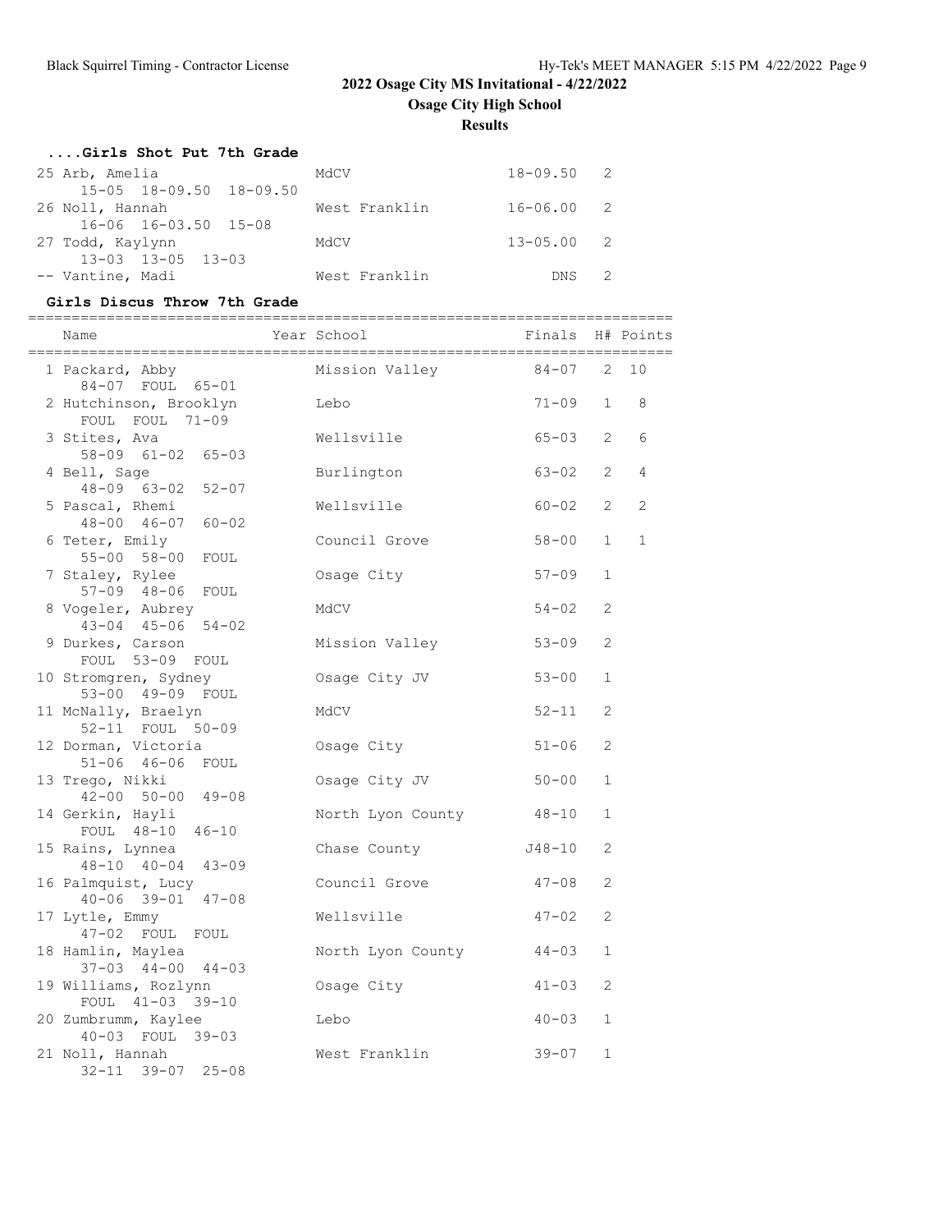# 2022 Osage City MS Invitational - 4/22/2022

## Osage City High School

### Results

#### ....Girls Shot Put 7th Grade

| Name | School | Finals | H# |
|---|---|---|---|
| 25 Arb, Amelia | MdCV | 18-09.50 | 2 |
| 15-05 18-09.50 18-09.50 | | | |
| 26 Noll, Hannah | West Franklin | 16-06.00 | 2 |
| 16-06 16-03.50 15-08 | | | |
| 27 Todd, Kaylynn | MdCV | 13-05.00 | 2 |
| 13-03 13-05 13-03 | | | |
| -- Vantine, Madi | West Franklin | DNS | 2 |

#### Girls Discus Throw 7th Grade

| Name | Year School | Finals | H# | Points |
|---|---|---|---|---|
| 1 Packard, Abby | Mission Valley | 84-07 | 2 | 10 |
| 84-07 FOUL 65-01 | | | | |
| 2 Hutchinson, Brooklyn | Lebo | 71-09 | 1 | 8 |
| FOUL FOUL 71-09 | | | | |
| 3 Stites, Ava | Wellsville | 65-03 | 2 | 6 |
| 58-09 61-02 65-03 | | | | |
| 4 Bell, Sage | Burlington | 63-02 | 2 | 4 |
| 48-09 63-02 52-07 | | | | |
| 5 Pascal, Rhemi | Wellsville | 60-02 | 2 | 2 |
| 48-00 46-07 60-02 | | | | |
| 6 Teter, Emily | Council Grove | 58-00 | 1 | 1 |
| 55-00 58-00 FOUL | | | | |
| 7 Staley, Rylee | Osage City | 57-09 | 1 | |
| 57-09 48-06 FOUL | | | | |
| 8 Vogeler, Aubrey | MdCV | 54-02 | 2 | |
| 43-04 45-06 54-02 | | | | |
| 9 Durkes, Carson | Mission Valley | 53-09 | 2 | |
| FOUL 53-09 FOUL | | | | |
| 10 Stromgren, Sydney | Osage City JV | 53-00 | 1 | |
| 53-00 49-09 FOUL | | | | |
| 11 McNally, Braelyn | MdCV | 52-11 | 2 | |
| 52-11 FOUL 50-09 | | | | |
| 12 Dorman, Victoria | Osage City | 51-06 | 2 | |
| 51-06 46-06 FOUL | | | | |
| 13 Trego, Nikki | Osage City JV | 50-00 | 1 | |
| 42-00 50-00 49-08 | | | | |
| 14 Gerkin, Hayli | North Lyon County | 48-10 | 1 | |
| FOUL 48-10 46-10 | | | | |
| 15 Rains, Lynnea | Chase County | J48-10 | 2 | |
| 48-10 40-04 43-09 | | | | |
| 16 Palmquist, Lucy | Council Grove | 47-08 | 2 | |
| 40-06 39-01 47-08 | | | | |
| 17 Lytle, Emmy | Wellsville | 47-02 | 2 | |
| 47-02 FOUL FOUL | | | | |
| 18 Hamlin, Maylea | North Lyon County | 44-03 | 1 | |
| 37-03 44-00 44-03 | | | | |
| 19 Williams, Rozlynn | Osage City | 41-03 | 2 | |
| FOUL 41-03 39-10 | | | | |
| 20 Zumbrumm, Kaylee | Lebo | 40-03 | 1 | |
| 40-03 FOUL 39-03 | | | | |
| 21 Noll, Hannah | West Franklin | 39-07 | 1 | |
| 32-11 39-07 25-08 | | | | |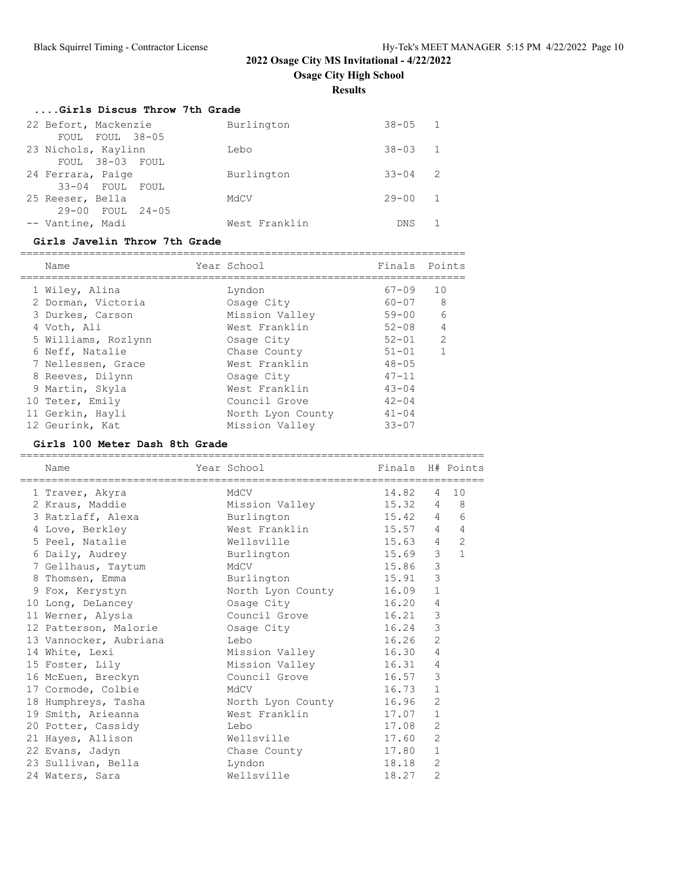# 2022 Osage City MS Invitational - 4/22/2022

## Osage City High School

### Results

#### ....Girls Discus Throw 7th Grade

| Place | Name | Year | School | Finals | Points |
|---|---|---|---|---|---|
| 22 | Befort, Mackenzie | | Burlington | 38-05 | 1 |
| | FOUL FOUL 38-05 | | | | |
| 23 | Nichols, Kaylinn | | Lebo | 38-03 | 1 |
| | FOUL 38-03 FOUL | | | | |
| 24 | Ferrara, Paige | | Burlington | 33-04 | 2 |
| | 33-04 FOUL FOUL | | | | |
| 25 | Reeser, Bella | | MdCV | 29-00 | 1 |
| | 29-00 FOUL 24-05 | | | | |
| -- | Vantine, Madi | | West Franklin | DNS | 1 |

#### Girls Javelin Throw 7th Grade

| Place | Name | Year | School | Finals | Points |
|---|---|---|---|---|---|
| 1 | Wiley, Alina | | Lyndon | 67-09 | 10 |
| 2 | Dorman, Victoria | | Osage City | 60-07 | 8 |
| 3 | Durkes, Carson | | Mission Valley | 59-00 | 6 |
| 4 | Voth, Ali | | West Franklin | 52-08 | 4 |
| 5 | Williams, Rozlynn | | Osage City | 52-01 | 2 |
| 6 | Neff, Natalie | | Chase County | 51-01 | 1 |
| 7 | Nellessen, Grace | | West Franklin | 48-05 | |
| 8 | Reeves, Dilynn | | Osage City | 47-11 | |
| 9 | Martin, Skyla | | West Franklin | 43-04 | |
| 10 | Teter, Emily | | Council Grove | 42-04 | |
| 11 | Gerkin, Hayli | | North Lyon County | 41-04 | |
| 12 | Geurink, Kat | | Mission Valley | 33-07 | |

#### Girls 100 Meter Dash 8th Grade

| Place | Name | Year | School | Finals | H# | Points |
|---|---|---|---|---|---|---|
| 1 | Traver, Akyra | | MdCV | 14.82 | 4 | 10 |
| 2 | Kraus, Maddie | | Mission Valley | 15.32 | 4 | 8 |
| 3 | Ratzlaff, Alexa | | Burlington | 15.42 | 4 | 6 |
| 4 | Love, Berkley | | West Franklin | 15.57 | 4 | 4 |
| 5 | Peel, Natalie | | Wellsville | 15.63 | 4 | 2 |
| 6 | Daily, Audrey | | Burlington | 15.69 | 3 | 1 |
| 7 | Gellhaus, Taytum | | MdCV | 15.86 | 3 | |
| 8 | Thomsen, Emma | | Burlington | 15.91 | 3 | |
| 9 | Fox, Kerystyn | | North Lyon County | 16.09 | 1 | |
| 10 | Long, DeLancey | | Osage City | 16.20 | 4 | |
| 11 | Werner, Alysia | | Council Grove | 16.21 | 3 | |
| 12 | Patterson, Malorie | | Osage City | 16.24 | 3 | |
| 13 | Vannocker, Aubriana | | Lebo | 16.26 | 2 | |
| 14 | White, Lexi | | Mission Valley | 16.30 | 4 | |
| 15 | Foster, Lily | | Mission Valley | 16.31 | 4 | |
| 16 | McEuen, Breckyn | | Council Grove | 16.57 | 3 | |
| 17 | Cormode, Colbie | | MdCV | 16.73 | 1 | |
| 18 | Humphreys, Tasha | | North Lyon County | 16.96 | 2 | |
| 19 | Smith, Arieanna | | West Franklin | 17.07 | 1 | |
| 20 | Potter, Cassidy | | Lebo | 17.08 | 2 | |
| 21 | Hayes, Allison | | Wellsville | 17.60 | 2 | |
| 22 | Evans, Jadyn | | Chase County | 17.80 | 1 | |
| 23 | Sullivan, Bella | | Lyndon | 18.18 | 2 | |
| 24 | Waters, Sara | | Wellsville | 18.27 | 2 | |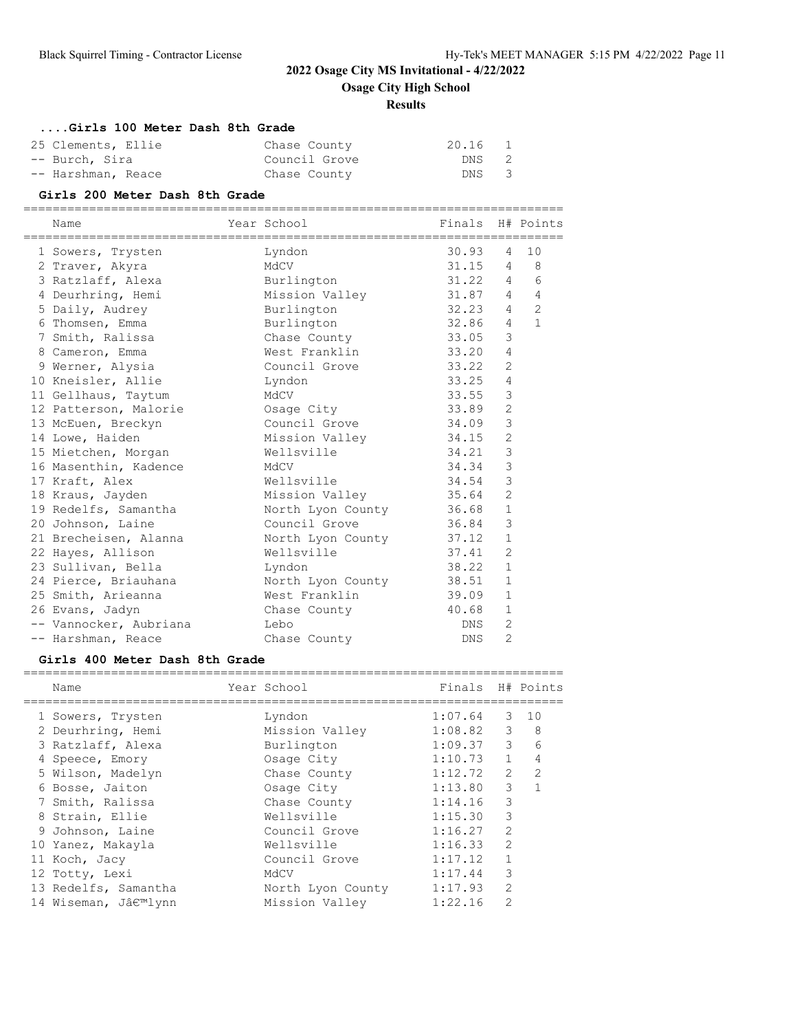## 2022 Osage City MS Invitational - 4/22/2022

### Osage City High School

#### Results

### ....Girls 100 Meter Dash 8th Grade

| Name | Year School | Finals | H# | Points |
|---|---|---|---|---|
| 25 Clements, Ellie | Chase County | 20.16 | 1 | |
| -- Burch, Sira | Council Grove | DNS | 2 | |
| -- Harshman, Reace | Chase County | DNS | 3 | |

### Girls 200 Meter Dash 8th Grade

| Name | Year School | Finals | H# | Points |
|---|---|---|---|---|
| 1 Sowers, Trysten | Lyndon | 30.93 | 4 | 10 |
| 2 Traver, Akyra | MdCV | 31.15 | 4 | 8 |
| 3 Ratzlaff, Alexa | Burlington | 31.22 | 4 | 6 |
| 4 Deurhring, Hemi | Mission Valley | 31.87 | 4 | 4 |
| 5 Daily, Audrey | Burlington | 32.23 | 4 | 2 |
| 6 Thomsen, Emma | Burlington | 32.86 | 4 | 1 |
| 7 Smith, Ralissa | Chase County | 33.05 | 3 | |
| 8 Cameron, Emma | West Franklin | 33.20 | 4 | |
| 9 Werner, Alysia | Council Grove | 33.22 | 2 | |
| 10 Kneisler, Allie | Lyndon | 33.25 | 4 | |
| 11 Gellhaus, Taytum | MdCV | 33.55 | 3 | |
| 12 Patterson, Malorie | Osage City | 33.89 | 2 | |
| 13 McEuen, Breckyn | Council Grove | 34.09 | 3 | |
| 14 Lowe, Haiden | Mission Valley | 34.15 | 2 | |
| 15 Mietchen, Morgan | Wellsville | 34.21 | 3 | |
| 16 Masenthin, Kadence | MdCV | 34.34 | 3 | |
| 17 Kraft, Alex | Wellsville | 34.54 | 3 | |
| 18 Kraus, Jayden | Mission Valley | 35.64 | 2 | |
| 19 Redelfs, Samantha | North Lyon County | 36.68 | 1 | |
| 20 Johnson, Laine | Council Grove | 36.84 | 3 | |
| 21 Brecheisen, Alanna | North Lyon County | 37.12 | 1 | |
| 22 Hayes, Allison | Wellsville | 37.41 | 2 | |
| 23 Sullivan, Bella | Lyndon | 38.22 | 1 | |
| 24 Pierce, Briauhana | North Lyon County | 38.51 | 1 | |
| 25 Smith, Arieanna | West Franklin | 39.09 | 1 | |
| 26 Evans, Jadyn | Chase County | 40.68 | 1 | |
| -- Vannocker, Aubriana | Lebo | DNS | 2 | |
| -- Harshman, Reace | Chase County | DNS | 2 | |

### Girls 400 Meter Dash 8th Grade

| Name | Year School | Finals | H# | Points |
|---|---|---|---|---|
| 1 Sowers, Trysten | Lyndon | 1:07.64 | 3 | 10 |
| 2 Deurhring, Hemi | Mission Valley | 1:08.82 | 3 | 8 |
| 3 Ratzlaff, Alexa | Burlington | 1:09.37 | 3 | 6 |
| 4 Speece, Emory | Osage City | 1:10.73 | 1 | 4 |
| 5 Wilson, Madelyn | Chase County | 1:12.72 | 2 | 2 |
| 6 Bosse, Jaiton | Osage City | 1:13.80 | 3 | 1 |
| 7 Smith, Ralissa | Chase County | 1:14.16 | 3 | |
| 8 Strain, Ellie | Wellsville | 1:15.30 | 3 | |
| 9 Johnson, Laine | Council Grove | 1:16.27 | 2 | |
| 10 Yanez, Makayla | Wellsville | 1:16.33 | 2 | |
| 11 Koch, Jacy | Council Grove | 1:17.12 | 1 | |
| 12 Totty, Lexi | MdCV | 1:17.44 | 3 | |
| 13 Redelfs, Samantha | North Lyon County | 1:17.93 | 2 | |
| 14 Wiseman, Jâ€™lynn | Mission Valley | 1:22.16 | 2 | |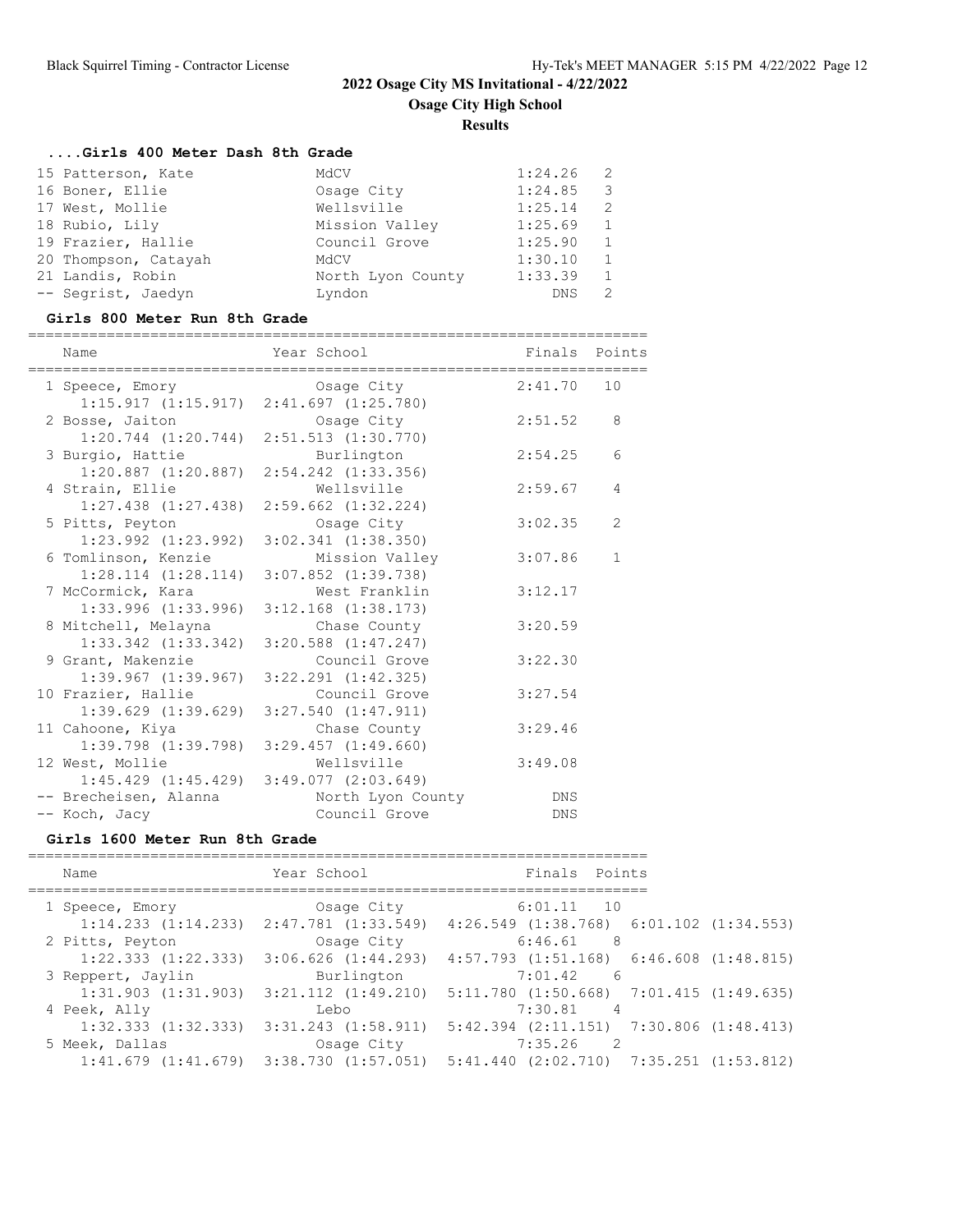## 2022 Osage City MS Invitational - 4/22/2022

**Osage City High School**

**Results**

### ....Girls 400 Meter Dash 8th Grade

| Name | School | Finals | Points |
|---|---|---|---|
| 15 Patterson, Kate | MdCV | 1:24.26 | 2 |
| 16 Boner, Ellie | Osage City | 1:24.85 | 3 |
| 17 West, Mollie | Wellsville | 1:25.14 | 2 |
| 18 Rubio, Lily | Mission Valley | 1:25.69 | 1 |
| 19 Frazier, Hallie | Council Grove | 1:25.90 | 1 |
| 20 Thompson, Catayah | MdCV | 1:30.10 | 1 |
| 21 Landis, Robin | North Lyon County | 1:33.39 | 1 |
| -- Segrist, Jaedyn | Lyndon | DNS | 2 |

### Girls 800 Meter Run 8th Grade

| Name | Year School | Finals | Points |
|---|---|---|---|
| 1 Speece, Emory | Osage City | 2:41.70 | 10 |
| 1:15.917 (1:15.917) 2:41.697 (1:25.780) | | | |
| 2 Bosse, Jaiton | Osage City | 2:51.52 | 8 |
| 1:20.744 (1:20.744) 2:51.513 (1:30.770) | | | |
| 3 Burgio, Hattie | Burlington | 2:54.25 | 6 |
| 1:20.887 (1:20.887) 2:54.242 (1:33.356) | | | |
| 4 Strain, Ellie | Wellsville | 2:59.67 | 4 |
| 1:27.438 (1:27.438) 2:59.662 (1:32.224) | | | |
| 5 Pitts, Peyton | Osage City | 3:02.35 | 2 |
| 1:23.992 (1:23.992) 3:02.341 (1:38.350) | | | |
| 6 Tomlinson, Kenzie | Mission Valley | 3:07.86 | 1 |
| 1:28.114 (1:28.114) 3:07.852 (1:39.738) | | | |
| 7 McCormick, Kara | West Franklin | 3:12.17 | |
| 1:33.996 (1:33.996) 3:12.168 (1:38.173) | | | |
| 8 Mitchell, Melayna | Chase County | 3:20.59 | |
| 1:33.342 (1:33.342) 3:20.588 (1:47.247) | | | |
| 9 Grant, Makenzie | Council Grove | 3:22.30 | |
| 1:39.967 (1:39.967) 3:22.291 (1:42.325) | | | |
| 10 Frazier, Hallie | Council Grove | 3:27.54 | |
| 1:39.629 (1:39.629) 3:27.540 (1:47.911) | | | |
| 11 Cahoone, Kiya | Chase County | 3:29.46 | |
| 1:39.798 (1:39.798) 3:29.457 (1:49.660) | | | |
| 12 West, Mollie | Wellsville | 3:49.08 | |
| 1:45.429 (1:45.429) 3:49.077 (2:03.649) | | | |
| -- Brecheisen, Alanna | North Lyon County | DNS | |
| -- Koch, Jacy | Council Grove | DNS | |

### Girls 1600 Meter Run 8th Grade

| Name | Year School | Finals | Points |
|---|---|---|---|
| 1 Speece, Emory | Osage City | 6:01.11 | 10 |
| 1:14.233 (1:14.233) 3:47.781 (1:33.549) 4:26.549 (1:38.768) 6:01.102 (1:34.553) | | | |
| 2 Pitts, Peyton | Osage City | 6:46.61 | 8 |
| 1:22.333 (1:22.333) 3:06.626 (1:44.293) 4:57.793 (1:51.168) 6:46.608 (1:48.815) | | | |
| 3 Reppert, Jaylin | Burlington | 7:01.42 | 6 |
| 1:31.903 (1:31.903) 3:21.112 (1:49.210) 5:11.780 (1:50.668) 7:01.415 (1:49.635) | | | |
| 4 Peek, Ally | Lebo | 7:30.81 | 4 |
| 1:32.333 (1:32.333) 3:31.243 (1:58.911) 5:42.394 (2:11.151) 7:30.806 (1:48.413) | | | |
| 5 Meek, Dallas | Osage City | 7:35.26 | 2 |
| 1:41.679 (1:41.679) 3:38.730 (1:57.051) 5:41.440 (2:02.710) 7:35.251 (1:53.812) | | | |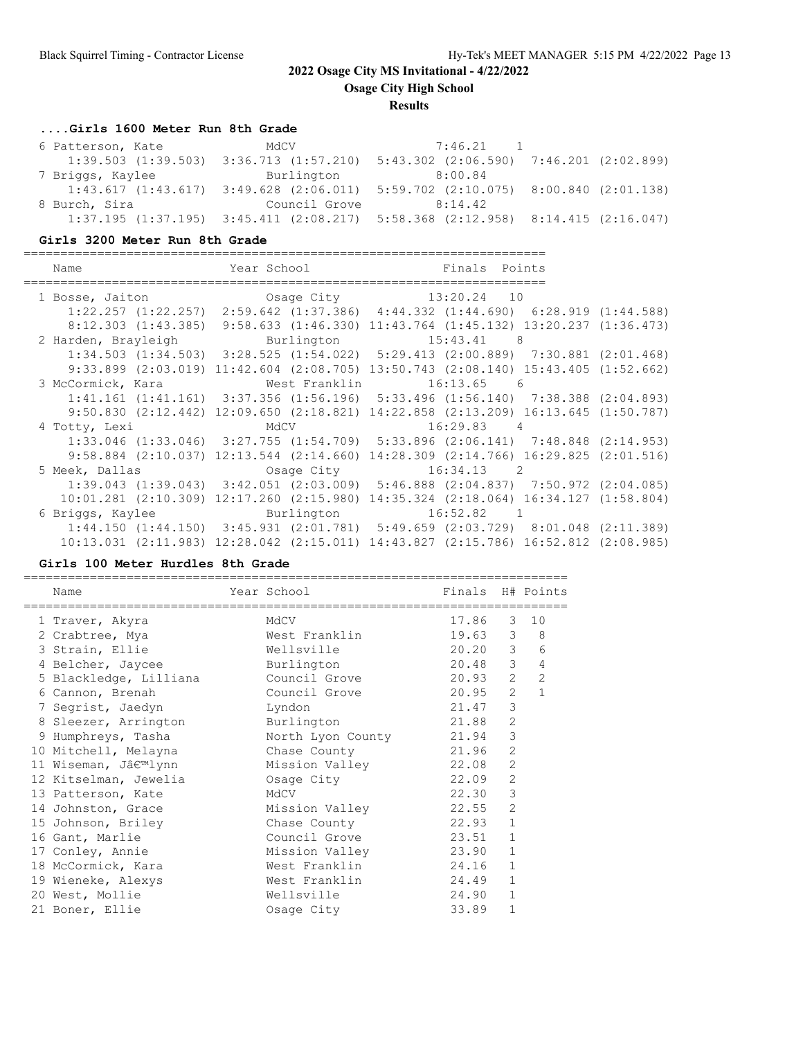# 2022 Osage City MS Invitational - 4/22/2022

## Osage City High School

### Results

#### ....Girls 1600 Meter Run 8th Grade

| Name | Year School | Finals | Points |
|---|---|---|---|
| 6 Patterson, Kate | MdCV | 7:46.21 | 1 |
| 1:39.503 (1:39.503) 3:36.713 (1:57.210) 5:43.302 (2:06.590) 7:46.201 (2:02.899) | | | |
| 7 Briggs, Kaylee | Burlington | 8:00.84 | |
| 1:43.617 (1:43.617) 3:49.628 (2:06.011) 5:59.702 (2:10.075) 8:00.840 (2:01.138) | | | |
| 8 Burch, Sira | Council Grove | 8:14.42 | |
| 1:37.195 (1:37.195) 3:45.411 (2:08.217) 5:58.368 (2:12.958) 8:14.415 (2:16.047) | | | |

#### Girls 3200 Meter Run 8th Grade

| Name | Year School | Finals | Points |
|---|---|---|---|
| 1 Bosse, Jaiton | Osage City | 13:20.24 | 10 |
| 1:22.257 (1:22.257) 2:59.642 (1:37.386) 4:44.332 (1:44.690) 6:28.919 (1:44.588) 8:12.303 (1:43.385) 9:58.633 (1:46.330) 11:43.764 (1:45.132) 13:20.237 (1:36.473) | | | |
| 2 Harden, Brayleigh | Burlington | 15:43.41 | 8 |
| 1:34.503 (1:34.503) 3:28.525 (1:54.022) 5:29.413 (2:00.889) 7:30.881 (2:01.468) 9:33.899 (2:03.019) 11:42.604 (2:08.705) 13:50.743 (2:08.140) 15:43.405 (1:52.662) | | | |
| 3 McCormick, Kara | West Franklin | 16:13.65 | 6 |
| 1:41.161 (1:41.161) 3:37.356 (1:56.196) 5:33.496 (1:56.140) 7:38.388 (2:04.893) 9:50.830 (2:12.442) 12:09.650 (2:18.821) 14:22.858 (2:13.209) 16:13.645 (1:50.787) | | | |
| 4 Totty, Lexi | MdCV | 16:29.83 | 4 |
| 1:33.046 (1:33.046) 3:27.755 (1:54.709) 5:33.896 (2:06.141) 7:48.848 (2:14.953) 9:58.884 (2:10.037) 12:13.544 (2:14.660) 14:28.309 (2:14.766) 16:29.825 (2:01.516) | | | |
| 5 Meek, Dallas | Osage City | 16:34.13 | 2 |
| 1:39.043 (1:39.043) 3:42.051 (2:03.009) 5:46.888 (2:04.837) 7:50.972 (2:04.085) 10:01.281 (2:10.309) 12:17.260 (2:15.980) 14:35.324 (2:18.064) 16:34.127 (1:58.804) | | | |
| 6 Briggs, Kaylee | Burlington | 16:52.82 | 1 |
| 1:44.150 (1:44.150) 3:45.931 (2:01.781) 5:49.659 (2:03.729) 8:01.048 (2:11.389) 10:13.031 (2:11.983) 12:28.042 (2:15.011) 14:43.827 (2:15.786) 16:52.812 (2:08.985) | | | |

#### Girls 100 Meter Hurdles 8th Grade

| Name | Year School | Finals | H# | Points |
|---|---|---|---|---|
| 1 Traver, Akyra | MdCV | 17.86 | 3 | 10 |
| 2 Crabtree, Mya | West Franklin | 19.63 | 3 | 8 |
| 3 Strain, Ellie | Wellsville | 20.20 | 3 | 6 |
| 4 Belcher, Jaycee | Burlington | 20.48 | 3 | 4 |
| 5 Blackledge, Lilliana | Council Grove | 20.93 | 2 | 2 |
| 6 Cannon, Brenah | Council Grove | 20.95 | 2 | 1 |
| 7 Segrist, Jaedyn | Lyndon | 21.47 | 3 | |
| 8 Sleezer, Arrington | Burlington | 21.88 | 2 | |
| 9 Humphreys, Tasha | North Lyon County | 21.94 | 3 | |
| 10 Mitchell, Melayna | Chase County | 21.96 | 2 | |
| 11 Wiseman, Jâ€™lynn | Mission Valley | 22.08 | 2 | |
| 12 Kitselman, Jewelia | Osage City | 22.09 | 2 | |
| 13 Patterson, Kate | MdCV | 22.30 | 3 | |
| 14 Johnston, Grace | Mission Valley | 22.55 | 2 | |
| 15 Johnson, Briley | Chase County | 22.93 | 1 | |
| 16 Gant, Marlie | Council Grove | 23.51 | 1 | |
| 17 Conley, Annie | Mission Valley | 23.90 | 1 | |
| 18 McCormick, Kara | West Franklin | 24.16 | 1 | |
| 19 Wieneke, Alexys | West Franklin | 24.49 | 1 | |
| 20 West, Mollie | Wellsville | 24.90 | 1 | |
| 21 Boner, Ellie | Osage City | 33.89 | 1 | |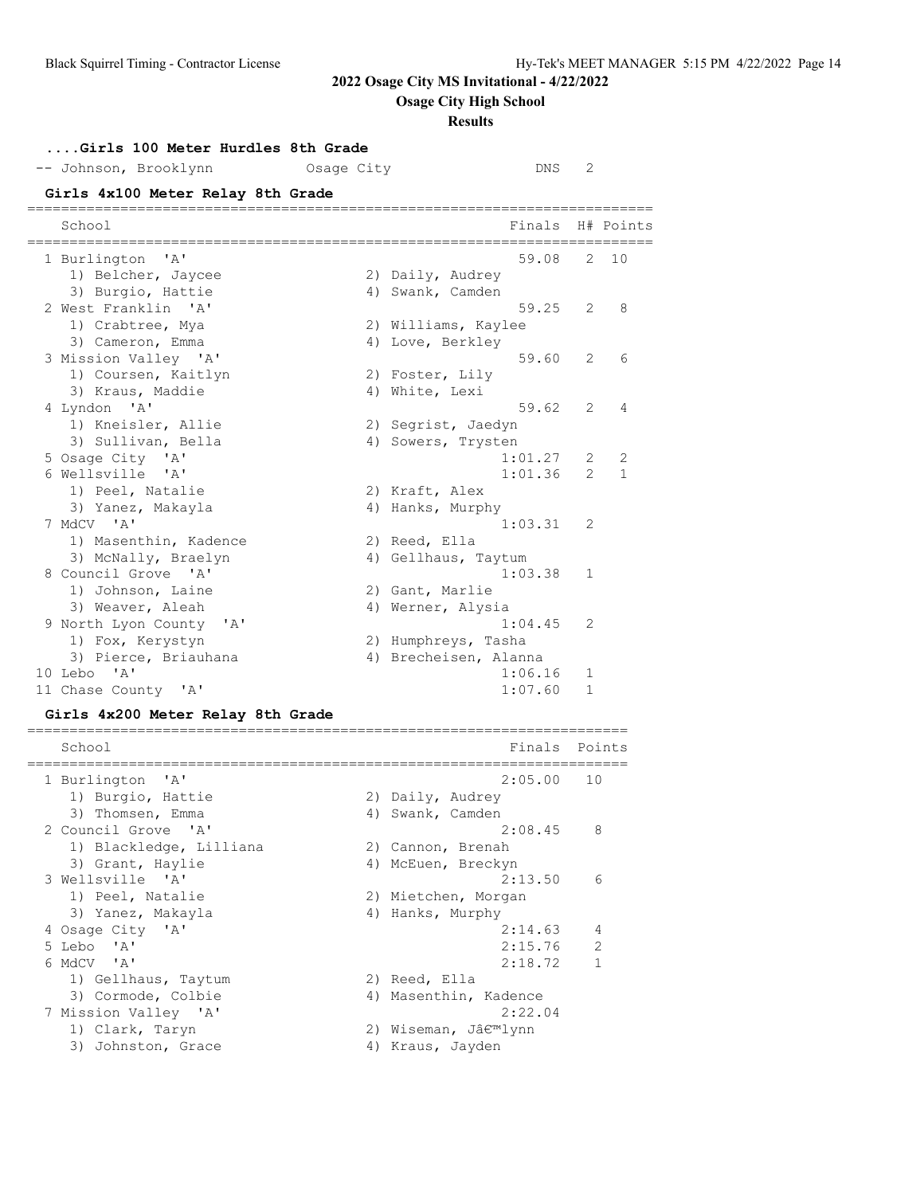## 2022 Osage City MS Invitational - 4/22/2022

### Osage City High School

### Results

#### ....Girls 100 Meter Hurdles 8th Grade

| | Name | School | Finals | H# |
|---|---|---|---|---|
| -- | Johnson, Brooklynn | Osage City | DNS | 2 |

#### Girls 4x100 Meter Relay 8th Grade

| | School | | Finals | H# | Points |
|---|---|---|---|---|---|
| 1 | Burlington 'A' | | 59.08 | 2 | 10 |
| | 1) Belcher, Jaycee | 2) Daily, Audrey | | | |
| | 3) Burgio, Hattie | 4) Swank, Camden | | | |
| 2 | West Franklin 'A' | | 59.25 | 2 | 8 |
| | 1) Crabtree, Mya | 2) Williams, Kaylee | | | |
| | 3) Cameron, Emma | 4) Love, Berkley | | | |
| 3 | Mission Valley 'A' | | 59.60 | 2 | 6 |
| | 1) Coursen, Kaitlyn | 2) Foster, Lily | | | |
| | 3) Kraus, Maddie | 4) White, Lexi | | | |
| 4 | Lyndon 'A' | | 59.62 | 2 | 4 |
| | 1) Kneisler, Allie | 2) Segrist, Jaedyn | | | |
| | 3) Sullivan, Bella | 4) Sowers, Trysten | | | |
| 5 | Osage City 'A' | | 1:01.27 | 2 | 2 |
| 6 | Wellsville 'A' | | 1:01.36 | 2 | 1 |
| | 1) Peel, Natalie | 2) Kraft, Alex | | | |
| | 3) Yanez, Makayla | 4) Hanks, Murphy | | | |
| 7 | MdCV 'A' | | 1:03.31 | 2 | |
| | 1) Masenthin, Kadence | 2) Reed, Ella | | | |
| | 3) McNally, Braelyn | 4) Gellhaus, Taytum | | | |
| 8 | Council Grove 'A' | | 1:03.38 | 1 | |
| | 1) Johnson, Laine | 2) Gant, Marlie | | | |
| | 3) Weaver, Aleah | 4) Werner, Alysia | | | |
| 9 | North Lyon County 'A' | | 1:04.45 | 2 | |
| | 1) Fox, Kerystyn | 2) Humphreys, Tasha | | | |
| | 3) Pierce, Briauhana | 4) Brecheisen, Alanna | | | |
| 10 | Lebo 'A' | | 1:06.16 | 1 | |
| 11 | Chase County 'A' | | 1:07.60 | 1 | |

#### Girls 4x200 Meter Relay 8th Grade

| | School | | Finals | Points |
|---|---|---|---|---|
| 1 | Burlington 'A' | | 2:05.00 | 10 |
| | 1) Burgio, Hattie | 2) Daily, Audrey | | |
| | 3) Thomsen, Emma | 4) Swank, Camden | | |
| 2 | Council Grove 'A' | | 2:08.45 | 8 |
| | 1) Blackledge, Lilliana | 2) Cannon, Brenah | | |
| | 3) Grant, Haylie | 4) McEuen, Breckyn | | |
| 3 | Wellsville 'A' | | 2:13.50 | 6 |
| | 1) Peel, Natalie | 2) Mietchen, Morgan | | |
| | 3) Yanez, Makayla | 4) Hanks, Murphy | | |
| 4 | Osage City 'A' | | 2:14.63 | 4 |
| 5 | Lebo 'A' | | 2:15.76 | 2 |
| 6 | MdCV 'A' | | 2:18.72 | 1 |
| | 1) Gellhaus, Taytum | 2) Reed, Ella | | |
| | 3) Cormode, Colbie | 4) Masenthin, Kadence | | |
| 7 | Mission Valley 'A' | | 2:22.04 | |
| | 1) Clark, Taryn | 2) Wiseman, Jâ€™lynn | | |
| | 3) Johnston, Grace | 4) Kraus, Jayden | | |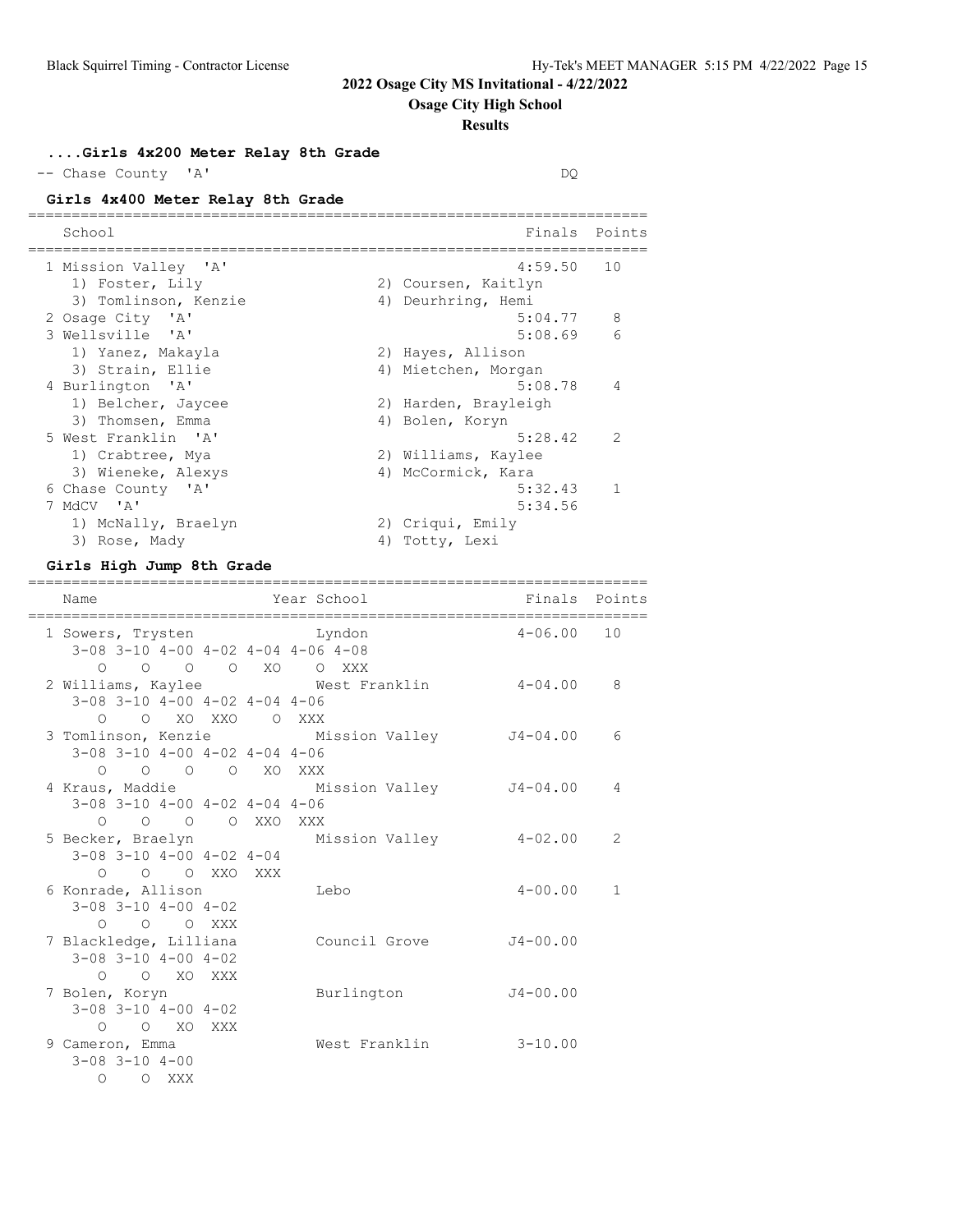## 2022 Osage City MS Invitational - 4/22/2022

### Osage City High School

### Results

**....Girls 4x200 Meter Relay 8th Grade**

| | School | Finals | Points |
|---|---|---|---|
| -- | Chase County 'A' | DQ | |

**Girls 4x400 Meter Relay 8th Grade**

| | School | Finals | Points |
|---|---|---|---|
| 1 | Mission Valley 'A' | 4:59.50 | 10 |
| | 1) Foster, Lily; 2) Coursen, Kaitlyn; 3) Tomlinson, Kenzie; 4) Deurhring, Hemi | | |
| 2 | Osage City 'A' | 5:04.77 | 8 |
| 3 | Wellsville 'A' | 5:08.69 | 6 |
| | 1) Yanez, Makayla; 2) Hayes, Allison; 3) Strain, Ellie; 4) Mietchen, Morgan | | |
| 4 | Burlington 'A' | 5:08.78 | 4 |
| | 1) Belcher, Jaycee; 2) Harden, Brayleigh; 3) Thomsen, Emma; 4) Bolen, Koryn | | |
| 5 | West Franklin 'A' | 5:28.42 | 2 |
| | 1) Crabtree, Mya; 2) Williams, Kaylee; 3) Wieneke, Alexys; 4) McCormick, Kara | | |
| 6 | Chase County 'A' | 5:32.43 | 1 |
| 7 | MdCV 'A' | 5:34.56 | |
| | 1) McNally, Braelyn; 2) Criqui, Emily; 3) Rose, Mady; 4) Totty, Lexi | | |

**Girls High Jump 8th Grade**

| | Name | Year | School | Finals | Points |
|---|---|---|---|---|---|
| 1 | Sowers, Trysten | | Lyndon | 4-06.00 | 10 |
| | 3-08 O, 3-10 O, 4-00 O, 4-02 O, 4-04 XO, 4-06 O, 4-08 XXX | | | | |
| 2 | Williams, Kaylee | | West Franklin | 4-04.00 | 8 |
| | 3-08 O, 3-10 O, 4-00 XO, 4-02 XXO, 4-04 O, 4-06 XXX | | | | |
| 3 | Tomlinson, Kenzie | | Mission Valley | J4-04.00 | 6 |
| | 3-08 O, 3-10 O, 4-00 O, 4-02 O, 4-04 XO, 4-06 XXX | | | | |
| 4 | Kraus, Maddie | | Mission Valley | J4-04.00 | 4 |
| | 3-08 O, 3-10 O, 4-00 O, 4-02 O, 4-04 XXO, 4-06 XXX | | | | |
| 5 | Becker, Braelyn | | Mission Valley | 4-02.00 | 2 |
| | 3-08 O, 3-10 O, 4-00 O, 4-02 XXO, 4-04 XXX | | | | |
| 6 | Konrade, Allison | | Lebo | 4-00.00 | 1 |
| | 3-08 O, 3-10 O, 4-00 O, 4-02 XXX | | | | |
| 7 | Blackledge, Lilliana | | Council Grove | J4-00.00 | |
| | 3-08 O, 3-10 O, 4-00 XO, 4-02 XXX | | | | |
| 7 | Bolen, Koryn | | Burlington | J4-00.00 | |
| | 3-08 O, 3-10 O, 4-00 XO, 4-02 XXX | | | | |
| 9 | Cameron, Emma | | West Franklin | 3-10.00 | |
| | 3-08 O, 3-10 O, 4-00 XXX | | | | |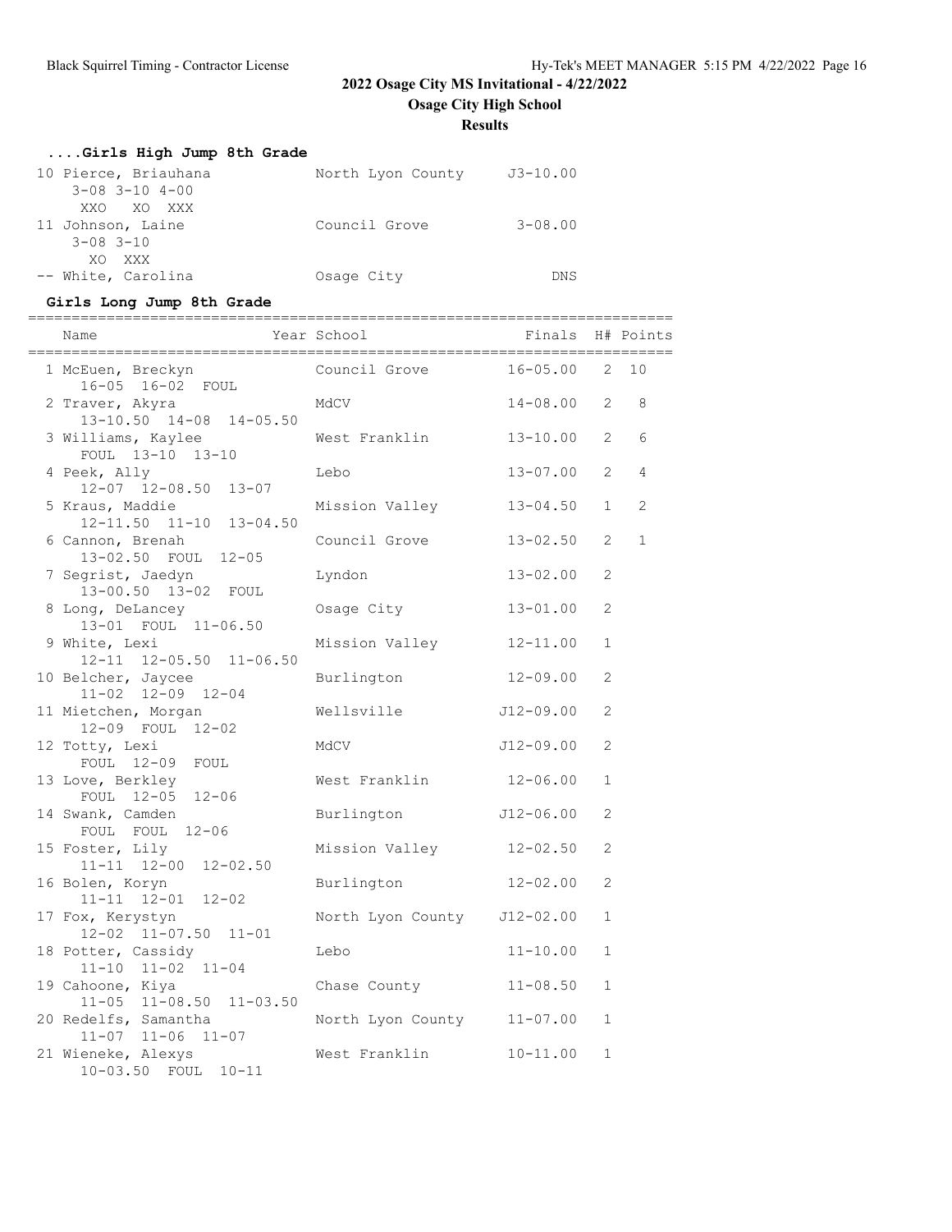## 2022 Osage City MS Invitational - 4/22/2022

**Osage City High School**

**Results**

### ....Girls High Jump 8th Grade

| Place | Name | School | Finals |
|---|---|---|---|
| 10 | Pierce, Briauhana | North Lyon County | J3-10.00 |
| | 3-08 3-10 4-00 | | |
| | XXO XO XXX | | |
| 11 | Johnson, Laine | Council Grove | 3-08.00 |
| | 3-08 3-10 | | |
| | XO XXX | | |
| -- | White, Carolina | Osage City | DNS |

### Girls Long Jump 8th Grade

| Place | Name | Year | School | Finals | H# | Points |
|---|---|---|---|---|---|---|
| 1 | McEuen, Breckyn | | Council Grove | 16-05.00 | 2 | 10 |
| | 16-05 16-02 FOUL | | | | | |
| 2 | Traver, Akyra | | MdCV | 14-08.00 | 2 | 8 |
| | 13-10.50 14-08 14-05.50 | | | | | |
| 3 | Williams, Kaylee | | West Franklin | 13-10.00 | 2 | 6 |
| | FOUL 13-10 13-10 | | | | | |
| 4 | Peek, Ally | | Lebo | 13-07.00 | 2 | 4 |
| | 12-07 12-08.50 13-07 | | | | | |
| 5 | Kraus, Maddie | | Mission Valley | 13-04.50 | 1 | 2 |
| | 12-11.50 11-10 13-04.50 | | | | | |
| 6 | Cannon, Brenah | | Council Grove | 13-02.50 | 2 | 1 |
| | 13-02.50 FOUL 12-05 | | | | | |
| 7 | Segrist, Jaedyn | | Lyndon | 13-02.00 | 2 | |
| | 13-00.50 13-02 FOUL | | | | | |
| 8 | Long, DeLancey | | Osage City | 13-01.00 | 2 | |
| | 13-01 FOUL 11-06.50 | | | | | |
| 9 | White, Lexi | | Mission Valley | 12-11.00 | 1 | |
| | 12-11 12-05.50 11-06.50 | | | | | |
| 10 | Belcher, Jaycee | | Burlington | 12-09.00 | 2 | |
| | 11-02 12-09 12-04 | | | | | |
| 11 | Mietchen, Morgan | | Wellsville | J12-09.00 | 2 | |
| | 12-09 FOUL 12-02 | | | | | |
| 12 | Totty, Lexi | | MdCV | J12-09.00 | 2 | |
| | FOUL 12-09 FOUL | | | | | |
| 13 | Love, Berkley | | West Franklin | 12-06.00 | 1 | |
| | FOUL 12-05 12-06 | | | | | |
| 14 | Swank, Camden | | Burlington | J12-06.00 | 2 | |
| | FOUL FOUL 12-06 | | | | | |
| 15 | Foster, Lily | | Mission Valley | 12-02.50 | 2 | |
| | 11-11 12-00 12-02.50 | | | | | |
| 16 | Bolen, Koryn | | Burlington | 12-02.00 | 2 | |
| | 11-11 12-01 12-02 | | | | | |
| 17 | Fox, Kerystyn | | North Lyon County | J12-02.00 | 1 | |
| | 12-02 11-07.50 11-01 | | | | | |
| 18 | Potter, Cassidy | | Lebo | 11-10.00 | 1 | |
| | 11-10 11-02 11-04 | | | | | |
| 19 | Cahoone, Kiya | | Chase County | 11-08.50 | 1 | |
| | 11-05 11-08.50 11-03.50 | | | | | |
| 20 | Redelfs, Samantha | | North Lyon County | 11-07.00 | 1 | |
| | 11-07 11-06 11-07 | | | | | |
| 21 | Wieneke, Alexys | | West Franklin | 10-11.00 | 1 | |
| | 10-03.50 FOUL 10-11 | | | | | |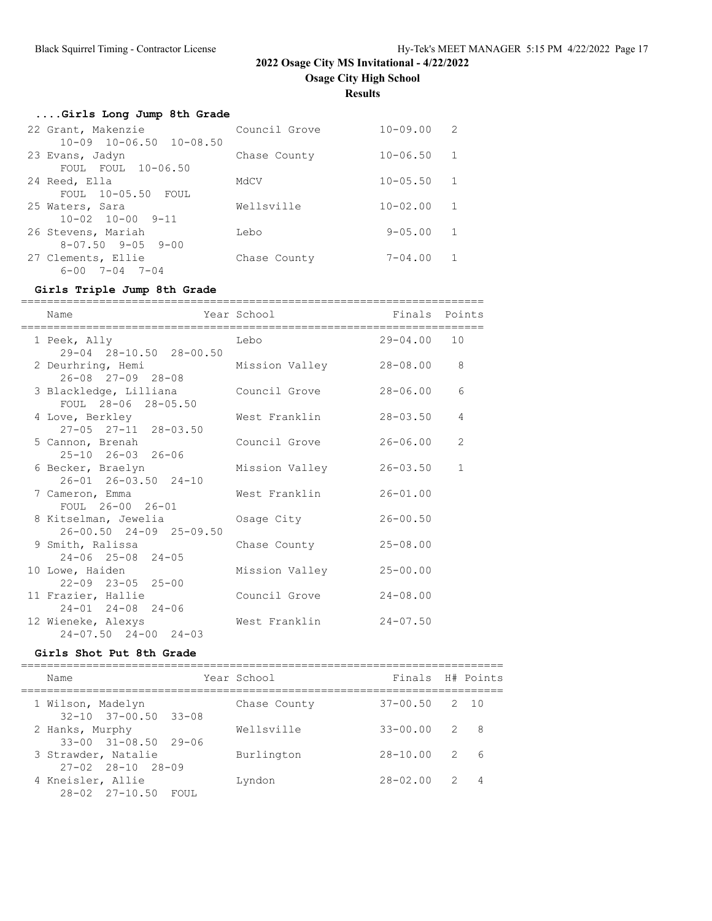## 2022 Osage City MS Invitational - 4/22/2022

### Osage City High School

### Results

#### ....Girls Long Jump 8th Grade

| Place | Name | School | Finals | H# |
|---|---|---|---|---|
| 22 | Grant, Makenzie | Council Grove | 10-09.00 | 2 |
| | 10-09 10-06.50 10-08.50 | | | |
| 23 | Evans, Jadyn | Chase County | 10-06.50 | 1 |
| | FOUL FOUL 10-06.50 | | | |
| 24 | Reed, Ella | MdCV | 10-05.50 | 1 |
| | FOUL 10-05.50 FOUL | | | |
| 25 | Waters, Sara | Wellsville | 10-02.00 | 1 |
| | 10-02 10-00 9-11 | | | |
| 26 | Stevens, Mariah | Lebo | 9-05.00 | 1 |
| | 8-07.50 9-05 9-00 | | | |
| 27 | Clements, Ellie | Chase County | 7-04.00 | 1 |
| | 6-00 7-04 7-04 | | | |

#### Girls Triple Jump 8th Grade

| Place | Name | Year School | Finals | Points |
|---|---|---|---|---|
| 1 | Peek, Ally | Lebo | 29-04.00 | 10 |
| | 29-04 28-10.50 28-00.50 | | | |
| 2 | Deurhring, Hemi | Mission Valley | 28-08.00 | 8 |
| | 26-08 27-09 28-08 | | | |
| 3 | Blackledge, Lilliana | Council Grove | 28-06.00 | 6 |
| | FOUL 28-06 28-05.50 | | | |
| 4 | Love, Berkley | West Franklin | 28-03.50 | 4 |
| | 27-05 27-11 28-03.50 | | | |
| 5 | Cannon, Brenah | Council Grove | 26-06.00 | 2 |
| | 25-10 26-03 26-06 | | | |
| 6 | Becker, Braelyn | Mission Valley | 26-03.50 | 1 |
| | 26-01 26-03.50 24-10 | | | |
| 7 | Cameron, Emma | West Franklin | 26-01.00 | |
| | FOUL 26-00 26-01 | | | |
| 8 | Kitselman, Jewelia | Osage City | 26-00.50 | |
| | 26-00.50 24-09 25-09.50 | | | |
| 9 | Smith, Ralissa | Chase County | 25-08.00 | |
| | 24-06 25-08 24-05 | | | |
| 10 | Lowe, Haiden | Mission Valley | 25-00.00 | |
| | 22-09 23-05 25-00 | | | |
| 11 | Frazier, Hallie | Council Grove | 24-08.00 | |
| | 24-01 24-08 24-06 | | | |
| 12 | Wieneke, Alexys | West Franklin | 24-07.50 | |
| | 24-07.50 24-00 24-03 | | | |

#### Girls Shot Put 8th Grade

| Place | Name | Year School | Finals | H# | Points |
|---|---|---|---|---|---|
| 1 | Wilson, Madelyn | Chase County | 37-00.50 | 2 | 10 |
| | 32-10 37-00.50 33-08 | | | | |
| 2 | Hanks, Murphy | Wellsville | 33-00.00 | 2 | 8 |
| | 33-00 31-08.50 29-06 | | | | |
| 3 | Strawder, Natalie | Burlington | 28-10.00 | 2 | 6 |
| | 27-02 28-10 28-09 | | | | |
| 4 | Kneisler, Allie | Lyndon | 28-02.00 | 2 | 4 |
| | 28-02 27-10.50 FOUL | | | | |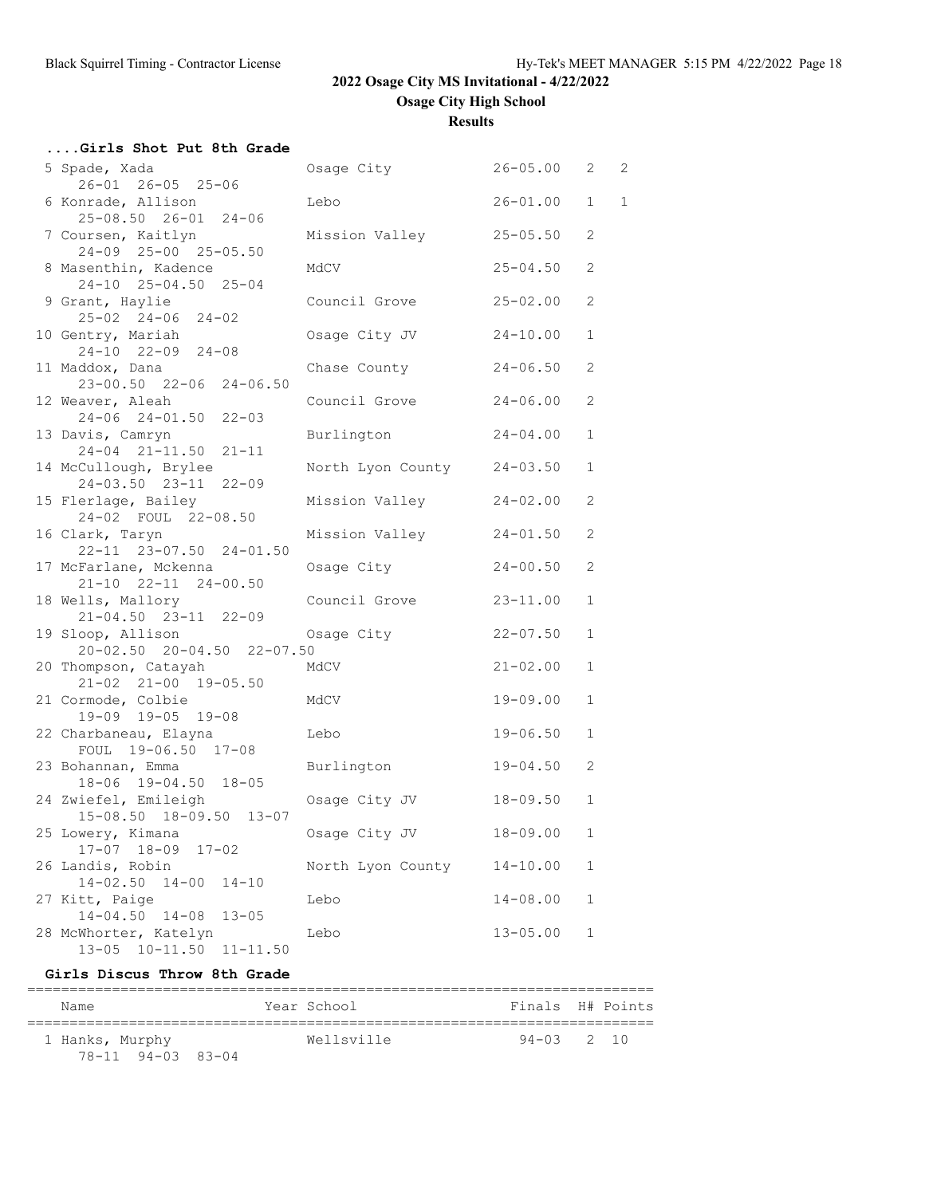# 2022 Osage City MS Invitational - 4/22/2022

## Osage City High School

### Results

#### ....Girls Shot Put 8th Grade

| Place | Name | School | Finals | H# | Points |
|---|---|---|---|---|---|
| 5 | Spade, Xada | Osage City | 26-05.00 | 2 | 2 |
| | 26-01 26-05 25-06 | | | | |
| 6 | Konrade, Allison | Lebo | 26-01.00 | 1 | 1 |
| | 25-08.50 26-01 24-06 | | | | |
| 7 | Coursen, Kaitlyn | Mission Valley | 25-05.50 | 2 | |
| | 24-09 25-00 25-05.50 | | | | |
| 8 | Masenthin, Kadence | MdCV | 25-04.50 | 2 | |
| | 24-10 25-04.50 25-04 | | | | |
| 9 | Grant, Haylie | Council Grove | 25-02.00 | 2 | |
| | 25-02 24-06 24-02 | | | | |
| 10 | Gentry, Mariah | Osage City JV | 24-10.00 | 1 | |
| | 24-10 22-09 24-08 | | | | |
| 11 | Maddox, Dana | Chase County | 24-06.50 | 2 | |
| | 23-00.50 22-06 24-06.50 | | | | |
| 12 | Weaver, Aleah | Council Grove | 24-06.00 | 2 | |
| | 24-06 24-01.50 22-03 | | | | |
| 13 | Davis, Camryn | Burlington | 24-04.00 | 1 | |
| | 24-04 21-11.50 21-11 | | | | |
| 14 | McCullough, Brylee | North Lyon County | 24-03.50 | 1 | |
| | 24-03.50 23-11 22-09 | | | | |
| 15 | Flerlage, Bailey | Mission Valley | 24-02.00 | 2 | |
| | 24-02 FOUL 22-08.50 | | | | |
| 16 | Clark, Taryn | Mission Valley | 24-01.50 | 2 | |
| | 22-11 23-07.50 24-01.50 | | | | |
| 17 | McFarlane, Mckenna | Osage City | 24-00.50 | 2 | |
| | 21-10 22-11 24-00.50 | | | | |
| 18 | Wells, Mallory | Council Grove | 23-11.00 | 1 | |
| | 21-04.50 23-11 22-09 | | | | |
| 19 | Sloop, Allison | Osage City | 22-07.50 | 1 | |
| | 20-02.50 20-04.50 22-07.50 | | | | |
| 20 | Thompson, Catayah | MdCV | 21-02.00 | 1 | |
| | 21-02 21-00 19-05.50 | | | | |
| 21 | Cormode, Colbie | MdCV | 19-09.00 | 1 | |
| | 19-09 19-05 19-08 | | | | |
| 22 | Charbaneau, Elayna | Lebo | 19-06.50 | 1 | |
| | FOUL 19-06.50 17-08 | | | | |
| 23 | Bohannan, Emma | Burlington | 19-04.50 | 2 | |
| | 18-06 19-04.50 18-05 | | | | |
| 24 | Zwiefel, Emileigh | Osage City JV | 18-09.50 | 1 | |
| | 15-08.50 18-09.50 13-07 | | | | |
| 25 | Lowery, Kimana | Osage City JV | 18-09.00 | 1 | |
| | 17-07 18-09 17-02 | | | | |
| 26 | Landis, Robin | North Lyon County | 14-10.00 | 1 | |
| | 14-02.50 14-00 14-10 | | | | |
| 27 | Kitt, Paige | Lebo | 14-08.00 | 1 | |
| | 14-04.50 14-08 13-05 | | | | |
| 28 | McWhorter, Katelyn | Lebo | 13-05.00 | 1 | |
| | 13-05 10-11.50 11-11.50 | | | | |

#### Girls Discus Throw 8th Grade

| Place | Name | Year | School | Finals | H# | Points |
|---|---|---|---|---|---|---|
| 1 | Hanks, Murphy | | Wellsville | 94-03 | 2 | 10 |
| | 78-11 94-03 83-04 | | | | | |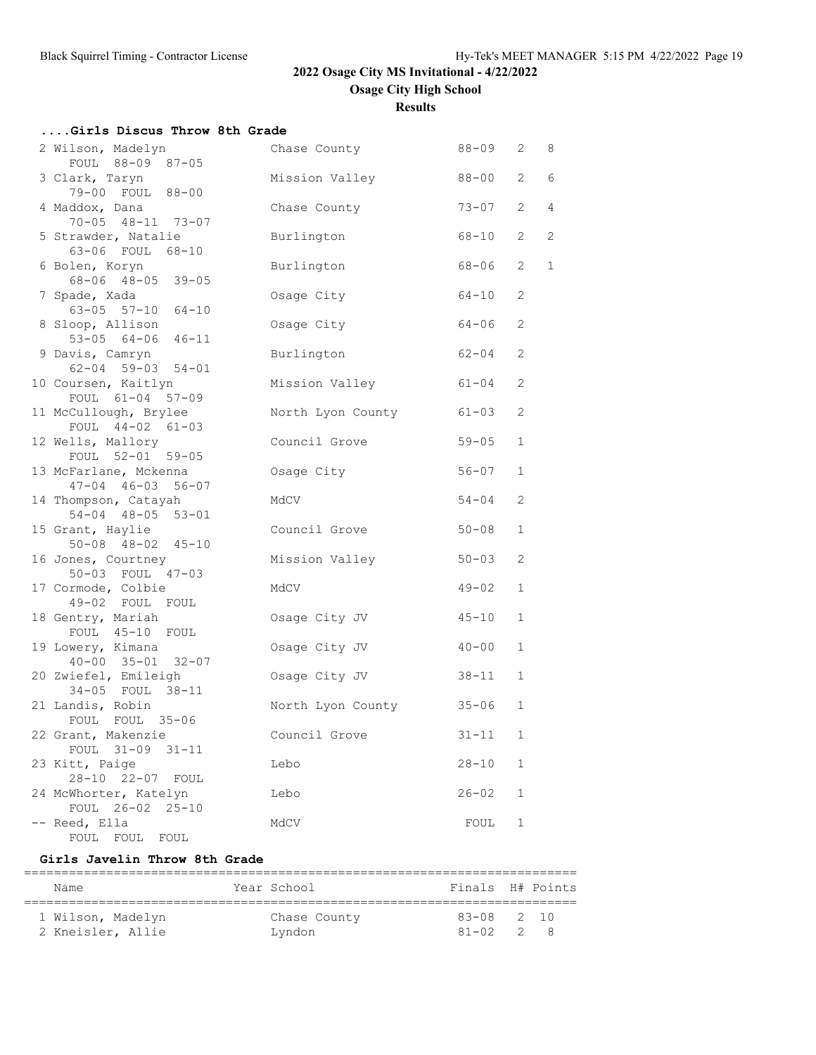## 2022 Osage City MS Invitational - 4/22/2022

### Osage City High School

### Results

#### ....Girls Discus Throw 8th Grade

| Place | Name | School | Finals | H# | Points |
|---|---|---|---|---|---|
| 2 | Wilson, Madelyn | Chase County | 88-09 | 2 | 8 |
| | FOUL 88-09 87-05 | | | | |
| 3 | Clark, Taryn | Mission Valley | 88-00 | 2 | 6 |
| | 79-00 FOUL 88-00 | | | | |
| 4 | Maddox, Dana | Chase County | 73-07 | 2 | 4 |
| | 70-05 48-11 73-07 | | | | |
| 5 | Strawder, Natalie | Burlington | 68-10 | 2 | 2 |
| | 63-06 FOUL 68-10 | | | | |
| 6 | Bolen, Koryn | Burlington | 68-06 | 2 | 1 |
| | 68-06 48-05 39-05 | | | | |
| 7 | Spade, Xada | Osage City | 64-10 | 2 | |
| | 63-05 57-10 64-10 | | | | |
| 8 | Sloop, Allison | Osage City | 64-06 | 2 | |
| | 53-05 64-06 46-11 | | | | |
| 9 | Davis, Camryn | Burlington | 62-04 | 2 | |
| | 62-04 59-03 54-01 | | | | |
| 10 | Coursen, Kaitlyn | Mission Valley | 61-04 | 2 | |
| | FOUL 61-04 57-09 | | | | |
| 11 | McCullough, Brylee | North Lyon County | 61-03 | 2 | |
| | FOUL 44-02 61-03 | | | | |
| 12 | Wells, Mallory | Council Grove | 59-05 | 1 | |
| | FOUL 52-01 59-05 | | | | |
| 13 | McFarlane, Mckenna | Osage City | 56-07 | 1 | |
| | 47-04 46-03 56-07 | | | | |
| 14 | Thompson, Catayah | MdCV | 54-04 | 2 | |
| | 54-04 48-05 53-01 | | | | |
| 15 | Grant, Haylie | Council Grove | 50-08 | 1 | |
| | 50-08 48-02 45-10 | | | | |
| 16 | Jones, Courtney | Mission Valley | 50-03 | 2 | |
| | 50-03 FOUL 47-03 | | | | |
| 17 | Cormode, Colbie | MdCV | 49-02 | 1 | |
| | 49-02 FOUL FOUL | | | | |
| 18 | Gentry, Mariah | Osage City JV | 45-10 | 1 | |
| | FOUL 45-10 FOUL | | | | |
| 19 | Lowery, Kimana | Osage City JV | 40-00 | 1 | |
| | 40-00 35-01 32-07 | | | | |
| 20 | Zwiefel, Emileigh | Osage City JV | 38-11 | 1 | |
| | 34-05 FOUL 38-11 | | | | |
| 21 | Landis, Robin | North Lyon County | 35-06 | 1 | |
| | FOUL FOUL 35-06 | | | | |
| 22 | Grant, Makenzie | Council Grove | 31-11 | 1 | |
| | FOUL 31-09 31-11 | | | | |
| 23 | Kitt, Paige | Lebo | 28-10 | 1 | |
| | 28-10 22-07 FOUL | | | | |
| 24 | McWhorter, Katelyn | Lebo | 26-02 | 1 | |
| | FOUL 26-02 25-10 | | | | |
| -- | Reed, Ella | MdCV | FOUL | 1 | |
| | FOUL FOUL FOUL | | | | |

#### Girls Javelin Throw 8th Grade

| Place | Name | Year | School | Finals | H# | Points |
|---|---|---|---|---|---|---|
| 1 | Wilson, Madelyn | | Chase County | 83-08 | 2 | 10 |
| 2 | Kneisler, Allie | | Lyndon | 81-02 | 2 | 8 |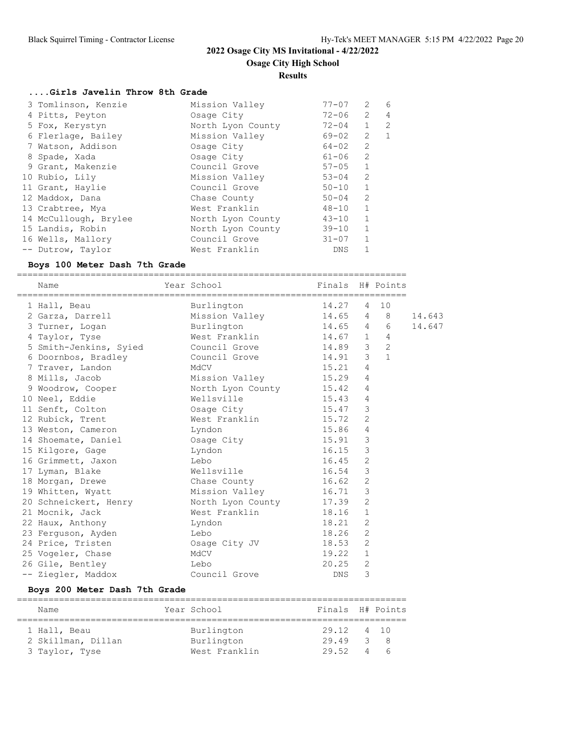# 2022 Osage City MS Invitational - 4/22/2022

## Osage City High School

### Results

#### ....Girls Javelin Throw 8th Grade

| Place | Name | School | Finals | H# | Points |
|---|---|---|---|---|---|
| 3 | Tomlinson, Kenzie | Mission Valley | 77-07 | 2 | 6 |
| 4 | Pitts, Peyton | Osage City | 72-06 | 2 | 4 |
| 5 | Fox, Kerystyn | North Lyon County | 72-04 | 1 | 2 |
| 6 | Flerlage, Bailey | Mission Valley | 69-02 | 2 | 1 |
| 7 | Watson, Addison | Osage City | 64-02 | 2 | |
| 8 | Spade, Xada | Osage City | 61-06 | 2 | |
| 9 | Grant, Makenzie | Council Grove | 57-05 | 1 | |
| 10 | Rubio, Lily | Mission Valley | 53-04 | 2 | |
| 11 | Grant, Haylie | Council Grove | 50-10 | 1 | |
| 12 | Maddox, Dana | Chase County | 50-04 | 2 | |
| 13 | Crabtree, Mya | West Franklin | 48-10 | 1 | |
| 14 | McCullough, Brylee | North Lyon County | 43-10 | 1 | |
| 15 | Landis, Robin | North Lyon County | 39-10 | 1 | |
| 16 | Wells, Mallory | Council Grove | 31-07 | 1 | |
| -- | Dutrow, Taylor | West Franklin | DNS | 1 | |

#### Boys 100 Meter Dash 7th Grade

| Place | Name | Year | School | Finals | H# | Points | |
|---|---|---|---|---|---|---|---|
| 1 | Hall, Beau | | Burlington | 14.27 | 4 | 10 | |
| 2 | Garza, Darrell | | Mission Valley | 14.65 | 4 | 8 | 14.643 |
| 3 | Turner, Logan | | Burlington | 14.65 | 4 | 6 | 14.647 |
| 4 | Taylor, Tyse | | West Franklin | 14.67 | 1 | 4 | |
| 5 | Smith-Jenkins, Syied | | Council Grove | 14.89 | 3 | 2 | |
| 6 | Doornbos, Bradley | | Council Grove | 14.91 | 3 | 1 | |
| 7 | Traver, Landon | | MdCV | 15.21 | 4 | | |
| 8 | Mills, Jacob | | Mission Valley | 15.29 | 4 | | |
| 9 | Woodrow, Cooper | | North Lyon County | 15.42 | 4 | | |
| 10 | Neel, Eddie | | Wellsville | 15.43 | 4 | | |
| 11 | Senft, Colton | | Osage City | 15.47 | 3 | | |
| 12 | Rubick, Trent | | West Franklin | 15.72 | 2 | | |
| 13 | Weston, Cameron | | Lyndon | 15.86 | 4 | | |
| 14 | Shoemate, Daniel | | Osage City | 15.91 | 3 | | |
| 15 | Kilgore, Gage | | Lyndon | 16.15 | 3 | | |
| 16 | Grimmett, Jaxon | | Lebo | 16.45 | 2 | | |
| 17 | Lyman, Blake | | Wellsville | 16.54 | 3 | | |
| 18 | Morgan, Drewe | | Chase County | 16.62 | 2 | | |
| 19 | Whitten, Wyatt | | Mission Valley | 16.71 | 3 | | |
| 20 | Schneickert, Henry | | North Lyon County | 17.39 | 2 | | |
| 21 | Mocnik, Jack | | West Franklin | 18.16 | 1 | | |
| 22 | Haux, Anthony | | Lyndon | 18.21 | 2 | | |
| 23 | Ferguson, Ayden | | Lebo | 18.26 | 2 | | |
| 24 | Price, Tristen | | Osage City JV | 18.53 | 2 | | |
| 25 | Vogeler, Chase | | MdCV | 19.22 | 1 | | |
| 26 | Gile, Bentley | | Lebo | 20.25 | 2 | | |
| -- | Ziegler, Maddox | | Council Grove | DNS | 3 | | |

#### Boys 200 Meter Dash 7th Grade

| Place | Name | Year | School | Finals | H# | Points |
|---|---|---|---|---|---|---|
| 1 | Hall, Beau | | Burlington | 29.12 | 4 | 10 |
| 2 | Skillman, Dillan | | Burlington | 29.49 | 3 | 8 |
| 3 | Taylor, Tyse | | West Franklin | 29.52 | 4 | 6 |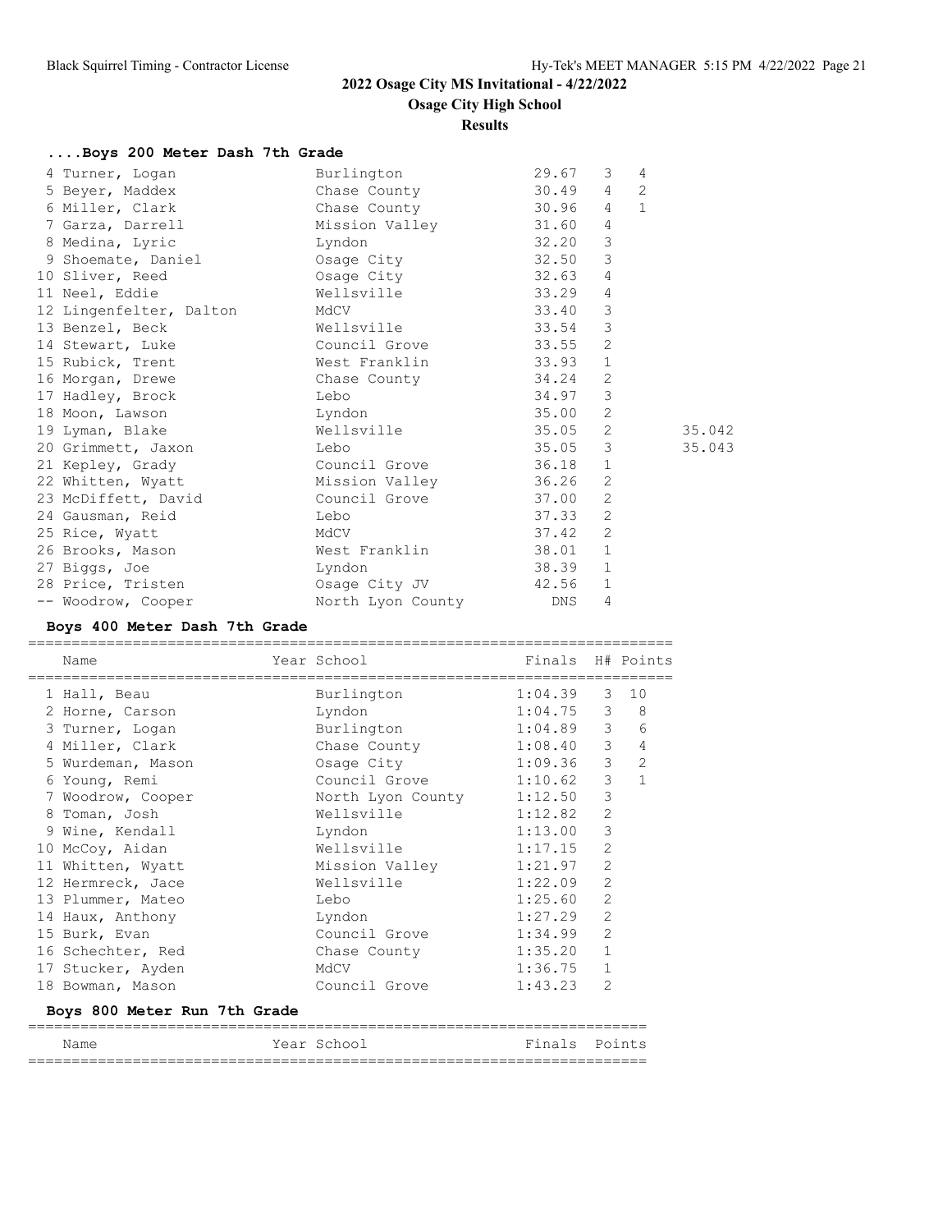## 2022 Osage City MS Invitational - 4/22/2022

### Osage City High School

#### Results

### ....Boys 200 Meter Dash 7th Grade

| Place | Name | Year | School | Finals | H# | Points | |
|---|---|---|---|---|---|---|---|
| 4 | Turner, Logan | | Burlington | 29.67 | 3 | 4 | |
| 5 | Beyer, Maddex | | Chase County | 30.49 | 4 | 2 | |
| 6 | Miller, Clark | | Chase County | 30.96 | 4 | 1 | |
| 7 | Garza, Darrell | | Mission Valley | 31.60 | 4 | | |
| 8 | Medina, Lyric | | Lyndon | 32.20 | 3 | | |
| 9 | Shoemate, Daniel | | Osage City | 32.50 | 3 | | |
| 10 | Sliver, Reed | | Osage City | 32.63 | 4 | | |
| 11 | Neel, Eddie | | Wellsville | 33.29 | 4 | | |
| 12 | Lingenfelter, Dalton | | MdCV | 33.40 | 3 | | |
| 13 | Benzel, Beck | | Wellsville | 33.54 | 3 | | |
| 14 | Stewart, Luke | | Council Grove | 33.55 | 2 | | |
| 15 | Rubick, Trent | | West Franklin | 33.93 | 1 | | |
| 16 | Morgan, Drewe | | Chase County | 34.24 | 2 | | |
| 17 | Hadley, Brock | | Lebo | 34.97 | 3 | | |
| 18 | Moon, Lawson | | Lyndon | 35.00 | 2 | | |
| 19 | Lyman, Blake | | Wellsville | 35.05 | 2 | | 35.042 |
| 20 | Grimmett, Jaxon | | Lebo | 35.05 | 3 | | 35.043 |
| 21 | Kepley, Grady | | Council Grove | 36.18 | 1 | | |
| 22 | Whitten, Wyatt | | Mission Valley | 36.26 | 2 | | |
| 23 | McDiffett, David | | Council Grove | 37.00 | 2 | | |
| 24 | Gausman, Reid | | Lebo | 37.33 | 2 | | |
| 25 | Rice, Wyatt | | MdCV | 37.42 | 2 | | |
| 26 | Brooks, Mason | | West Franklin | 38.01 | 1 | | |
| 27 | Biggs, Joe | | Lyndon | 38.39 | 1 | | |
| 28 | Price, Tristen | | Osage City JV | 42.56 | 1 | | |
| -- | Woodrow, Cooper | | North Lyon County | DNS | 4 | | |

### Boys 400 Meter Dash 7th Grade

| Place | Name | Year | School | Finals | H# | Points |
|---|---|---|---|---|---|---|
| 1 | Hall, Beau | | Burlington | 1:04.39 | 3 | 10 |
| 2 | Horne, Carson | | Lyndon | 1:04.75 | 3 | 8 |
| 3 | Turner, Logan | | Burlington | 1:04.89 | 3 | 6 |
| 4 | Miller, Clark | | Chase County | 1:08.40 | 3 | 4 |
| 5 | Wurdeman, Mason | | Osage City | 1:09.36 | 3 | 2 |
| 6 | Young, Remi | | Council Grove | 1:10.62 | 3 | 1 |
| 7 | Woodrow, Cooper | | North Lyon County | 1:12.50 | 3 | |
| 8 | Toman, Josh | | Wellsville | 1:12.82 | 2 | |
| 9 | Wine, Kendall | | Lyndon | 1:13.00 | 3 | |
| 10 | McCoy, Aidan | | Wellsville | 1:17.15 | 2 | |
| 11 | Whitten, Wyatt | | Mission Valley | 1:21.97 | 2 | |
| 12 | Hermreck, Jace | | Wellsville | 1:22.09 | 2 | |
| 13 | Plummer, Mateo | | Lebo | 1:25.60 | 2 | |
| 14 | Haux, Anthony | | Lyndon | 1:27.29 | 2 | |
| 15 | Burk, Evan | | Council Grove | 1:34.99 | 2 | |
| 16 | Schechter, Red | | Chase County | 1:35.20 | 1 | |
| 17 | Stucker, Ayden | | MdCV | 1:36.75 | 1 | |
| 18 | Bowman, Mason | | Council Grove | 1:43.23 | 2 | |

### Boys 800 Meter Run 7th Grade

| Name | Year | School | Finals | Points |
|---|---|---|---|---|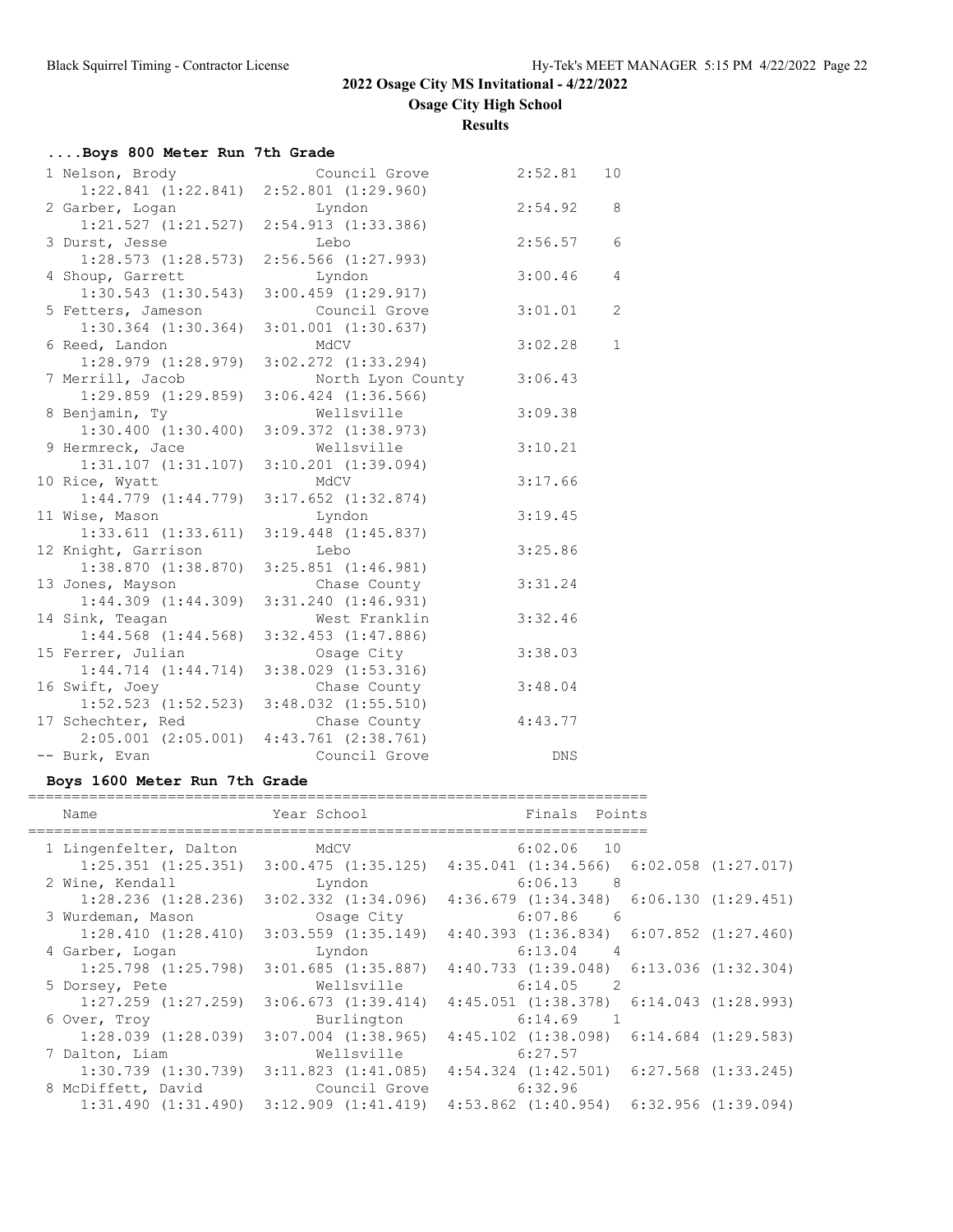## 2022 Osage City MS Invitational - 4/22/2022

### Osage City High School

### Results

#### ....Boys 800 Meter Run 7th Grade

```
  1 Nelson, Brody              Council Grove          2:52.81   10
     1:22.841 (1:22.841)  2:52.801 (1:29.960)
  2 Garber, Logan              Lyndon                 2:54.92    8
     1:21.527 (1:21.527)  2:54.913 (1:33.386)
  3 Durst, Jesse               Lebo                   2:56.57    6
     1:28.573 (1:28.573)  2:56.566 (1:27.993)
  4 Shoup, Garrett             Lyndon                 3:00.46    4
     1:30.543 (1:30.543)  3:00.459 (1:29.917)
  5 Fetters, Jameson           Council Grove          3:01.01    2
     1:30.364 (1:30.364)  3:01.001 (1:30.637)
  6 Reed, Landon               MdCV                   3:02.28    1
     1:28.979 (1:28.979)  3:02.272 (1:33.294)
  7 Merrill, Jacob             North Lyon County      3:06.43
     1:29.859 (1:29.859)  3:06.424 (1:36.566)
  8 Benjamin, Ty               Wellsville             3:09.38
     1:30.400 (1:30.400)  3:09.372 (1:38.973)
  9 Hermreck, Jace             Wellsville             3:10.21
     1:31.107 (1:31.107)  3:10.201 (1:39.094)
 10 Rice, Wyatt                MdCV                   3:17.66
     1:44.779 (1:44.779)  3:17.652 (1:32.874)
 11 Wise, Mason                Lyndon                 3:19.45
     1:33.611 (1:33.611)  3:19.448 (1:45.837)
 12 Knight, Garrison           Lebo                   3:25.86
     1:38.870 (1:38.870)  3:25.851 (1:46.981)
 13 Jones, Mayson              Chase County           3:31.24
     1:44.309 (1:44.309)  3:31.240 (1:46.931)
 14 Sink, Teagan               West Franklin          3:32.46
     1:44.568 (1:44.568)  3:32.453 (1:47.886)
 15 Ferrer, Julian             Osage City             3:38.03
     1:44.714 (1:44.714)  3:38.029 (1:53.316)
 16 Swift, Joey                Chase County           3:48.04
     1:52.523 (1:52.523)  3:48.032 (1:55.510)
 17 Schechter, Red             Chase County           4:43.77
     2:05.001 (2:05.001)  4:43.761 (2:38.761)
 -- Burk, Evan                 Council Grove              DNS
```

#### Boys 1600 Meter Run 7th Grade

```
=======================================================================
    Name                    Year School                Finals  Points
=======================================================================
  1 Lingenfelter, Dalton         MdCV                   6:02.06   10
     1:25.351 (1:25.351)  3:00.475 (1:35.125)  4:35.041 (1:34.566)  6:02.058 (1:27.017)
  2 Wine, Kendall                Lyndon                 6:06.13    8
     1:28.236 (1:28.236)  3:02.332 (1:34.096)  4:36.679 (1:34.348)  6:06.130 (1:29.451)
  3 Wurdeman, Mason              Osage City             6:07.86    6
     1:28.410 (1:28.410)  3:03.559 (1:35.149)  4:40.393 (1:36.834)  6:07.852 (1:27.460)
  4 Garber, Logan                Lyndon                 6:13.04    4
     1:25.798 (1:25.798)  3:01.685 (1:35.887)  4:40.733 (1:39.048)  6:13.036 (1:32.304)
  5 Dorsey, Pete                 Wellsville             6:14.05    2
     1:27.259 (1:27.259)  3:06.673 (1:39.414)  4:45.051 (1:38.378)  6:14.043 (1:28.993)
  6 Over, Troy                   Burlington             6:14.69    1
     1:28.039 (1:28.039)  3:07.004 (1:38.965)  4:45.102 (1:38.098)  6:14.684 (1:29.583)
  7 Dalton, Liam                 Wellsville             6:27.57
     1:30.739 (1:30.739)  3:11.823 (1:41.085)  4:54.324 (1:42.501)  6:27.568 (1:33.245)
  8 McDiffett, David             Council Grove          6:32.96
     1:31.490 (1:31.490)  3:12.909 (1:41.419)  4:53.862 (1:40.954)  6:32.956 (1:39.094)
```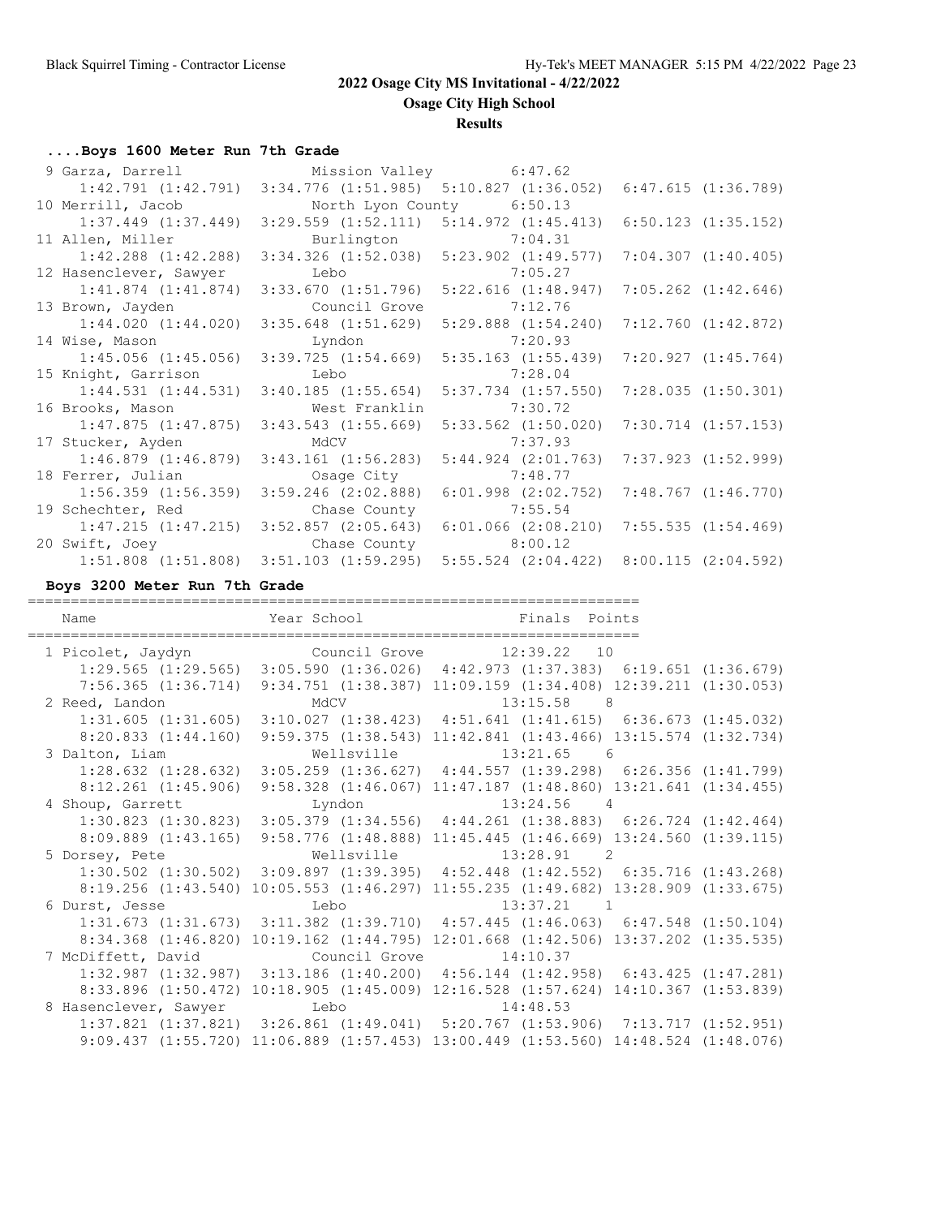## 2022 Osage City MS Invitational - 4/22/2022

**Osage City High School**

**Results**

### ....Boys 1600 Meter Run 7th Grade

| Place | Name | School | Finals |
|---|---|---|---|
| 9 | Garza, Darrell | Mission Valley | 6:47.62 |
| | 1:42.791 (1:42.791) | 3:34.776 (1:51.985) | 5:10.827 (1:36.052) 6:47.615 (1:36.789) |
| 10 | Merrill, Jacob | North Lyon County | 6:50.13 |
| | 1:37.449 (1:37.449) | 3:29.559 (1:52.111) | 5:14.972 (1:45.413) 6:50.123 (1:35.152) |
| 11 | Allen, Miller | Burlington | 7:04.31 |
| | 1:42.288 (1:42.288) | 3:34.326 (1:52.038) | 5:23.902 (1:49.577) 7:04.307 (1:40.405) |
| 12 | Hasenclever, Sawyer | Lebo | 7:05.27 |
| | 1:41.874 (1:41.874) | 3:33.670 (1:51.796) | 5:22.616 (1:48.947) 7:05.262 (1:42.646) |
| 13 | Brown, Jayden | Council Grove | 7:12.76 |
| | 1:44.020 (1:44.020) | 3:35.648 (1:51.629) | 5:29.888 (1:54.240) 7:12.760 (1:42.872) |
| 14 | Wise, Mason | Lyndon | 7:20.93 |
| | 1:45.056 (1:45.056) | 3:39.725 (1:54.669) | 5:35.163 (1:55.439) 7:20.927 (1:45.764) |
| 15 | Knight, Garrison | Lebo | 7:28.04 |
| | 1:44.531 (1:44.531) | 3:40.185 (1:55.654) | 5:37.734 (1:57.550) 7:28.035 (1:50.301) |
| 16 | Brooks, Mason | West Franklin | 7:30.72 |
| | 1:47.875 (1:47.875) | 3:43.543 (1:55.669) | 5:33.562 (1:50.020) 7:30.714 (1:57.153) |
| 17 | Stucker, Ayden | MdCV | 7:37.93 |
| | 1:46.879 (1:46.879) | 3:43.161 (1:56.283) | 5:44.924 (2:01.763) 7:37.923 (1:52.999) |
| 18 | Ferrer, Julian | Osage City | 7:48.77 |
| | 1:56.359 (1:56.359) | 3:59.246 (2:02.888) | 6:01.998 (2:02.752) 7:48.767 (1:46.770) |
| 19 | Schechter, Red | Chase County | 7:55.54 |
| | 1:47.215 (1:47.215) | 3:52.857 (2:05.643) | 6:01.066 (2:08.210) 7:55.535 (1:54.469) |
| 20 | Swift, Joey | Chase County | 8:00.12 |
| | 1:51.808 (1:51.808) | 3:51.103 (1:59.295) | 5:55.524 (2:04.422) 8:00.115 (2:04.592) |

### Boys 3200 Meter Run 7th Grade

| Place | Name | Year School | Finals | Points |
|---|---|---|---|---|
| 1 | Picolet, Jaydyn | Council Grove | 12:39.22 | 10 |
| | 1:29.565 (1:29.565) 3:05.590 (1:36.026) | 4:42.973 (1:37.383) 6:19.651 (1:36.679) | 7:56.365 (1:36.714) 9:34.751 (1:38.387) | 11:09.159 (1:34.408) 12:39.211 (1:30.053) |
| 2 | Reed, Landon | MdCV | 13:15.58 | 8 |
| | 1:31.605 (1:31.605) 3:10.027 (1:38.423) | 4:51.641 (1:41.615) 6:36.673 (1:45.032) | 8:20.833 (1:44.160) 9:59.375 (1:38.543) | 11:42.841 (1:43.466) 13:15.574 (1:32.734) |
| 3 | Dalton, Liam | Wellsville | 13:21.65 | 6 |
| | 1:28.632 (1:28.632) 3:05.259 (1:36.627) | 4:44.557 (1:39.298) 6:26.356 (1:41.799) | 8:12.261 (1:45.906) 9:58.328 (1:46.067) | 11:47.187 (1:48.860) 13:21.641 (1:34.455) |
| 4 | Shoup, Garrett | Lyndon | 13:24.56 | 4 |
| | 1:30.823 (1:30.823) 3:05.379 (1:34.556) | 4:44.261 (1:38.883) 6:26.724 (1:42.464) | 8:09.889 (1:43.165) 9:58.776 (1:48.888) | 11:45.445 (1:46.669) 13:24.560 (1:39.115) |
| 5 | Dorsey, Pete | Wellsville | 13:28.91 | 2 |
| | 1:30.502 (1:30.502) 3:09.897 (1:39.395) | 4:52.448 (1:42.552) 6:35.716 (1:43.268) | 8:19.256 (1:43.540) 10:05.553 (1:46.297) | 11:55.235 (1:49.682) 13:28.909 (1:33.675) |
| 6 | Durst, Jesse | Lebo | 13:37.21 | 1 |
| | 1:31.673 (1:31.673) 3:11.382 (1:39.710) | 4:57.445 (1:46.063) 6:47.548 (1:50.104) | 8:34.368 (1:46.820) 10:19.162 (1:44.795) | 12:01.668 (1:42.506) 13:37.202 (1:35.535) |
| 7 | McDiffett, David | Council Grove | 14:10.37 | |
| | 1:32.987 (1:32.987) 3:13.186 (1:40.200) | 4:56.144 (1:42.958) 6:43.425 (1:47.281) | 8:33.896 (1:50.472) 10:18.905 (1:45.009) | 12:16.528 (1:57.624) 14:10.367 (1:53.839) |
| 8 | Hasenclever, Sawyer | Lebo | 14:48.53 | |
| | 1:37.821 (1:37.821) 3:26.861 (1:49.041) | 5:20.767 (1:53.906) 7:13.717 (1:52.951) | 9:09.437 (1:55.720) 11:06.889 (1:57.453) | 13:00.449 (1:53.560) 14:48.524 (1:48.076) |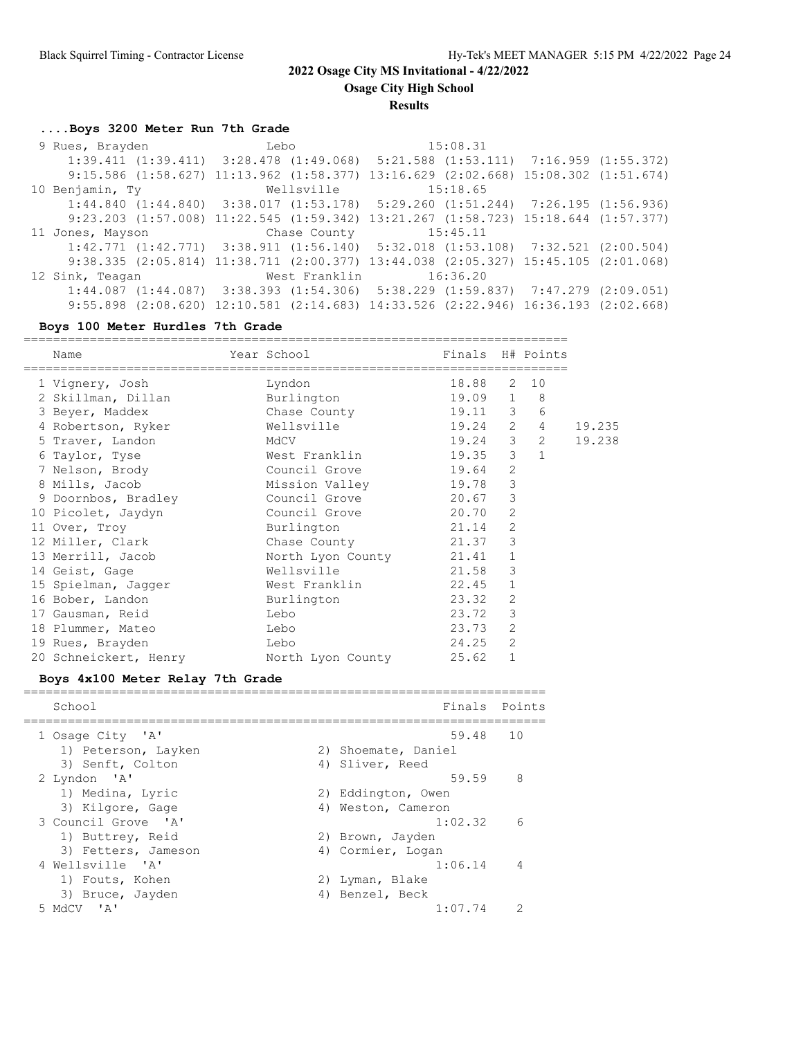## 2022 Osage City MS Invitational - 4/22/2022

**Osage City High School**

**Results**

### ....Boys 3200 Meter Run 7th Grade

```
  9 Rues, Brayden                Lebo                   15:08.31
      1:39.411 (1:39.411)  3:28.478 (1:49.068)  5:21.588 (1:53.111)  7:16.959 (1:55.372)
      9:15.586 (1:58.627) 11:13.962 (1:58.377) 13:16.629 (2:02.668) 15:08.302 (1:51.674)
 10 Benjamin, Ty                 Wellsville             15:18.65
      1:44.840 (1:44.840)  3:38.017 (1:53.178)  5:29.260 (1:51.244)  7:26.195 (1:56.936)
      9:23.203 (1:57.008) 11:22.545 (1:59.342) 13:21.267 (1:58.723) 15:18.644 (1:57.377)
 11 Jones, Mayson                Chase County           15:45.11
      1:42.771 (1:42.771)  3:38.911 (1:56.140)  5:32.018 (1:53.108)  7:32.521 (2:00.504)
      9:38.335 (2:05.814) 11:38.711 (2:00.377) 13:44.038 (2:05.327) 15:45.105 (2:01.068)
 12 Sink, Teagan                 West Franklin          16:36.20
      1:44.087 (1:44.087)  3:38.393 (1:54.306)  5:38.229 (1:59.837)  7:47.279 (2:09.051)
      9:55.898 (2:08.620) 12:10.581 (2:14.683) 14:33.526 (2:22.946) 16:36.193 (2:02.668)
```

### Boys 100 Meter Hurdles 7th Grade

| Name | Year School | Finals | H# | Points | |
|---|---|---|---|---|---|
| 1 Vignery, Josh | Lyndon | 18.88 | 2 | 10 | |
| 2 Skillman, Dillan | Burlington | 19.09 | 1 | 8 | |
| 3 Beyer, Maddex | Chase County | 19.11 | 3 | 6 | |
| 4 Robertson, Ryker | Wellsville | 19.24 | 2 | 4 | 19.235 |
| 5 Traver, Landon | MdCV | 19.24 | 3 | 2 | 19.238 |
| 6 Taylor, Tyse | West Franklin | 19.35 | 3 | 1 | |
| 7 Nelson, Brody | Council Grove | 19.64 | 2 | | |
| 8 Mills, Jacob | Mission Valley | 19.78 | 3 | | |
| 9 Doornbos, Bradley | Council Grove | 20.67 | 3 | | |
| 10 Picolet, Jaydyn | Council Grove | 20.70 | 2 | | |
| 11 Over, Troy | Burlington | 21.14 | 2 | | |
| 12 Miller, Clark | Chase County | 21.37 | 3 | | |
| 13 Merrill, Jacob | North Lyon County | 21.41 | 1 | | |
| 14 Geist, Gage | Wellsville | 21.58 | 3 | | |
| 15 Spielman, Jagger | West Franklin | 22.45 | 1 | | |
| 16 Bober, Landon | Burlington | 23.32 | 2 | | |
| 17 Gausman, Reid | Lebo | 23.72 | 3 | | |
| 18 Plummer, Mateo | Lebo | 23.73 | 2 | | |
| 19 Rues, Brayden | Lebo | 24.25 | 2 | | |
| 20 Schneickert, Henry | North Lyon County | 25.62 | 1 | | |

### Boys 4x100 Meter Relay 7th Grade

```
    School                                               Finals  Points
=======================================================================
  1 Osage City  'A'                                        59.48   10
     1) Peterson, Layken                2) Shoemate, Daniel
     3) Senft, Colton                   4) Sliver, Reed
  2 Lyndon  'A'                                            59.59    8
     1) Medina, Lyric                   2) Eddington, Owen
     3) Kilgore, Gage                   4) Weston, Cameron
  3 Council Grove  'A'                                   1:02.32    6
     1) Buttrey, Reid                   2) Brown, Jayden
     3) Fetters, Jameson                4) Cormier, Logan
  4 Wellsville  'A'                                      1:06.14    4
     1) Fouts, Kohen                    2) Lyman, Blake
     3) Bruce, Jayden                   4) Benzel, Beck
  5 MdCV  'A'                                            1:07.74    2
```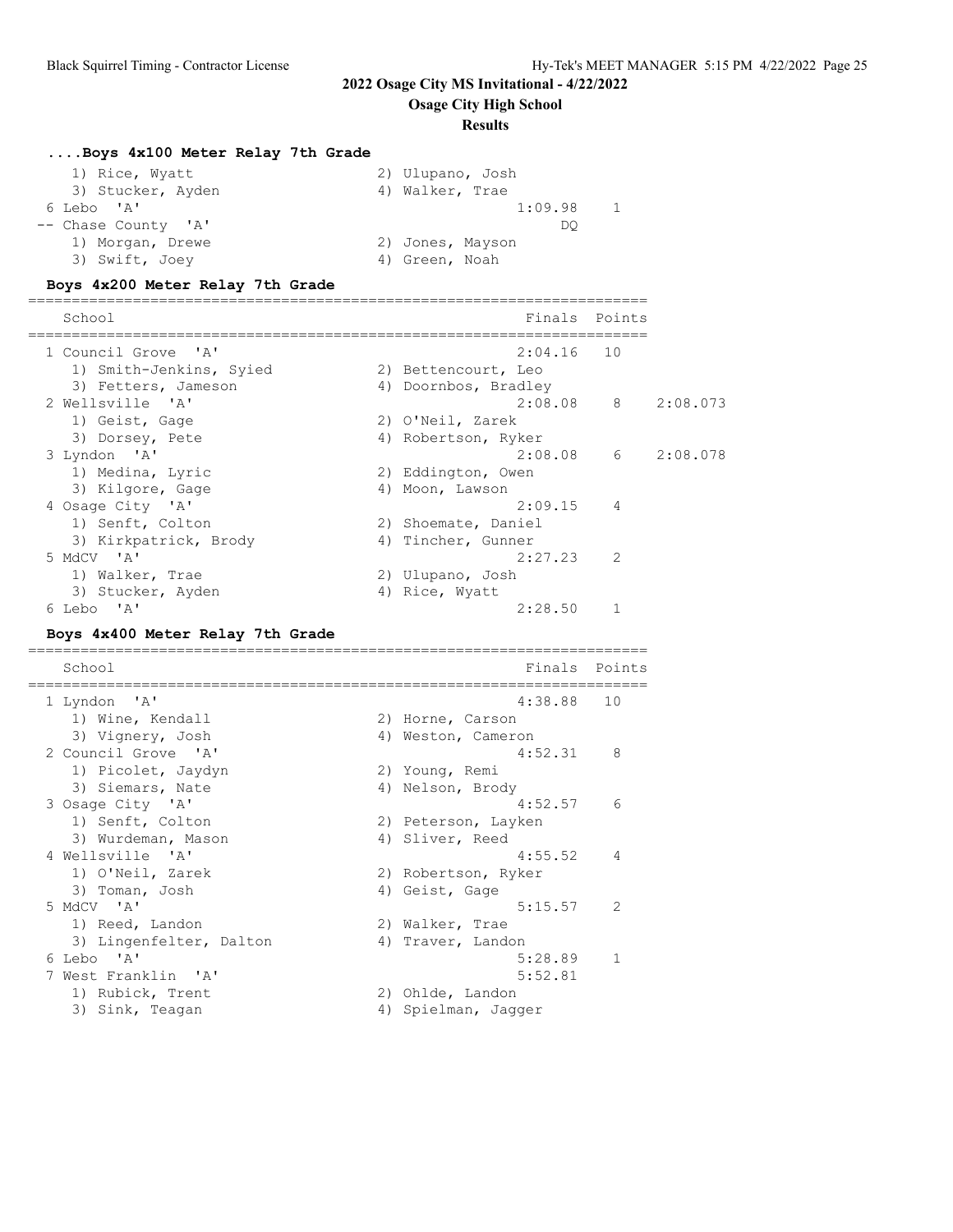## 2022 Osage City MS Invitational - 4/22/2022

### Osage City High School

### Results

#### ....Boys 4x100 Meter Relay 7th Grade

| Place | School | Finals | Points | |
|---|---|---|---|---|
| | 1) Rice, Wyatt; 2) Ulupano, Josh; 3) Stucker, Ayden; 4) Walker, Trae | | | |
| 6 | Lebo 'A' | 1:09.98 | 1 | |
| -- | Chase County 'A' | DQ | | |
| | 1) Morgan, Drewe; 2) Jones, Mayson; 3) Swift, Joey; 4) Green, Noah | | | |

#### Boys 4x200 Meter Relay 7th Grade

| Place | School | Finals | Points | |
|---|---|---|---|---|
| 1 | Council Grove 'A' | 2:04.16 | 10 | |
| | 1) Smith-Jenkins, Syied; 2) Bettencourt, Leo; 3) Fetters, Jameson; 4) Doornbos, Bradley | | | |
| 2 | Wellsville 'A' | 2:08.08 | 8 | 2:08.073 |
| | 1) Geist, Gage; 2) O'Neil, Zarek; 3) Dorsey, Pete; 4) Robertson, Ryker | | | |
| 3 | Lyndon 'A' | 2:08.08 | 6 | 2:08.078 |
| | 1) Medina, Lyric; 2) Eddington, Owen; 3) Kilgore, Gage; 4) Moon, Lawson | | | |
| 4 | Osage City 'A' | 2:09.15 | 4 | |
| | 1) Senft, Colton; 2) Shoemate, Daniel; 3) Kirkpatrick, Brody; 4) Tincher, Gunner | | | |
| 5 | MdCV 'A' | 2:27.23 | 2 | |
| | 1) Walker, Trae; 2) Ulupano, Josh; 3) Stucker, Ayden; 4) Rice, Wyatt | | | |
| 6 | Lebo 'A' | 2:28.50 | 1 | |

#### Boys 4x400 Meter Relay 7th Grade

| Place | School | Finals | Points |
|---|---|---|---|
| 1 | Lyndon 'A' | 4:38.88 | 10 |
| | 1) Wine, Kendall; 2) Horne, Carson; 3) Vignery, Josh; 4) Weston, Cameron | | |
| 2 | Council Grove 'A' | 4:52.31 | 8 |
| | 1) Picolet, Jaydyn; 2) Young, Remi; 3) Siemars, Nate; 4) Nelson, Brody | | |
| 3 | Osage City 'A' | 4:52.57 | 6 |
| | 1) Senft, Colton; 2) Peterson, Layken; 3) Wurdeman, Mason; 4) Sliver, Reed | | |
| 4 | Wellsville 'A' | 4:55.52 | 4 |
| | 1) O'Neil, Zarek; 2) Robertson, Ryker; 3) Toman, Josh; 4) Geist, Gage | | |
| 5 | MdCV 'A' | 5:15.57 | 2 |
| | 1) Reed, Landon; 2) Walker, Trae; 3) Lingenfelter, Dalton; 4) Traver, Landon | | |
| 6 | Lebo 'A' | 5:28.89 | 1 |
| 7 | West Franklin 'A' | 5:52.81 | |
| | 1) Rubick, Trent; 2) Ohlde, Landon; 3) Sink, Teagan; 4) Spielman, Jagger | | |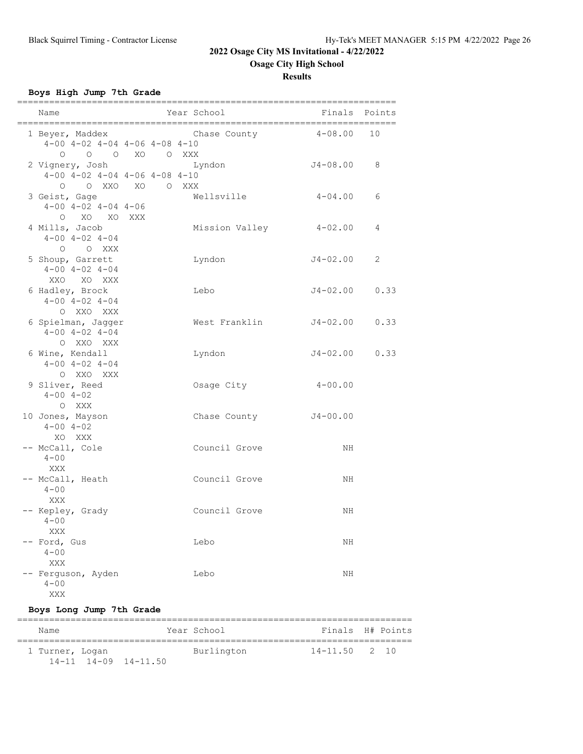## 2022 Osage City MS Invitational - 4/22/2022

**Osage City High School**

**Results**

### Boys High Jump 7th Grade

| Name | Year School | Finals | Points |
|---|---|---|---|
| 1 Beyer, Maddex | Chase County | 4-08.00 | 10 |
| 4-00 4-02 4-04 4-06 4-08 4-10 | | | |
| O O O XO O XXX | | | |
| 2 Vignery, Josh | Lyndon | J4-08.00 | 8 |
| 4-00 4-02 4-04 4-06 4-08 4-10 | | | |
| O O XXO XO O XXX | | | |
| 3 Geist, Gage | Wellsville | 4-04.00 | 6 |
| 4-00 4-02 4-04 4-06 | | | |
| O XO XO XXX | | | |
| 4 Mills, Jacob | Mission Valley | 4-02.00 | 4 |
| 4-00 4-02 4-04 | | | |
| O O XXX | | | |
| 5 Shoup, Garrett | Lyndon | J4-02.00 | 2 |
| 4-00 4-02 4-04 | | | |
| XXO XO XXX | | | |
| 6 Hadley, Brock | Lebo | J4-02.00 | 0.33 |
| 4-00 4-02 4-04 | | | |
| O XXO XXX | | | |
| 6 Spielman, Jagger | West Franklin | J4-02.00 | 0.33 |
| 4-00 4-02 4-04 | | | |
| O XXO XXX | | | |
| 6 Wine, Kendall | Lyndon | J4-02.00 | 0.33 |
| 4-00 4-02 4-04 | | | |
| O XXO XXX | | | |
| 9 Sliver, Reed | Osage City | 4-00.00 | |
| 4-00 4-02 | | | |
| O XXX | | | |
| 10 Jones, Mayson | Chase County | J4-00.00 | |
| 4-00 4-02 | | | |
| XO XXX | | | |
| -- McCall, Cole | Council Grove | NH | |
| 4-00 | | | |
| XXX | | | |
| -- McCall, Heath | Council Grove | NH | |
| 4-00 | | | |
| XXX | | | |
| -- Kepley, Grady | Council Grove | NH | |
| 4-00 | | | |
| XXX | | | |
| -- Ford, Gus | Lebo | NH | |
| 4-00 | | | |
| XXX | | | |
| -- Ferguson, Ayden | Lebo | NH | |
| 4-00 | | | |
| XXX | | | |

### Boys Long Jump 7th Grade

| Name | Year School | Finals | H# | Points |
|---|---|---|---|---|
| 1 Turner, Logan | Burlington | 14-11.50 | 2 | 10 |
| 14-11 14-09 14-11.50 | | | | |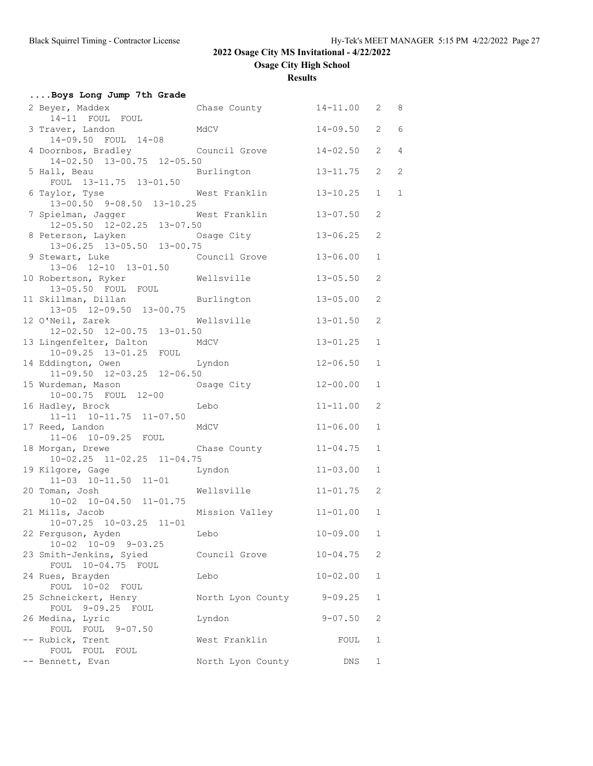## 2022 Osage City MS Invitational - 4/22/2022

### Osage City High School

### Results

**....Boys Long Jump 7th Grade**

| Place | Name | School | Mark | Flight | Points |
|---|---|---|---|---|---|
| 2 | Beyer, Maddex | Chase County | 14-11.00 | 2 | 8 |
| | 14-11 FOUL FOUL | | | | |
| 3 | Traver, Landon | MdCV | 14-09.50 | 2 | 6 |
| | 14-09.50 FOUL 14-08 | | | | |
| 4 | Doornbos, Bradley | Council Grove | 14-02.50 | 2 | 4 |
| | 14-02.50 13-00.75 12-05.50 | | | | |
| 5 | Hall, Beau | Burlington | 13-11.75 | 2 | 2 |
| | FOUL 13-11.75 13-01.50 | | | | |
| 6 | Taylor, Tyse | West Franklin | 13-10.25 | 1 | 1 |
| | 13-00.50 9-08.50 13-10.25 | | | | |
| 7 | Spielman, Jagger | West Franklin | 13-07.50 | 2 | |
| | 12-05.50 12-02.25 13-07.50 | | | | |
| 8 | Peterson, Layken | Osage City | 13-06.25 | 2 | |
| | 13-06.25 13-05.50 13-00.75 | | | | |
| 9 | Stewart, Luke | Council Grove | 13-06.00 | 1 | |
| | 13-06 12-10 13-01.50 | | | | |
| 10 | Robertson, Ryker | Wellsville | 13-05.50 | 2 | |
| | 13-05.50 FOUL FOUL | | | | |
| 11 | Skillman, Dillan | Burlington | 13-05.00 | 2 | |
| | 13-05 12-09.50 13-00.75 | | | | |
| 12 | O'Neil, Zarek | Wellsville | 13-01.50 | 2 | |
| | 12-02.50 12-00.75 13-01.50 | | | | |
| 13 | Lingenfelter, Dalton | MdCV | 13-01.25 | 1 | |
| | 10-09.25 13-01.25 FOUL | | | | |
| 14 | Eddington, Owen | Lyndon | 12-06.50 | 1 | |
| | 11-09.50 12-03.25 12-06.50 | | | | |
| 15 | Wurdeman, Mason | Osage City | 12-00.00 | 1 | |
| | 10-00.75 FOUL 12-00 | | | | |
| 16 | Hadley, Brock | Lebo | 11-11.00 | 2 | |
| | 11-11 10-11.75 11-07.50 | | | | |
| 17 | Reed, Landon | MdCV | 11-06.00 | 1 | |
| | 11-06 10-09.25 FOUL | | | | |
| 18 | Morgan, Drewe | Chase County | 11-04.75 | 1 | |
| | 10-02.25 11-02.25 11-04.75 | | | | |
| 19 | Kilgore, Gage | Lyndon | 11-03.00 | 1 | |
| | 11-03 10-11.50 11-01 | | | | |
| 20 | Toman, Josh | Wellsville | 11-01.75 | 2 | |
| | 10-02 10-04.50 11-01.75 | | | | |
| 21 | Mills, Jacob | Mission Valley | 11-01.00 | 1 | |
| | 10-07.25 10-03.25 11-01 | | | | |
| 22 | Ferguson, Ayden | Lebo | 10-09.00 | 1 | |
| | 10-02 10-09 9-03.25 | | | | |
| 23 | Smith-Jenkins, Syied | Council Grove | 10-04.75 | 2 | |
| | FOUL 10-04.75 FOUL | | | | |
| 24 | Rues, Brayden | Lebo | 10-02.00 | 1 | |
| | FOUL 10-02 FOUL | | | | |
| 25 | Schneickert, Henry | North Lyon County | 9-09.25 | 1 | |
| | FOUL 9-09.25 FOUL | | | | |
| 26 | Medina, Lyric | Lyndon | 9-07.50 | 2 | |
| | FOUL FOUL 9-07.50 | | | | |
| -- | Rubick, Trent | West Franklin | FOUL | 1 | |
| | FOUL FOUL FOUL | | | | |
| -- | Bennett, Evan | North Lyon County | DNS | 1 | |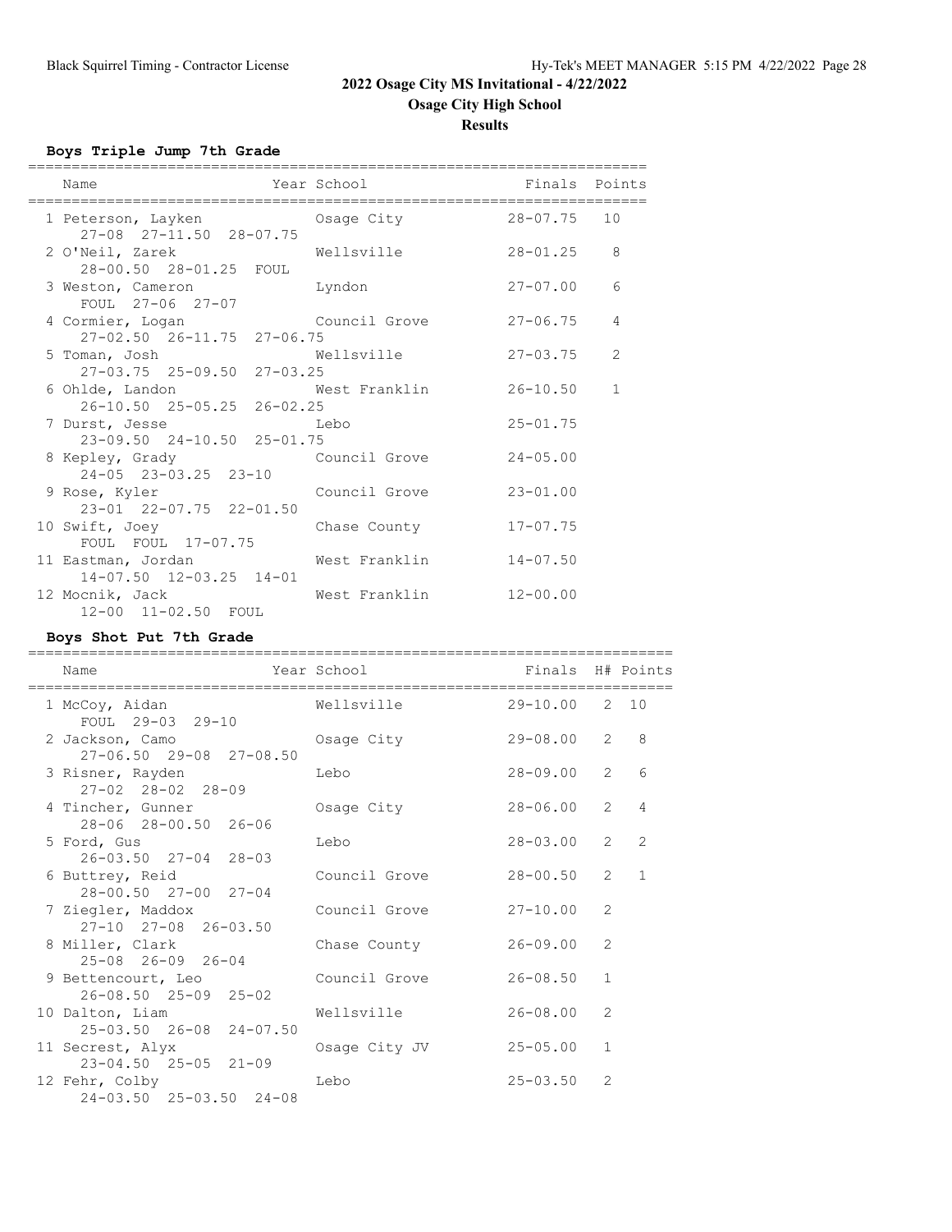# 2022 Osage City MS Invitational - 4/22/2022

## Osage City High School

### Results

**Boys Triple Jump 7th Grade**

| Name | Year | School | Finals | Points |
|---|---|---|---|---|
| 1 Peterson, Layken | | Osage City | 28-07.75 | 10 |
| 27-08 27-11.50 28-07.75 | | | | |
| 2 O'Neil, Zarek | | Wellsville | 28-01.25 | 8 |
| 28-00.50 28-01.25 FOUL | | | | |
| 3 Weston, Cameron | | Lyndon | 27-07.00 | 6 |
| FOUL 27-06 27-07 | | | | |
| 4 Cormier, Logan | | Council Grove | 27-06.75 | 4 |
| 27-02.50 26-11.75 27-06.75 | | | | |
| 5 Toman, Josh | | Wellsville | 27-03.75 | 2 |
| 27-03.75 25-09.50 27-03.25 | | | | |
| 6 Ohlde, Landon | | West Franklin | 26-10.50 | 1 |
| 26-10.50 25-05.25 26-02.25 | | | | |
| 7 Durst, Jesse | | Lebo | 25-01.75 | |
| 23-09.50 24-10.50 25-01.75 | | | | |
| 8 Kepley, Grady | | Council Grove | 24-05.00 | |
| 24-05 23-03.25 23-10 | | | | |
| 9 Rose, Kyler | | Council Grove | 23-01.00 | |
| 23-01 22-07.75 22-01.50 | | | | |
| 10 Swift, Joey | | Chase County | 17-07.75 | |
| FOUL FOUL 17-07.75 | | | | |
| 11 Eastman, Jordan | | West Franklin | 14-07.50 | |
| 14-07.50 12-03.25 14-01 | | | | |
| 12 Mocnik, Jack | | West Franklin | 12-00.00 | |
| 12-00 11-02.50 FOUL | | | | |

**Boys Shot Put 7th Grade**

| Name | Year | School | Finals | H# | Points |
|---|---|---|---|---|---|
| 1 McCoy, Aidan | | Wellsville | 29-10.00 | 2 | 10 |
| FOUL 29-03 29-10 | | | | | |
| 2 Jackson, Camo | | Osage City | 29-08.00 | 2 | 8 |
| 27-06.50 29-08 27-08.50 | | | | | |
| 3 Risner, Rayden | | Lebo | 28-09.00 | 2 | 6 |
| 27-02 28-02 28-09 | | | | | |
| 4 Tincher, Gunner | | Osage City | 28-06.00 | 2 | 4 |
| 28-06 28-00.50 26-06 | | | | | |
| 5 Ford, Gus | | Lebo | 28-03.00 | 2 | 2 |
| 26-03.50 27-04 28-03 | | | | | |
| 6 Buttrey, Reid | | Council Grove | 28-00.50 | 2 | 1 |
| 28-00.50 27-00 27-04 | | | | | |
| 7 Ziegler, Maddox | | Council Grove | 27-10.00 | 2 | |
| 27-10 27-08 26-03.50 | | | | | |
| 8 Miller, Clark | | Chase County | 26-09.00 | 2 | |
| 25-08 26-09 26-04 | | | | | |
| 9 Bettencourt, Leo | | Council Grove | 26-08.50 | 1 | |
| 26-08.50 25-09 25-02 | | | | | |
| 10 Dalton, Liam | | Wellsville | 26-08.00 | 2 | |
| 25-03.50 26-08 24-07.50 | | | | | |
| 11 Secrest, Alyx | | Osage City JV | 25-05.00 | 1 | |
| 23-04.50 25-05 21-09 | | | | | |
| 12 Fehr, Colby | | Lebo | 25-03.50 | 2 | |
| 24-03.50 25-03.50 24-08 | | | | | |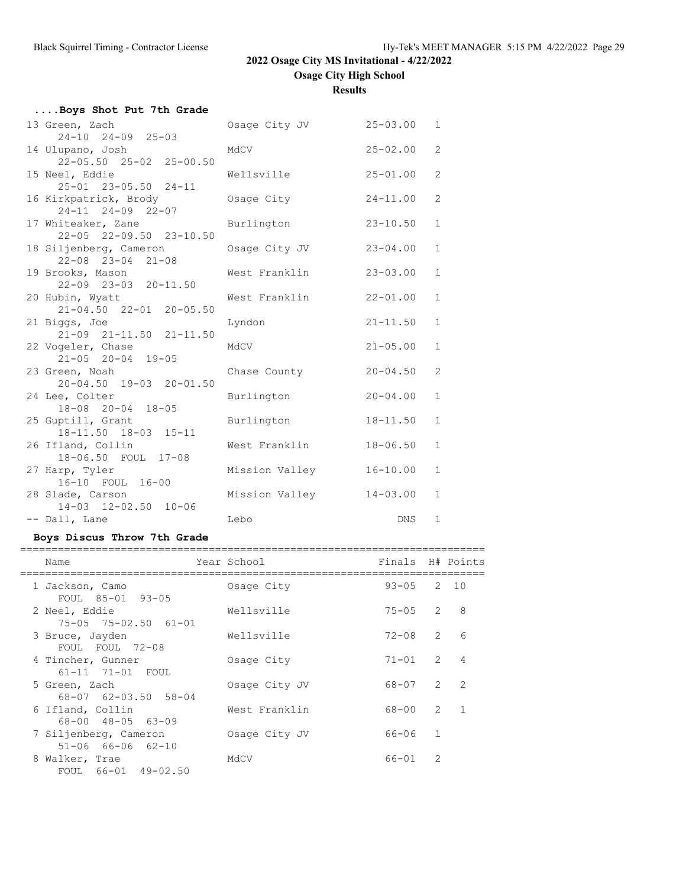## 2022 Osage City MS Invitational - 4/22/2022

### Osage City High School

### Results

#### ....Boys Shot Put 7th Grade

| Place | Name | School | Finals | H# |
|---|---|---|---|---|
| 13 | Green, Zach | Osage City JV | 25-03.00 | 1 |
| | 24-10 24-09 25-03 | | | |
| 14 | Ulupano, Josh | MdCV | 25-02.00 | 2 |
| | 22-05.50 25-02 25-00.50 | | | |
| 15 | Neel, Eddie | Wellsville | 25-01.00 | 2 |
| | 25-01 23-05.50 24-11 | | | |
| 16 | Kirkpatrick, Brody | Osage City | 24-11.00 | 2 |
| | 24-11 24-09 22-07 | | | |
| 17 | Whiteaker, Zane | Burlington | 23-10.50 | 1 |
| | 22-05 22-09.50 23-10.50 | | | |
| 18 | Siljenberg, Cameron | Osage City JV | 23-04.00 | 1 |
| | 22-08 23-04 21-08 | | | |
| 19 | Brooks, Mason | West Franklin | 23-03.00 | 1 |
| | 22-09 23-03 20-11.50 | | | |
| 20 | Hubin, Wyatt | West Franklin | 22-01.00 | 1 |
| | 21-04.50 22-01 20-05.50 | | | |
| 21 | Biggs, Joe | Lyndon | 21-11.50 | 1 |
| | 21-09 21-11.50 21-11.50 | | | |
| 22 | Vogeler, Chase | MdCV | 21-05.00 | 1 |
| | 21-05 20-04 19-05 | | | |
| 23 | Green, Noah | Chase County | 20-04.50 | 2 |
| | 20-04.50 19-03 20-01.50 | | | |
| 24 | Lee, Colter | Burlington | 20-04.00 | 1 |
| | 18-08 20-04 18-05 | | | |
| 25 | Guptill, Grant | Burlington | 18-11.50 | 1 |
| | 18-11.50 18-03 15-11 | | | |
| 26 | Ifland, Collin | West Franklin | 18-06.50 | 1 |
| | 18-06.50 FOUL 17-08 | | | |
| 27 | Harp, Tyler | Mission Valley | 16-10.00 | 1 |
| | 16-10 FOUL 16-00 | | | |
| 28 | Slade, Carson | Mission Valley | 14-03.00 | 1 |
| | 14-03 12-02.50 10-06 | | | |
| -- | Dall, Lane | Lebo | DNS | 1 |

#### Boys Discus Throw 7th Grade

| Place | Name | Year | School | Finals | H# | Points |
|---|---|---|---|---|---|---|
| 1 | Jackson, Camo | | Osage City | 93-05 | 2 | 10 |
| | FOUL 85-01 93-05 | | | | | |
| 2 | Neel, Eddie | | Wellsville | 75-05 | 2 | 8 |
| | 75-05 75-02.50 61-01 | | | | | |
| 3 | Bruce, Jayden | | Wellsville | 72-08 | 2 | 6 |
| | FOUL FOUL 72-08 | | | | | |
| 4 | Tincher, Gunner | | Osage City | 71-01 | 2 | 4 |
| | 61-11 71-01 FOUL | | | | | |
| 5 | Green, Zach | | Osage City JV | 68-07 | 2 | 2 |
| | 68-07 62-03.50 58-04 | | | | | |
| 6 | Ifland, Collin | | West Franklin | 68-00 | 2 | 1 |
| | 68-00 48-05 63-09 | | | | | |
| 7 | Siljenberg, Cameron | | Osage City JV | 66-06 | 1 | |
| | 51-06 66-06 62-10 | | | | | |
| 8 | Walker, Trae | | MdCV | 66-01 | 2 | |
| | FOUL 66-01 49-02.50 | | | | | |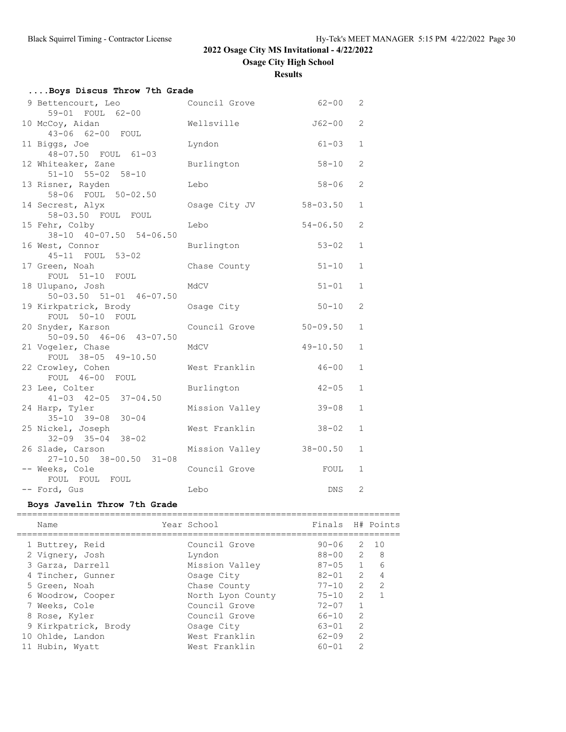# 2022 Osage City MS Invitational - 4/22/2022

## Osage City High School

### Results

#### ....Boys Discus Throw 7th Grade

| Place | Name | School | Finals | H# |
|---|---|---|---|---|
| 9 | Bettencourt, Leo | Council Grove | 62-00 | 2 |
| | 59-01 FOUL 62-00 | | | |
| 10 | McCoy, Aidan | Wellsville | J62-00 | 2 |
| | 43-06 62-00 FOUL | | | |
| 11 | Biggs, Joe | Lyndon | 61-03 | 1 |
| | 48-07.50 FOUL 61-03 | | | |
| 12 | Whiteaker, Zane | Burlington | 58-10 | 2 |
| | 51-10 55-02 58-10 | | | |
| 13 | Risner, Rayden | Lebo | 58-06 | 2 |
| | 58-06 FOUL 50-02.50 | | | |
| 14 | Secrest, Alyx | Osage City JV | 58-03.50 | 1 |
| | 58-03.50 FOUL FOUL | | | |
| 15 | Fehr, Colby | Lebo | 54-06.50 | 2 |
| | 38-10 40-07.50 54-06.50 | | | |
| 16 | West, Connor | Burlington | 53-02 | 1 |
| | 45-11 FOUL 53-02 | | | |
| 17 | Green, Noah | Chase County | 51-10 | 1 |
| | FOUL 51-10 FOUL | | | |
| 18 | Ulupano, Josh | MdCV | 51-01 | 1 |
| | 50-03.50 51-01 46-07.50 | | | |
| 19 | Kirkpatrick, Brody | Osage City | 50-10 | 2 |
| | FOUL 50-10 FOUL | | | |
| 20 | Snyder, Karson | Council Grove | 50-09.50 | 1 |
| | 50-09.50 46-06 43-07.50 | | | |
| 21 | Vogeler, Chase | MdCV | 49-10.50 | 1 |
| | FOUL 38-05 49-10.50 | | | |
| 22 | Crowley, Cohen | West Franklin | 46-00 | 1 |
| | FOUL 46-00 FOUL | | | |
| 23 | Lee, Colter | Burlington | 42-05 | 1 |
| | 41-03 42-05 37-04.50 | | | |
| 24 | Harp, Tyler | Mission Valley | 39-08 | 1 |
| | 35-10 39-08 30-04 | | | |
| 25 | Nickel, Joseph | West Franklin | 38-02 | 1 |
| | 32-09 35-04 38-02 | | | |
| 26 | Slade, Carson | Mission Valley | 38-00.50 | 1 |
| | 27-10.50 38-00.50 31-08 | | | |
| -- | Weeks, Cole | Council Grove | FOUL | 1 |
| | FOUL FOUL FOUL | | | |
| -- | Ford, Gus | Lebo | DNS | 2 |

#### Boys Javelin Throw 7th Grade

| Place | Name | Year | School | Finals | H# | Points |
|---|---|---|---|---|---|---|
| 1 | Buttrey, Reid | | Council Grove | 90-06 | 2 | 10 |
| 2 | Vignery, Josh | | Lyndon | 88-00 | 2 | 8 |
| 3 | Garza, Darrell | | Mission Valley | 87-05 | 1 | 6 |
| 4 | Tincher, Gunner | | Osage City | 82-01 | 2 | 4 |
| 5 | Green, Noah | | Chase County | 77-10 | 2 | 2 |
| 6 | Woodrow, Cooper | | North Lyon County | 75-10 | 2 | 1 |
| 7 | Weeks, Cole | | Council Grove | 72-07 | 1 | |
| 8 | Rose, Kyler | | Council Grove | 66-10 | 2 | |
| 9 | Kirkpatrick, Brody | | Osage City | 63-01 | 2 | |
| 10 | Ohlde, Landon | | West Franklin | 62-09 | 2 | |
| 11 | Hubin, Wyatt | | West Franklin | 60-01 | 2 | |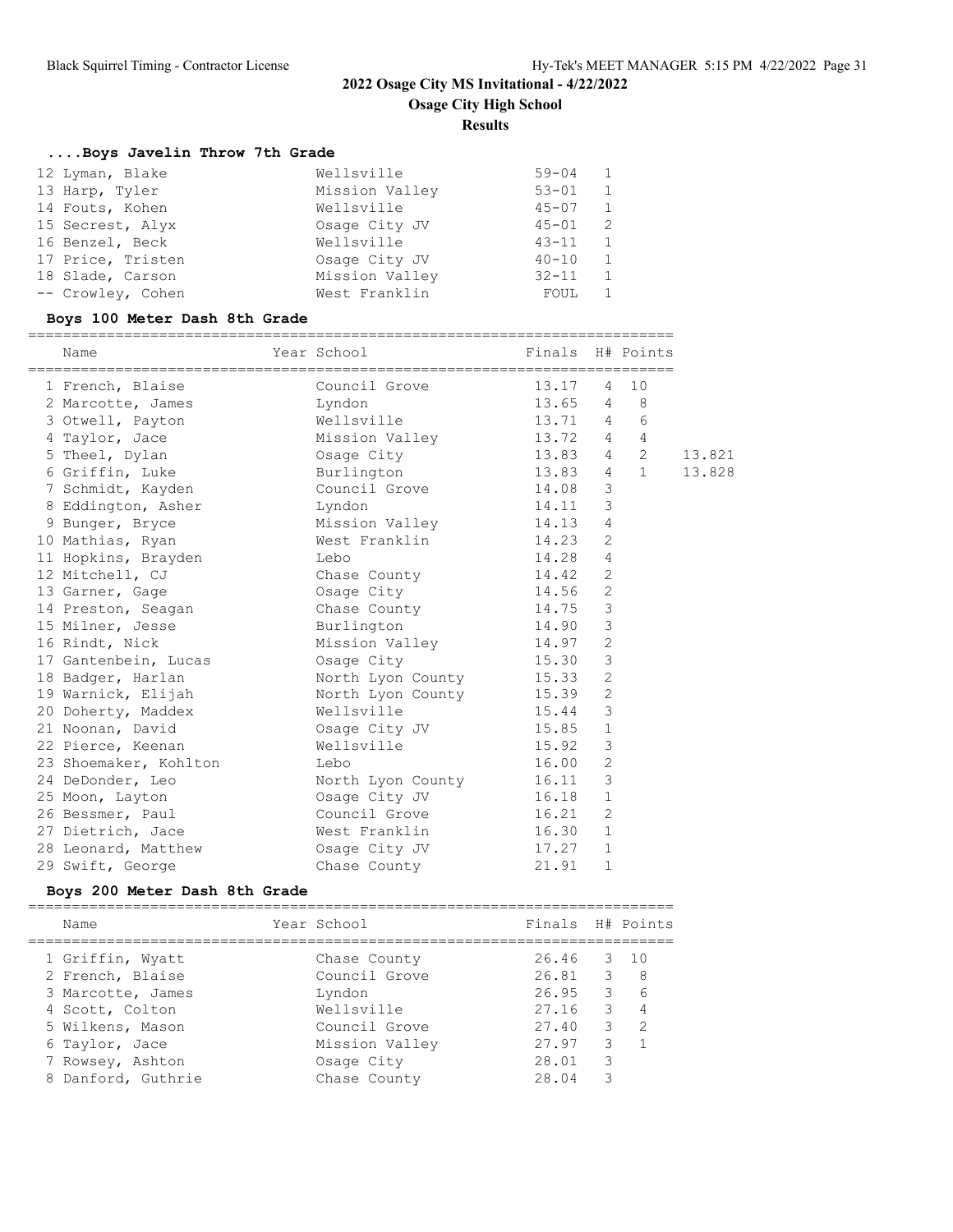## 2022 Osage City MS Invitational - 4/22/2022

### Osage City High School

### Results

#### ....Boys Javelin Throw 7th Grade

| Place | Name | Year | School | Finals | Flight |
|---|---|---|---|---|---|
| 12 | Lyman, Blake | | Wellsville | 59-04 | 1 |
| 13 | Harp, Tyler | | Mission Valley | 53-01 | 1 |
| 14 | Fouts, Kohen | | Wellsville | 45-07 | 1 |
| 15 | Secrest, Alyx | | Osage City JV | 45-01 | 2 |
| 16 | Benzel, Beck | | Wellsville | 43-11 | 1 |
| 17 | Price, Tristen | | Osage City JV | 40-10 | 1 |
| 18 | Slade, Carson | | Mission Valley | 32-11 | 1 |
| -- | Crowley, Cohen | | West Franklin | FOUL | 1 |

#### Boys 100 Meter Dash 8th Grade

| Place | Name | Year | School | Finals | H# | Points | |
|---|---|---|---|---|---|---|---|
| 1 | French, Blaise | | Council Grove | 13.17 | 4 | 10 | |
| 2 | Marcotte, James | | Lyndon | 13.65 | 4 | 8 | |
| 3 | Otwell, Payton | | Wellsville | 13.71 | 4 | 6 | |
| 4 | Taylor, Jace | | Mission Valley | 13.72 | 4 | 4 | |
| 5 | Theel, Dylan | | Osage City | 13.83 | 4 | 2 | 13.821 |
| 6 | Griffin, Luke | | Burlington | 13.83 | 4 | 1 | 13.828 |
| 7 | Schmidt, Kayden | | Council Grove | 14.08 | 3 | | |
| 8 | Eddington, Asher | | Lyndon | 14.11 | 3 | | |
| 9 | Bunger, Bryce | | Mission Valley | 14.13 | 4 | | |
| 10 | Mathias, Ryan | | West Franklin | 14.23 | 2 | | |
| 11 | Hopkins, Brayden | | Lebo | 14.28 | 4 | | |
| 12 | Mitchell, CJ | | Chase County | 14.42 | 2 | | |
| 13 | Garner, Gage | | Osage City | 14.56 | 2 | | |
| 14 | Preston, Seagan | | Chase County | 14.75 | 3 | | |
| 15 | Milner, Jesse | | Burlington | 14.90 | 3 | | |
| 16 | Rindt, Nick | | Mission Valley | 14.97 | 2 | | |
| 17 | Gantenbein, Lucas | | Osage City | 15.30 | 3 | | |
| 18 | Badger, Harlan | | North Lyon County | 15.33 | 2 | | |
| 19 | Warnick, Elijah | | North Lyon County | 15.39 | 2 | | |
| 20 | Doherty, Maddex | | Wellsville | 15.44 | 3 | | |
| 21 | Noonan, David | | Osage City JV | 15.85 | 1 | | |
| 22 | Pierce, Keenan | | Wellsville | 15.92 | 3 | | |
| 23 | Shoemaker, Kohlton | | Lebo | 16.00 | 2 | | |
| 24 | DeDonder, Leo | | North Lyon County | 16.11 | 3 | | |
| 25 | Moon, Layton | | Osage City JV | 16.18 | 1 | | |
| 26 | Bessmer, Paul | | Council Grove | 16.21 | 2 | | |
| 27 | Dietrich, Jace | | West Franklin | 16.30 | 1 | | |
| 28 | Leonard, Matthew | | Osage City JV | 17.27 | 1 | | |
| 29 | Swift, George | | Chase County | 21.91 | 1 | | |

#### Boys 200 Meter Dash 8th Grade

| Place | Name | Year | School | Finals | H# | Points |
|---|---|---|---|---|---|---|
| 1 | Griffin, Wyatt | | Chase County | 26.46 | 3 | 10 |
| 2 | French, Blaise | | Council Grove | 26.81 | 3 | 8 |
| 3 | Marcotte, James | | Lyndon | 26.95 | 3 | 6 |
| 4 | Scott, Colton | | Wellsville | 27.16 | 3 | 4 |
| 5 | Wilkens, Mason | | Council Grove | 27.40 | 3 | 2 |
| 6 | Taylor, Jace | | Mission Valley | 27.97 | 3 | 1 |
| 7 | Rowsey, Ashton | | Osage City | 28.01 | 3 | |
| 8 | Danford, Guthrie | | Chase County | 28.04 | 3 | |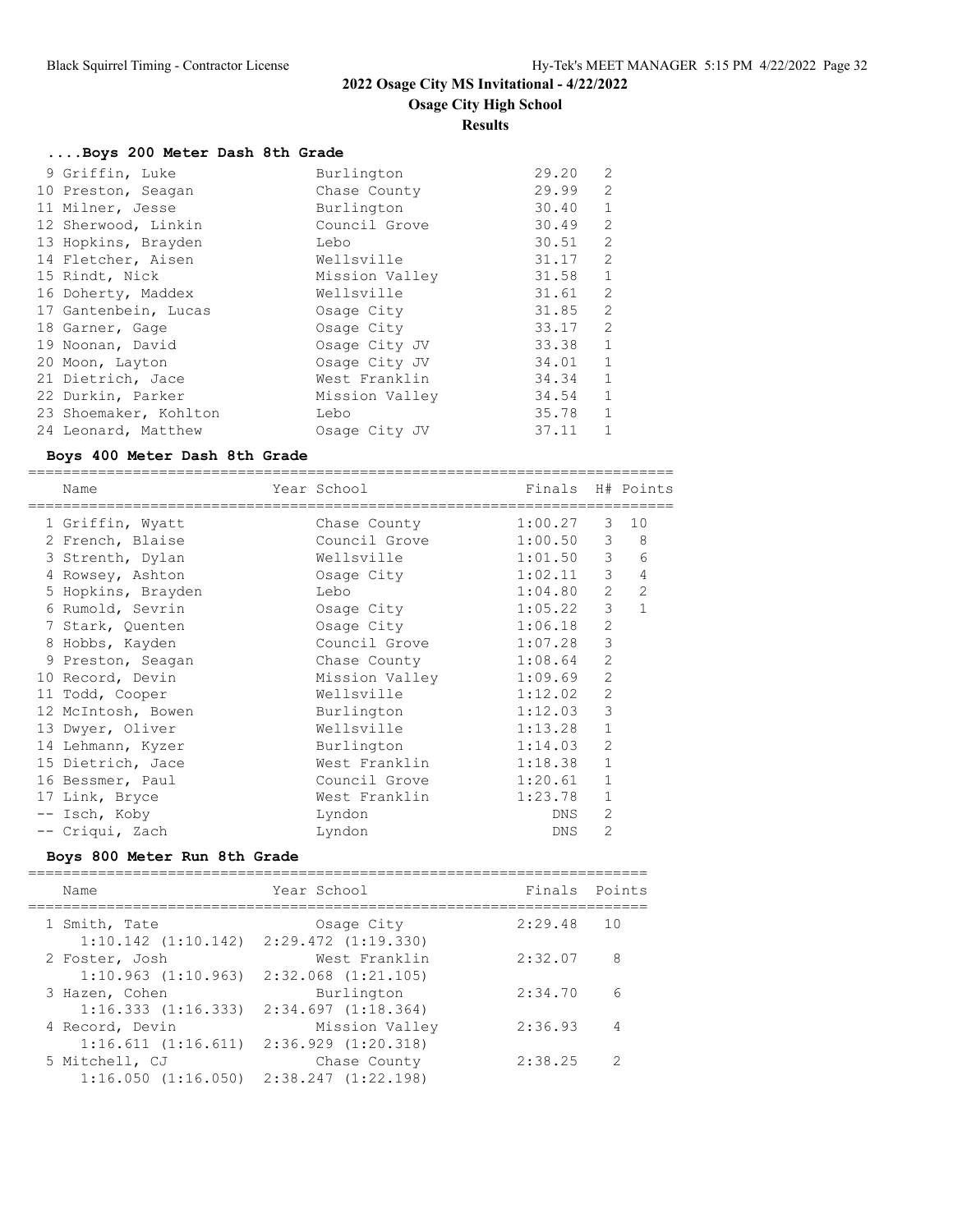# 2022 Osage City MS Invitational - 4/22/2022

## Osage City High School

### Results

#### ....Boys 200 Meter Dash 8th Grade

| Place | Name | School | Finals | H# |
|---|---|---|---|---|
| 9 | Griffin, Luke | Burlington | 29.20 | 2 |
| 10 | Preston, Seagan | Chase County | 29.99 | 2 |
| 11 | Milner, Jesse | Burlington | 30.40 | 1 |
| 12 | Sherwood, Linkin | Council Grove | 30.49 | 2 |
| 13 | Hopkins, Brayden | Lebo | 30.51 | 2 |
| 14 | Fletcher, Aisen | Wellsville | 31.17 | 2 |
| 15 | Rindt, Nick | Mission Valley | 31.58 | 1 |
| 16 | Doherty, Maddex | Wellsville | 31.61 | 2 |
| 17 | Gantenbein, Lucas | Osage City | 31.85 | 2 |
| 18 | Garner, Gage | Osage City | 33.17 | 2 |
| 19 | Noonan, David | Osage City JV | 33.38 | 1 |
| 20 | Moon, Layton | Osage City JV | 34.01 | 1 |
| 21 | Dietrich, Jace | West Franklin | 34.34 | 1 |
| 22 | Durkin, Parker | Mission Valley | 34.54 | 1 |
| 23 | Shoemaker, Kohlton | Lebo | 35.78 | 1 |
| 24 | Leonard, Matthew | Osage City JV | 37.11 | 1 |

#### Boys 400 Meter Dash 8th Grade

| Place | Name | Year School | Finals | H# | Points |
|---|---|---|---|---|---|
| 1 | Griffin, Wyatt | Chase County | 1:00.27 | 3 | 10 |
| 2 | French, Blaise | Council Grove | 1:00.50 | 3 | 8 |
| 3 | Strenth, Dylan | Wellsville | 1:01.50 | 3 | 6 |
| 4 | Rowsey, Ashton | Osage City | 1:02.11 | 3 | 4 |
| 5 | Hopkins, Brayden | Lebo | 1:04.80 | 2 | 2 |
| 6 | Rumold, Sevrin | Osage City | 1:05.22 | 3 | 1 |
| 7 | Stark, Quenten | Osage City | 1:06.18 | 2 | |
| 8 | Hobbs, Kayden | Council Grove | 1:07.28 | 3 | |
| 9 | Preston, Seagan | Chase County | 1:08.64 | 2 | |
| 10 | Record, Devin | Mission Valley | 1:09.69 | 2 | |
| 11 | Todd, Cooper | Wellsville | 1:12.02 | 2 | |
| 12 | McIntosh, Bowen | Burlington | 1:12.03 | 3 | |
| 13 | Dwyer, Oliver | Wellsville | 1:13.28 | 1 | |
| 14 | Lehmann, Kyzer | Burlington | 1:14.03 | 2 | |
| 15 | Dietrich, Jace | West Franklin | 1:18.38 | 1 | |
| 16 | Bessmer, Paul | Council Grove | 1:20.61 | 1 | |
| 17 | Link, Bryce | West Franklin | 1:23.78 | 1 | |
| -- | Isch, Koby | Lyndon | DNS | 2 | |
| -- | Criqui, Zach | Lyndon | DNS | 2 | |

#### Boys 800 Meter Run 8th Grade

| Place | Name | Year School | Finals | Points |
|---|---|---|---|---|
| 1 | Smith, Tate | Osage City | 2:29.48 | 10 |
| | 1:10.142 (1:10.142) 2:29.472 (1:19.330) | | | |
| 2 | Foster, Josh | West Franklin | 2:32.07 | 8 |
| | 1:10.963 (1:10.963) 2:32.068 (1:21.105) | | | |
| 3 | Hazen, Cohen | Burlington | 2:34.70 | 6 |
| | 1:16.333 (1:16.333) 2:34.697 (1:18.364) | | | |
| 4 | Record, Devin | Mission Valley | 2:36.93 | 4 |
| | 1:16.611 (1:16.611) 2:36.929 (1:20.318) | | | |
| 5 | Mitchell, CJ | Chase County | 2:38.25 | 2 |
| | 1:16.050 (1:16.050) 2:38.247 (1:22.198) | | | |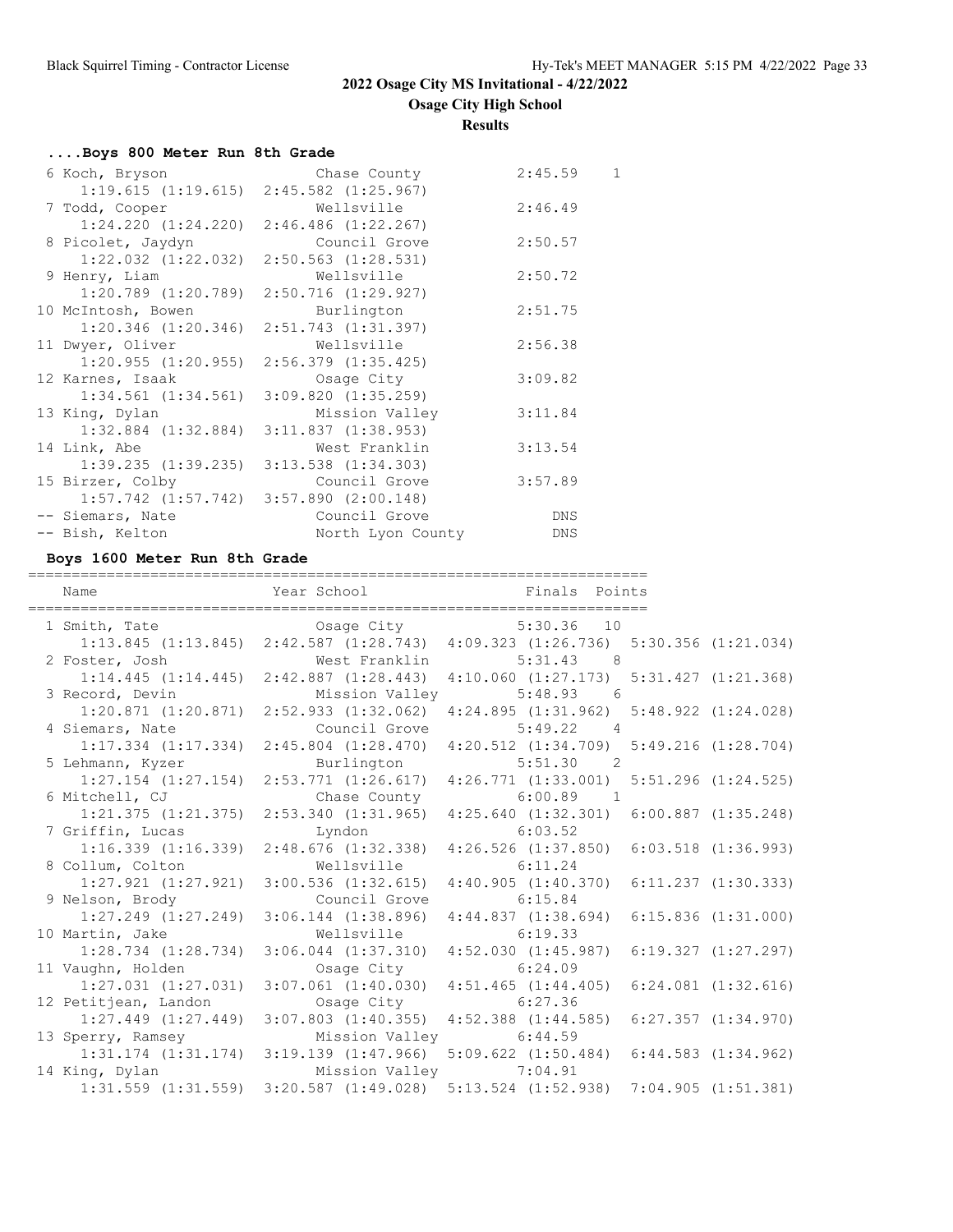## 2022 Osage City MS Invitational - 4/22/2022

### Osage City High School

### Results

#### ....Boys 800 Meter Run 8th Grade

| Place | Name | School | Finals | Points | Splits |
|---|---|---|---|---|---|
| 6 | Koch, Bryson | Chase County | 2:45.59 | 1 | 1:19.615 (1:19.615) 2:45.582 (1:25.967) |
| 7 | Todd, Cooper | Wellsville | 2:46.49 | | 1:24.220 (1:24.220) 2:46.486 (1:22.267) |
| 8 | Picolet, Jaydyn | Council Grove | 2:50.57 | | 1:22.032 (1:22.032) 2:50.563 (1:28.531) |
| 9 | Henry, Liam | Wellsville | 2:50.72 | | 1:20.789 (1:20.789) 2:50.716 (1:29.927) |
| 10 | McIntosh, Bowen | Burlington | 2:51.75 | | 1:20.346 (1:20.346) 2:51.743 (1:31.397) |
| 11 | Dwyer, Oliver | Wellsville | 2:56.38 | | 1:20.955 (1:20.955) 2:56.379 (1:35.425) |
| 12 | Karnes, Isaak | Osage City | 3:09.82 | | 1:34.561 (1:34.561) 3:09.820 (1:35.259) |
| 13 | King, Dylan | Mission Valley | 3:11.84 | | 1:32.884 (1:32.884) 3:11.837 (1:38.953) |
| 14 | Link, Abe | West Franklin | 3:13.54 | | 1:39.235 (1:39.235) 3:13.538 (1:34.303) |
| 15 | Birzer, Colby | Council Grove | 3:57.89 | | 1:57.742 (1:57.742) 3:57.890 (2:00.148) |
| -- | Siemars, Nate | Council Grove | DNS | | |
| -- | Bish, Kelton | North Lyon County | DNS | | |

#### Boys 1600 Meter Run 8th Grade

| Place | Name | Year School | Finals | Points | Splits |
|---|---|---|---|---|---|
| 1 | Smith, Tate | Osage City | 5:30.36 | 10 | 1:13.845 (1:13.845) 2:42.587 (1:28.743) 4:09.323 (1:26.736) 5:30.356 (1:21.034) |
| 2 | Foster, Josh | West Franklin | 5:31.43 | 8 | 1:14.445 (1:14.445) 2:42.887 (1:28.443) 4:10.060 (1:27.173) 5:31.427 (1:21.368) |
| 3 | Record, Devin | Mission Valley | 5:48.93 | 6 | 1:20.871 (1:20.871) 2:52.933 (1:32.062) 4:24.895 (1:31.962) 5:48.922 (1:24.028) |
| 4 | Siemars, Nate | Council Grove | 5:49.22 | 4 | 1:17.334 (1:17.334) 2:45.804 (1:28.470) 4:20.512 (1:34.709) 5:49.216 (1:28.704) |
| 5 | Lehmann, Kyzer | Burlington | 5:51.30 | 2 | 1:27.154 (1:27.154) 2:53.771 (1:26.617) 4:26.771 (1:33.001) 5:51.296 (1:24.525) |
| 6 | Mitchell, CJ | Chase County | 6:00.89 | 1 | 1:21.375 (1:21.375) 2:53.340 (1:31.965) 4:25.640 (1:32.301) 6:00.887 (1:35.248) |
| 7 | Griffin, Lucas | Lyndon | 6:03.52 | | 1:16.339 (1:16.339) 2:48.676 (1:32.338) 4:26.526 (1:37.850) 6:03.518 (1:36.993) |
| 8 | Collum, Colton | Wellsville | 6:11.24 | | 1:27.921 (1:27.921) 3:00.536 (1:32.615) 4:40.905 (1:40.370) 6:11.237 (1:30.333) |
| 9 | Nelson, Brody | Council Grove | 6:15.84 | | 1:27.249 (1:27.249) 3:06.144 (1:38.896) 4:44.837 (1:38.694) 6:15.836 (1:31.000) |
| 10 | Martin, Jake | Wellsville | 6:19.33 | | 1:28.734 (1:28.734) 3:06.044 (1:37.310) 4:52.030 (1:45.987) 6:19.327 (1:27.297) |
| 11 | Vaughn, Holden | Osage City | 6:24.09 | | 1:27.031 (1:27.031) 3:07.061 (1:40.030) 4:51.465 (1:44.405) 6:24.081 (1:32.616) |
| 12 | Petitjean, Landon | Osage City | 6:27.36 | | 1:27.449 (1:27.449) 3:07.803 (1:40.355) 4:52.388 (1:44.585) 6:27.357 (1:34.970) |
| 13 | Sperry, Ramsey | Mission Valley | 6:44.59 | | 1:31.174 (1:31.174) 3:19.139 (1:47.966) 5:09.622 (1:50.484) 6:44.583 (1:34.962) |
| 14 | King, Dylan | Mission Valley | 7:04.91 | | 1:31.559 (1:31.559) 3:20.587 (1:49.028) 5:13.524 (1:52.938) 7:04.905 (1:51.381) |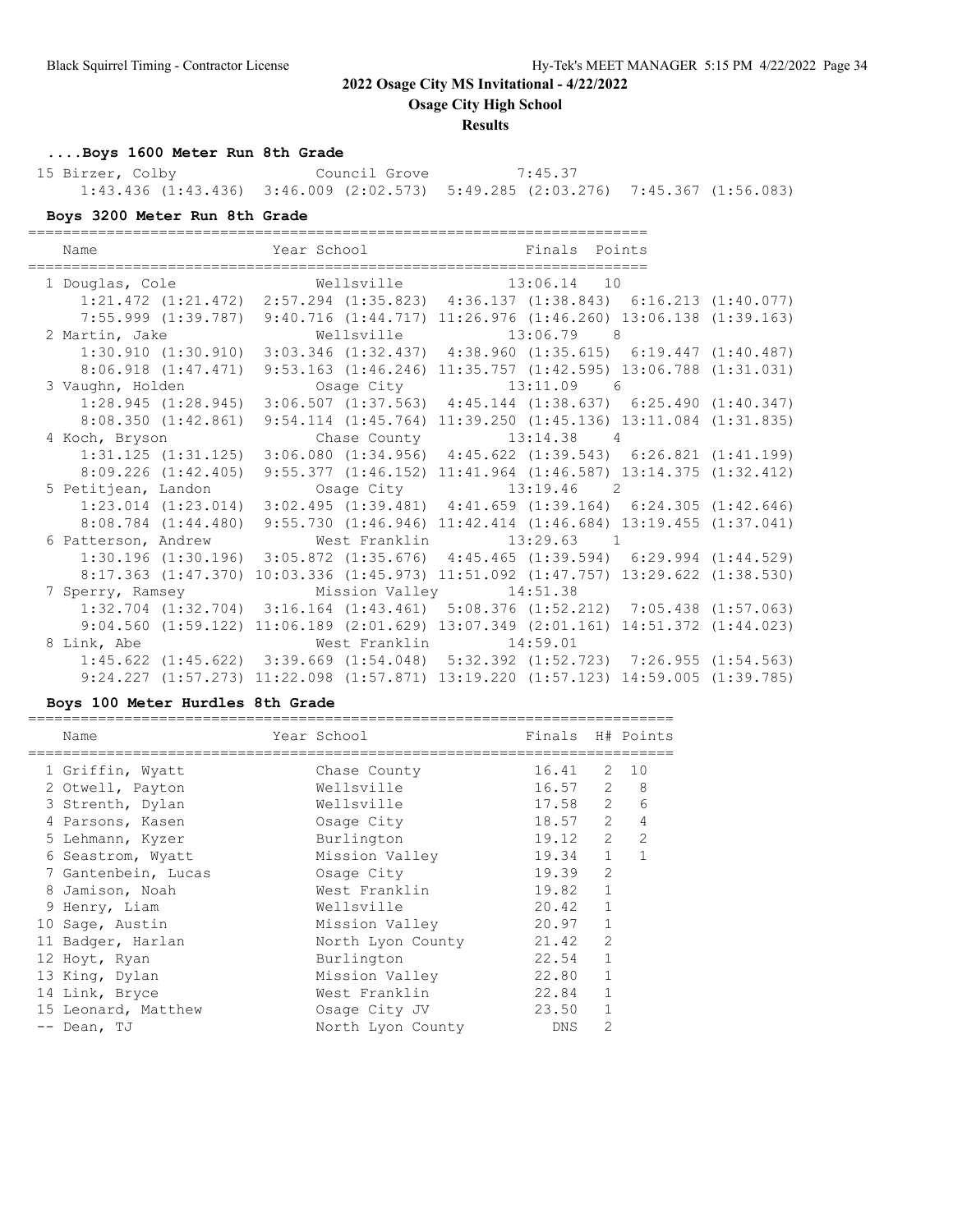## 2022 Osage City MS Invitational - 4/22/2022

### Osage City High School

### Results

**....Boys 1600 Meter Run 8th Grade**

| Name | Year School | Finals |
|---|---|---|
| 15 Birzer, Colby | Council Grove | 7:45.37 |

1:43.436 (1:43.436) 3:46.009 (2:02.573) 5:49.285 (2:03.276) 7:45.367 (1:56.083)

**Boys 3200 Meter Run 8th Grade**

| Name | Year School | Finals | Points |
|---|---|---|---|
| 1 Douglas, Cole | Wellsville | 13:06.14 | 10 |
| 1:21.472 (1:21.472) 2:57.294 (1:35.823) 4:36.137 (1:38.843) 6:16.213 (1:40.077) 7:55.999 (1:39.787) 9:40.716 (1:44.717) 11:26.976 (1:46.260) 13:06.138 (1:39.163) | | | |
| 2 Martin, Jake | Wellsville | 13:06.79 | 8 |
| 1:30.910 (1:30.910) 3:03.346 (1:32.437) 4:38.960 (1:35.615) 6:19.447 (1:40.487) 8:06.918 (1:47.471) 9:53.163 (1:46.246) 11:35.757 (1:42.595) 13:06.788 (1:31.031) | | | |
| 3 Vaughn, Holden | Osage City | 13:11.09 | 6 |
| 1:28.945 (1:28.945) 3:06.507 (1:37.563) 4:45.144 (1:38.637) 6:25.490 (1:40.347) 8:08.350 (1:42.861) 9:54.114 (1:45.764) 11:39.250 (1:45.136) 13:11.084 (1:31.835) | | | |
| 4 Koch, Bryson | Chase County | 13:14.38 | 4 |
| 1:31.125 (1:31.125) 3:06.080 (1:34.956) 4:45.622 (1:39.543) 6:26.821 (1:41.199) 8:09.226 (1:42.405) 9:55.377 (1:46.152) 11:41.964 (1:46.587) 13:14.375 (1:32.412) | | | |
| 5 Petitjean, Landon | Osage City | 13:19.46 | 2 |
| 1:23.014 (1:23.014) 3:02.495 (1:39.481) 4:41.659 (1:39.164) 6:24.305 (1:42.646) 8:08.784 (1:44.480) 9:55.730 (1:46.946) 11:42.414 (1:46.684) 13:19.455 (1:37.041) | | | |
| 6 Patterson, Andrew | West Franklin | 13:29.63 | 1 |
| 1:30.196 (1:30.196) 3:05.872 (1:35.676) 4:45.465 (1:39.594) 6:29.994 (1:44.529) 8:17.363 (1:47.370) 10:03.336 (1:45.973) 11:51.092 (1:47.757) 13:29.622 (1:38.530) | | | |
| 7 Sperry, Ramsey | Mission Valley | 14:51.38 | |
| 1:32.704 (1:32.704) 3:16.164 (1:43.461) 5:08.376 (1:52.212) 7:05.438 (1:57.063) 9:04.560 (1:59.122) 11:06.189 (2:01.629) 13:07.349 (2:01.161) 14:51.372 (1:44.023) | | | |
| 8 Link, Abe | West Franklin | 14:59.01 | |
| 1:45.622 (1:45.622) 3:39.669 (1:54.048) 5:32.392 (1:52.723) 7:26.955 (1:54.563) 9:24.227 (1:57.273) 11:22.098 (1:57.871) 13:19.220 (1:57.123) 14:59.005 (1:39.785) | | | |

**Boys 100 Meter Hurdles 8th Grade**

| Name | Year School | Finals | H# | Points |
|---|---|---|---|---|
| 1 Griffin, Wyatt | Chase County | 16.41 | 2 | 10 |
| 2 Otwell, Payton | Wellsville | 16.57 | 2 | 8 |
| 3 Strenth, Dylan | Wellsville | 17.58 | 2 | 6 |
| 4 Parsons, Kasen | Osage City | 18.57 | 2 | 4 |
| 5 Lehmann, Kyzer | Burlington | 19.12 | 2 | 2 |
| 6 Seastrom, Wyatt | Mission Valley | 19.34 | 1 | 1 |
| 7 Gantenbein, Lucas | Osage City | 19.39 | 2 | |
| 8 Jamison, Noah | West Franklin | 19.82 | 1 | |
| 9 Henry, Liam | Wellsville | 20.42 | 1 | |
| 10 Sage, Austin | Mission Valley | 20.97 | 1 | |
| 11 Badger, Harlan | North Lyon County | 21.42 | 2 | |
| 12 Hoyt, Ryan | Burlington | 22.54 | 1 | |
| 13 King, Dylan | Mission Valley | 22.80 | 1 | |
| 14 Link, Bryce | West Franklin | 22.84 | 1 | |
| 15 Leonard, Matthew | Osage City JV | 23.50 | 1 | |
| -- Dean, TJ | North Lyon County | DNS | 2 | |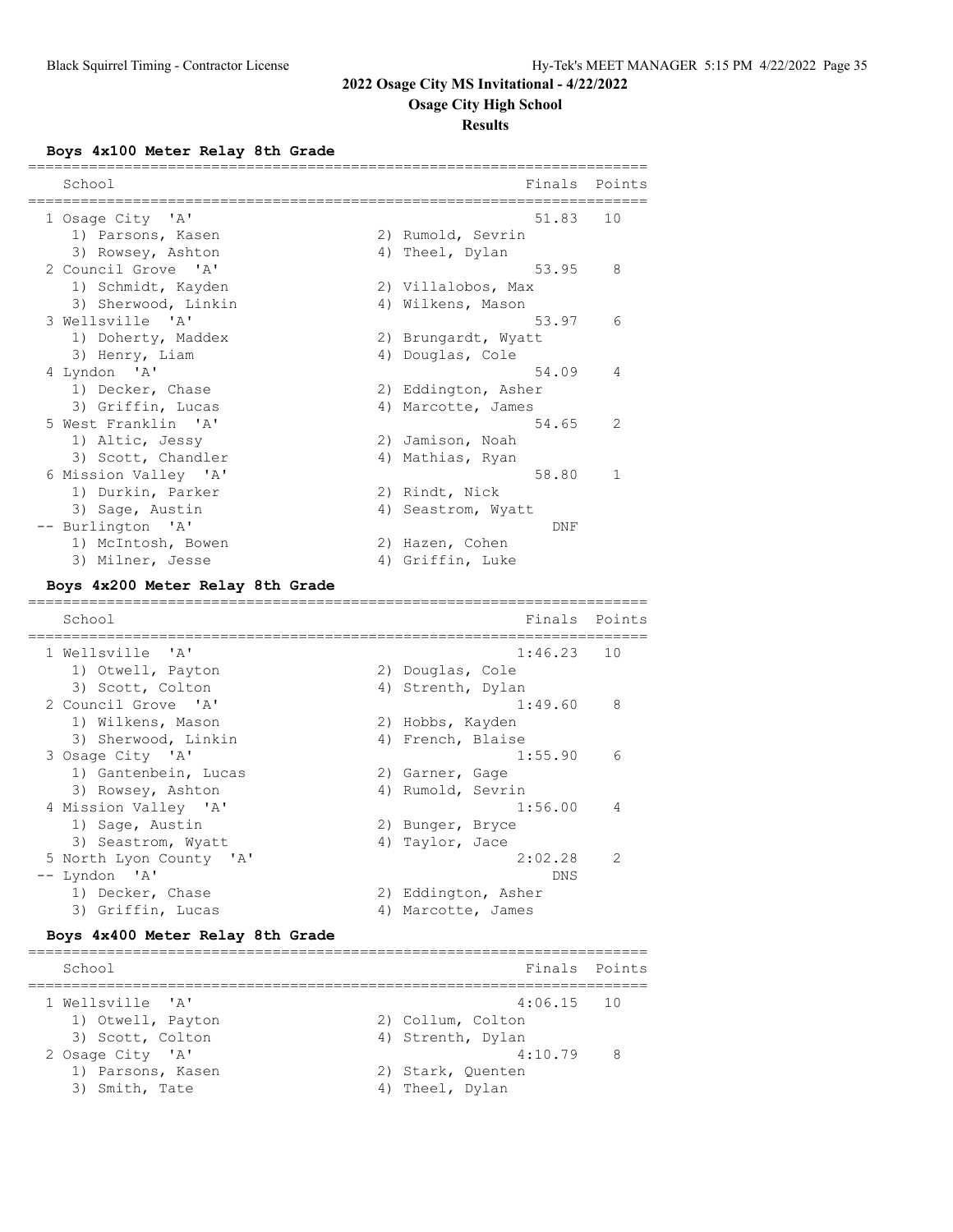# 2022 Osage City MS Invitational - 4/22/2022

## Osage City High School

### Results

**Boys 4x100 Meter Relay 8th Grade**

| | School | Finals | Points |
|---|---|---|---|
| 1 | Osage City 'A' | 51.83 | 10 |
| | 1) Parsons, Kasen; 2) Rumold, Sevrin; 3) Rowsey, Ashton; 4) Theel, Dylan | | |
| 2 | Council Grove 'A' | 53.95 | 8 |
| | 1) Schmidt, Kayden; 2) Villalobos, Max; 3) Sherwood, Linkin; 4) Wilkens, Mason | | |
| 3 | Wellsville 'A' | 53.97 | 6 |
| | 1) Doherty, Maddex; 2) Brungardt, Wyatt; 3) Henry, Liam; 4) Douglas, Cole | | |
| 4 | Lyndon 'A' | 54.09 | 4 |
| | 1) Decker, Chase; 2) Eddington, Asher; 3) Griffin, Lucas; 4) Marcotte, James | | |
| 5 | West Franklin 'A' | 54.65 | 2 |
| | 1) Altic, Jessy; 2) Jamison, Noah; 3) Scott, Chandler; 4) Mathias, Ryan | | |
| 6 | Mission Valley 'A' | 58.80 | 1 |
| | 1) Durkin, Parker; 2) Rindt, Nick; 3) Sage, Austin; 4) Seastrom, Wyatt | | |
| -- | Burlington 'A' | DNF | |
| | 1) McIntosh, Bowen; 2) Hazen, Cohen; 3) Milner, Jesse; 4) Griffin, Luke | | |

**Boys 4x200 Meter Relay 8th Grade**

| | School | Finals | Points |
|---|---|---|---|
| 1 | Wellsville 'A' | 1:46.23 | 10 |
| | 1) Otwell, Payton; 2) Douglas, Cole; 3) Scott, Colton; 4) Strenth, Dylan | | |
| 2 | Council Grove 'A' | 1:49.60 | 8 |
| | 1) Wilkens, Mason; 2) Hobbs, Kayden; 3) Sherwood, Linkin; 4) French, Blaise | | |
| 3 | Osage City 'A' | 1:55.90 | 6 |
| | 1) Gantenbein, Lucas; 2) Garner, Gage; 3) Rowsey, Ashton; 4) Rumold, Sevrin | | |
| 4 | Mission Valley 'A' | 1:56.00 | 4 |
| | 1) Sage, Austin; 2) Bunger, Bryce; 3) Seastrom, Wyatt; 4) Taylor, Jace | | |
| 5 | North Lyon County 'A' | 2:02.28 | 2 |
| -- | Lyndon 'A' | DNS | |
| | 1) Decker, Chase; 2) Eddington, Asher; 3) Griffin, Lucas; 4) Marcotte, James | | |

**Boys 4x400 Meter Relay 8th Grade**

| | School | Finals | Points |
|---|---|---|---|
| 1 | Wellsville 'A' | 4:06.15 | 10 |
| | 1) Otwell, Payton; 2) Collum, Colton; 3) Scott, Colton; 4) Strenth, Dylan | | |
| 2 | Osage City 'A' | 4:10.79 | 8 |
| | 1) Parsons, Kasen; 2) Stark, Quenten; 3) Smith, Tate; 4) Theel, Dylan | | |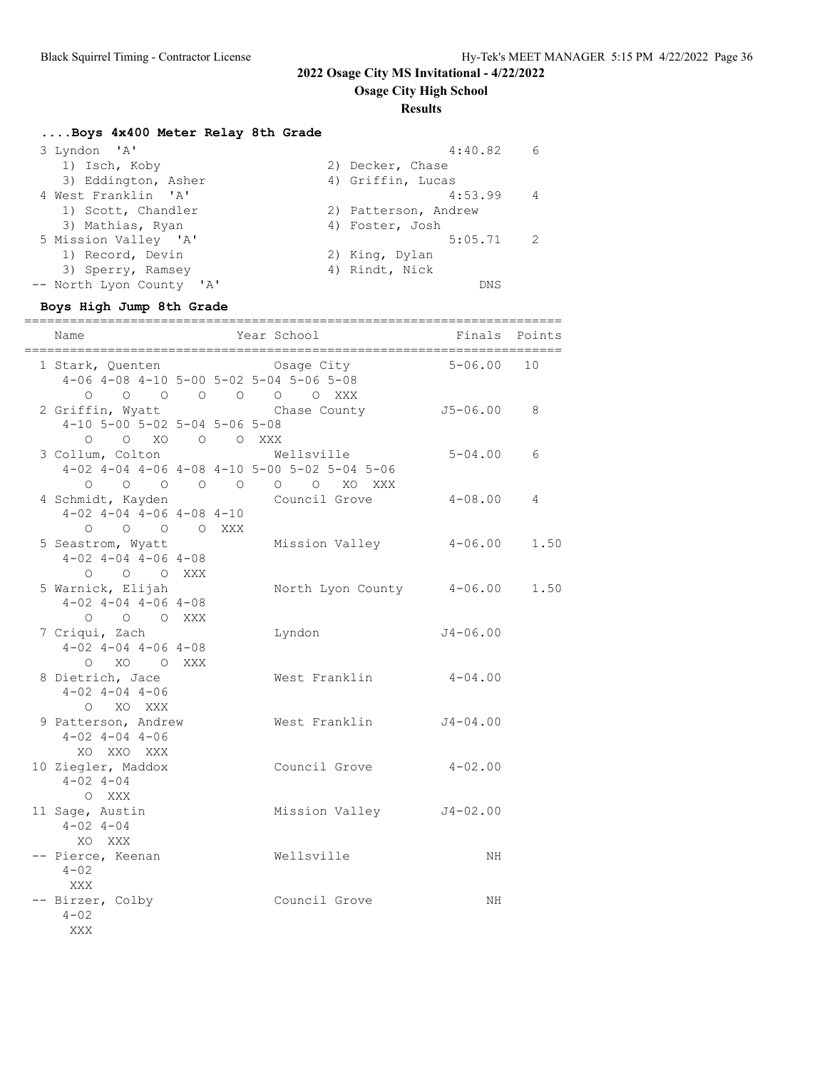2022 Osage City MS Invitational - 4/22/2022

Osage City High School

**Results**

### ....Boys 4x400 Meter Relay 8th Grade

```
 3 Lyndon  'A'                                          4:40.82    6
    1) Isch, Koby                     2) Decker, Chase
    3) Eddington, Asher               4) Griffin, Lucas
 4 West Franklin  'A'                                   4:53.99    4
    1) Scott, Chandler                2) Patterson, Andrew
    3) Mathias, Ryan                  4) Foster, Josh
 5 Mission Valley  'A'                                  5:05.71    2
    1) Record, Devin                  2) King, Dylan
    3) Sperry, Ramsey                 4) Rindt, Nick
-- North Lyon County  'A'                                   DNS
```

### Boys High Jump 8th Grade

```
======================================================================
   Name                    Year School                 Finals  Points
======================================================================
  1 Stark, Quenten              Osage City             5-06.00   10
      4-06 4-08 4-10 5-00 5-02 5-04 5-06 5-08
         O    O    O    O    O    O    O  XXX
  2 Griffin, Wyatt              Chase County          J5-06.00    8
      4-10 5-00 5-02 5-04 5-06 5-08
         O    O   XO    O    O  XXX
  3 Collum, Colton              Wellsville             5-04.00    6
      4-02 4-04 4-06 4-08 4-10 5-00 5-02 5-04 5-06
         O    O    O    O    O    O    O   XO  XXX
  4 Schmidt, Kayden             Council Grove          4-08.00    4
      4-02 4-04 4-06 4-08 4-10
         O    O    O    O  XXX
  5 Seastrom, Wyatt             Mission Valley         4-06.00    1.50
      4-02 4-04 4-06 4-08
         O    O    O  XXX
  5 Warnick, Elijah             North Lyon County      4-06.00    1.50
      4-02 4-04 4-06 4-08
         O    O    O  XXX
  7 Criqui, Zach                Lyndon                J4-06.00
      4-02 4-04 4-06 4-08
         O   XO    O  XXX
  8 Dietrich, Jace              West Franklin          4-04.00
      4-02 4-04 4-06
         O   XO  XXX
  9 Patterson, Andrew           West Franklin         J4-04.00
      4-02 4-04 4-06
        XO  XXO  XXX
 10 Ziegler, Maddox             Council Grove          4-02.00
      4-02 4-04
         O  XXX
 11 Sage, Austin                Mission Valley        J4-02.00
      4-02 4-04
        XO  XXX
 -- Pierce, Keenan              Wellsville                  NH
      4-02
       XXX
 -- Birzer, Colby               Council Grove               NH
      4-02
       XXX
```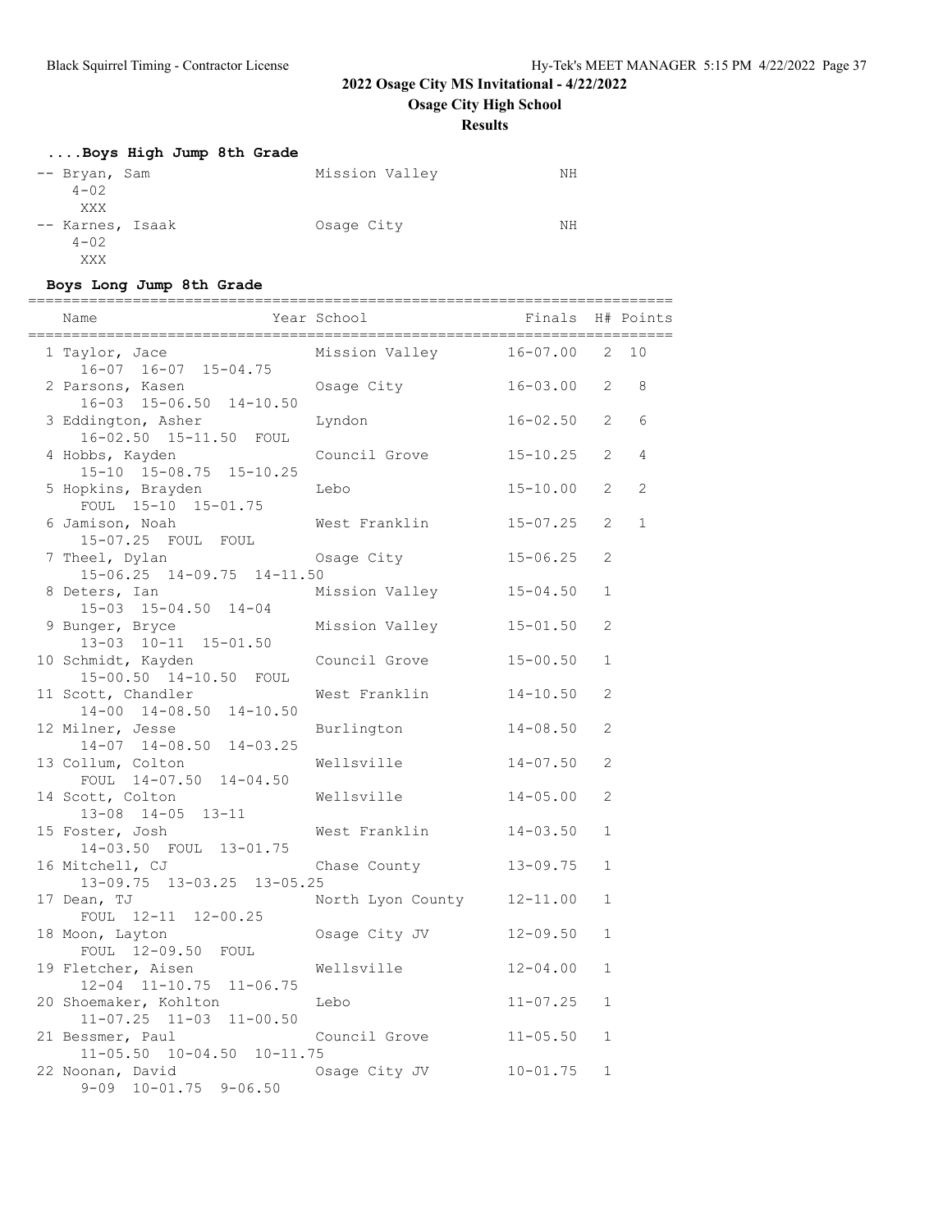**2022 Osage City MS Invitational - 4/22/2022**

**Osage City High School**

**Results**

### ....Boys High Jump 8th Grade

| Name | School | Finals |
|---|---|---|
| -- Bryan, Sam | Mission Valley | NH |
| 4-02 | | |
| XXX | | |
| -- Karnes, Isaak | Osage City | NH |
| 4-02 | | |
| XXX | | |

### Boys Long Jump 8th Grade

| Name | Year School | Finals | H# | Points |
|---|---|---|---|---|
| 1 Taylor, Jace | Mission Valley | 16-07.00 | 2 | 10 |
| 16-07 16-07 15-04.75 | | | | |
| 2 Parsons, Kasen | Osage City | 16-03.00 | 2 | 8 |
| 16-03 15-06.50 14-10.50 | | | | |
| 3 Eddington, Asher | Lyndon | 16-02.50 | 2 | 6 |
| 16-02.50 15-11.50 FOUL | | | | |
| 4 Hobbs, Kayden | Council Grove | 15-10.25 | 2 | 4 |
| 15-10 15-08.75 15-10.25 | | | | |
| 5 Hopkins, Brayden | Lebo | 15-10.00 | 2 | 2 |
| FOUL 15-10 15-01.75 | | | | |
| 6 Jamison, Noah | West Franklin | 15-07.25 | 2 | 1 |
| 15-07.25 FOUL FOUL | | | | |
| 7 Theel, Dylan | Osage City | 15-06.25 | 2 | |
| 15-06.25 14-09.75 14-11.50 | | | | |
| 8 Deters, Ian | Mission Valley | 15-04.50 | 1 | |
| 15-03 15-04.50 14-04 | | | | |
| 9 Bunger, Bryce | Mission Valley | 15-01.50 | 2 | |
| 13-03 10-11 15-01.50 | | | | |
| 10 Schmidt, Kayden | Council Grove | 15-00.50 | 1 | |
| 15-00.50 14-10.50 FOUL | | | | |
| 11 Scott, Chandler | West Franklin | 14-10.50 | 2 | |
| 14-00 14-08.50 14-10.50 | | | | |
| 12 Milner, Jesse | Burlington | 14-08.50 | 2 | |
| 14-07 14-08.50 14-03.25 | | | | |
| 13 Collum, Colton | Wellsville | 14-07.50 | 2 | |
| FOUL 14-07.50 14-04.50 | | | | |
| 14 Scott, Colton | Wellsville | 14-05.00 | 2 | |
| 13-08 14-05 13-11 | | | | |
| 15 Foster, Josh | West Franklin | 14-03.50 | 1 | |
| 14-03.50 FOUL 13-01.75 | | | | |
| 16 Mitchell, CJ | Chase County | 13-09.75 | 1 | |
| 13-09.75 13-03.25 13-05.25 | | | | |
| 17 Dean, TJ | North Lyon County | 12-11.00 | 1 | |
| FOUL 12-11 12-00.25 | | | | |
| 18 Moon, Layton | Osage City JV | 12-09.50 | 1 | |
| FOUL 12-09.50 FOUL | | | | |
| 19 Fletcher, Aisen | Wellsville | 12-04.00 | 1 | |
| 12-04 11-10.75 11-06.75 | | | | |
| 20 Shoemaker, Kohlton | Lebo | 11-07.25 | 1 | |
| 11-07.25 11-03 11-00.50 | | | | |
| 21 Bessmer, Paul | Council Grove | 11-05.50 | 1 | |
| 11-05.50 10-04.50 10-11.75 | | | | |
| 22 Noonan, David | Osage City JV | 10-01.75 | 1 | |
| 9-09 10-01.75 9-06.50 | | | | |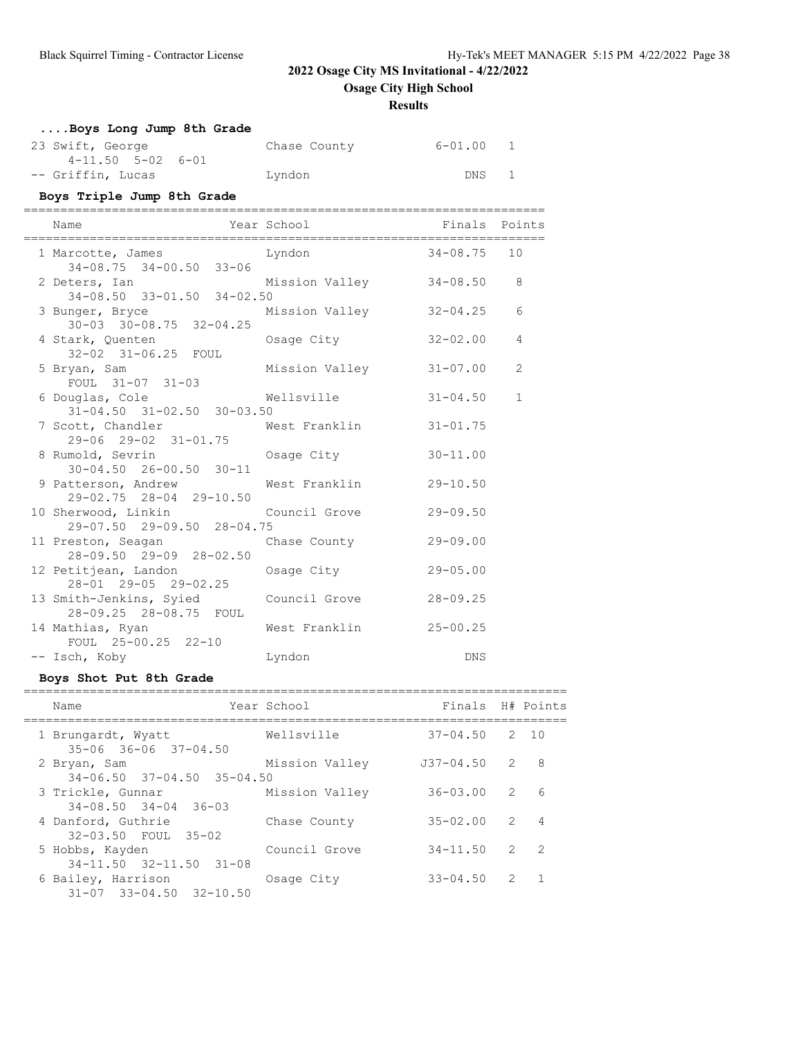## 2022 Osage City MS Invitational - 4/22/2022

### Osage City High School

#### Results

**....Boys Long Jump 8th Grade**

| Place | Name | Year | School | Finals | Points |
|---|---|---|---|---|---|
| 23 | Swift, George | | Chase County | 6-01.00 | 1 |
| | 4-11.50 5-02 6-01 | | | | |
| -- | Griffin, Lucas | | Lyndon | DNS | 1 |

**Boys Triple Jump 8th Grade**

| Place | Name | Year | School | Finals | Points |
|---|---|---|---|---|---|
| 1 | Marcotte, James | | Lyndon | 34-08.75 | 10 |
| | 34-08.75 34-00.50 33-06 | | | | |
| 2 | Deters, Ian | | Mission Valley | 34-08.50 | 8 |
| | 34-08.50 33-01.50 34-02.50 | | | | |
| 3 | Bunger, Bryce | | Mission Valley | 32-04.25 | 6 |
| | 30-03 30-08.75 32-04.25 | | | | |
| 4 | Stark, Quenten | | Osage City | 32-02.00 | 4 |
| | 32-02 31-06.25 FOUL | | | | |
| 5 | Bryan, Sam | | Mission Valley | 31-07.00 | 2 |
| | FOUL 31-07 31-03 | | | | |
| 6 | Douglas, Cole | | Wellsville | 31-04.50 | 1 |
| | 31-04.50 31-02.50 30-03.50 | | | | |
| 7 | Scott, Chandler | | West Franklin | 31-01.75 | |
| | 29-06 29-02 31-01.75 | | | | |
| 8 | Rumold, Sevrin | | Osage City | 30-11.00 | |
| | 30-04.50 26-00.50 30-11 | | | | |
| 9 | Patterson, Andrew | | West Franklin | 29-10.50 | |
| | 29-02.75 28-04 29-10.50 | | | | |
| 10 | Sherwood, Linkin | | Council Grove | 29-09.50 | |
| | 29-07.50 29-09.50 28-04.75 | | | | |
| 11 | Preston, Seagan | | Chase County | 29-09.00 | |
| | 28-09.50 29-09 28-02.50 | | | | |
| 12 | Petitjean, Landon | | Osage City | 29-05.00 | |
| | 28-01 29-05 29-02.25 | | | | |
| 13 | Smith-Jenkins, Syied | | Council Grove | 28-09.25 | |
| | 28-09.25 28-08.75 FOUL | | | | |
| 14 | Mathias, Ryan | | West Franklin | 25-00.25 | |
| | FOUL 25-00.25 22-10 | | | | |
| -- | Isch, Koby | | Lyndon | DNS | |

**Boys Shot Put 8th Grade**

| Place | Name | Year | School | Finals | H# | Points |
|---|---|---|---|---|---|---|
| 1 | Brungardt, Wyatt | | Wellsville | 37-04.50 | 2 | 10 |
| | 35-06 36-06 37-04.50 | | | | | |
| 2 | Bryan, Sam | | Mission Valley | J37-04.50 | 2 | 8 |
| | 34-06.50 37-04.50 35-04.50 | | | | | |
| 3 | Trickle, Gunnar | | Mission Valley | 36-03.00 | 2 | 6 |
| | 34-08.50 34-04 36-03 | | | | | |
| 4 | Danford, Guthrie | | Chase County | 35-02.00 | 2 | 4 |
| | 32-03.50 FOUL 35-02 | | | | | |
| 5 | Hobbs, Kayden | | Council Grove | 34-11.50 | 2 | 2 |
| | 34-11.50 32-11.50 31-08 | | | | | |
| 6 | Bailey, Harrison | | Osage City | 33-04.50 | 2 | 1 |
| | 31-07 33-04.50 32-10.50 | | | | | |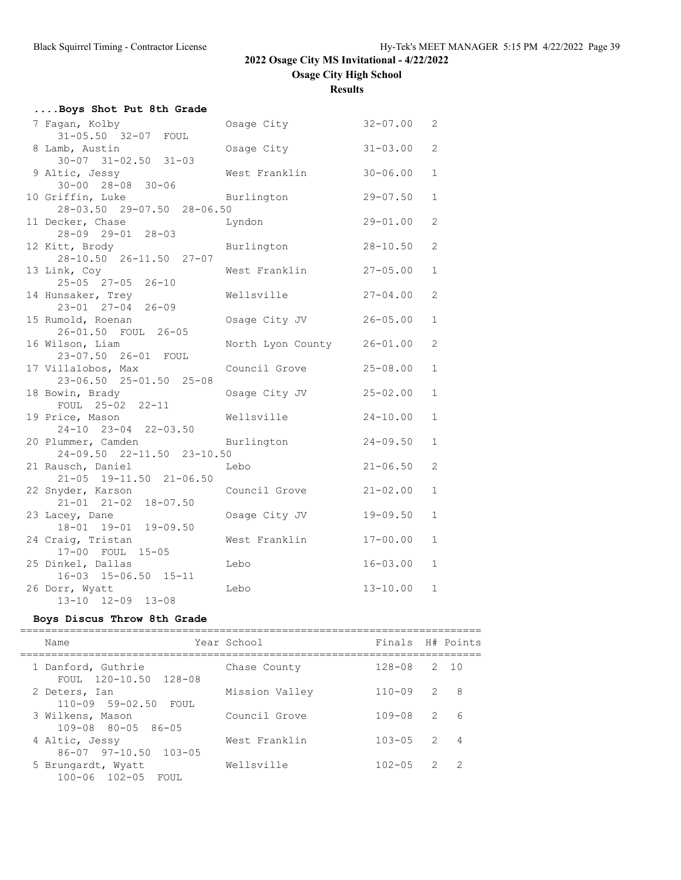2022 Osage City MS Invitational - 4/22/2022

Osage City High School

**Results**

### ....Boys Shot Put 8th Grade

| Place | Name | School | Finals | H# |
|---|---|---|---|---|
| 7 | Fagan, Kolby | Osage City | 32-07.00 | 2 |
| | 31-05.50 32-07 FOUL | | | |
| 8 | Lamb, Austin | Osage City | 31-03.00 | 2 |
| | 30-07 31-02.50 31-03 | | | |
| 9 | Altic, Jessy | West Franklin | 30-06.00 | 1 |
| | 30-00 28-08 30-06 | | | |
| 10 | Griffin, Luke | Burlington | 29-07.50 | 1 |
| | 28-03.50 29-07.50 28-06.50 | | | |
| 11 | Decker, Chase | Lyndon | 29-01.00 | 2 |
| | 28-09 29-01 28-03 | | | |
| 12 | Kitt, Brody | Burlington | 28-10.50 | 2 |
| | 28-10.50 26-11.50 27-07 | | | |
| 13 | Link, Coy | West Franklin | 27-05.00 | 1 |
| | 25-05 27-05 26-10 | | | |
| 14 | Hunsaker, Trey | Wellsville | 27-04.00 | 2 |
| | 23-01 27-04 26-09 | | | |
| 15 | Rumold, Roenan | Osage City JV | 26-05.00 | 1 |
| | 26-01.50 FOUL 26-05 | | | |
| 16 | Wilson, Liam | North Lyon County | 26-01.00 | 2 |
| | 23-07.50 26-01 FOUL | | | |
| 17 | Villalobos, Max | Council Grove | 25-08.00 | 1 |
| | 23-06.50 25-01.50 25-08 | | | |
| 18 | Bowin, Brady | Osage City JV | 25-02.00 | 1 |
| | FOUL 25-02 22-11 | | | |
| 19 | Price, Mason | Wellsville | 24-10.00 | 1 |
| | 24-10 23-04 22-03.50 | | | |
| 20 | Plummer, Camden | Burlington | 24-09.50 | 1 |
| | 24-09.50 22-11.50 23-10.50 | | | |
| 21 | Rausch, Daniel | Lebo | 21-06.50 | 2 |
| | 21-05 19-11.50 21-06.50 | | | |
| 22 | Snyder, Karson | Council Grove | 21-02.00 | 1 |
| | 21-01 21-02 18-07.50 | | | |
| 23 | Lacey, Dane | Osage City JV | 19-09.50 | 1 |
| | 18-01 19-01 19-09.50 | | | |
| 24 | Craig, Tristan | West Franklin | 17-00.00 | 1 |
| | 17-00 FOUL 15-05 | | | |
| 25 | Dinkel, Dallas | Lebo | 16-03.00 | 1 |
| | 16-03 15-06.50 15-11 | | | |
| 26 | Dorr, Wyatt | Lebo | 13-10.00 | 1 |
| | 13-10 12-09 13-08 | | | |

### Boys Discus Throw 8th Grade

| Place | Name | Year | School | Finals | H# | Points |
|---|---|---|---|---|---|---|
| 1 | Danforth, Guthrie | | Chase County | 128-08 | 2 | 10 |
| | FOUL 120-10.50 128-08 | | | | | |
| 2 | Deters, Ian | | Mission Valley | 110-09 | 2 | 8 |
| | 110-09 59-02.50 FOUL | | | | | |
| 3 | Wilkens, Mason | | Council Grove | 109-08 | 2 | 6 |
| | 109-08 80-05 86-05 | | | | | |
| 4 | Altic, Jessy | | West Franklin | 103-05 | 2 | 4 |
| | 86-07 97-10.50 103-05 | | | | | |
| 5 | Brungardt, Wyatt | | Wellsville | 102-05 | 2 | 2 |
| | 100-06 102-05 FOUL | | | | | |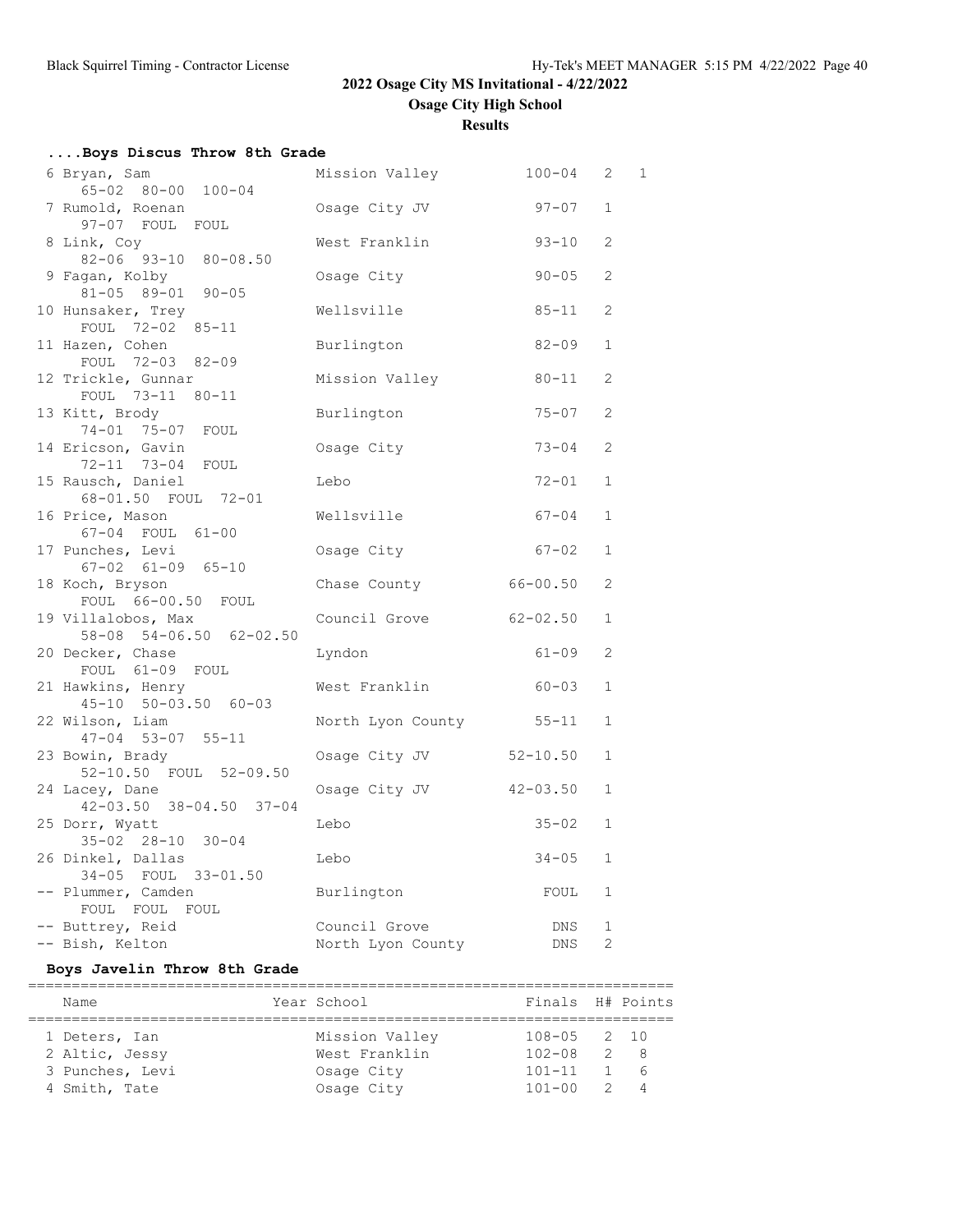# 2022 Osage City MS Invitational - 4/22/2022

## Osage City High School

### Results

#### ....Boys Discus Throw 8th Grade

| Place | Name | School | Finals | H# | Points |
|---|---|---|---|---|---|
| 6 | Bryan, Sam | Mission Valley | 100-04 | 2 | 1 |
| | 65-02 80-00 100-04 | | | | |
| 7 | Rumold, Roenan | Osage City JV | 97-07 | 1 | |
| | 97-07 FOUL FOUL | | | | |
| 8 | Link, Coy | West Franklin | 93-10 | 2 | |
| | 82-06 93-10 80-08.50 | | | | |
| 9 | Fagan, Kolby | Osage City | 90-05 | 2 | |
| | 81-05 89-01 90-05 | | | | |
| 10 | Hunsaker, Trey | Wellsville | 85-11 | 2 | |
| | FOUL 72-02 85-11 | | | | |
| 11 | Hazen, Cohen | Burlington | 82-09 | 1 | |
| | FOUL 72-03 82-09 | | | | |
| 12 | Trickle, Gunnar | Mission Valley | 80-11 | 2 | |
| | FOUL 73-11 80-11 | | | | |
| 13 | Kitt, Brody | Burlington | 75-07 | 2 | |
| | 74-01 75-07 FOUL | | | | |
| 14 | Ericson, Gavin | Osage City | 73-04 | 2 | |
| | 72-11 73-04 FOUL | | | | |
| 15 | Rausch, Daniel | Lebo | 72-01 | 1 | |
| | 68-01.50 FOUL 72-01 | | | | |
| 16 | Price, Mason | Wellsville | 67-04 | 1 | |
| | 67-04 FOUL 61-00 | | | | |
| 17 | Punches, Levi | Osage City | 67-02 | 1 | |
| | 67-02 61-09 65-10 | | | | |
| 18 | Koch, Bryson | Chase County | 66-00.50 | 2 | |
| | FOUL 66-00.50 FOUL | | | | |
| 19 | Villalobos, Max | Council Grove | 62-02.50 | 1 | |
| | 58-08 54-06.50 62-02.50 | | | | |
| 20 | Decker, Chase | Lyndon | 61-09 | 2 | |
| | FOUL 61-09 FOUL | | | | |
| 21 | Hawkins, Henry | West Franklin | 60-03 | 1 | |
| | 45-10 50-03.50 60-03 | | | | |
| 22 | Wilson, Liam | North Lyon County | 55-11 | 1 | |
| | 47-04 53-07 55-11 | | | | |
| 23 | Bowin, Brady | Osage City JV | 52-10.50 | 1 | |
| | 52-10.50 FOUL 52-09.50 | | | | |
| 24 | Lacey, Dane | Osage City JV | 42-03.50 | 1 | |
| | 42-03.50 38-04.50 37-04 | | | | |
| 25 | Dorr, Wyatt | Lebo | 35-02 | 1 | |
| | 35-02 28-10 30-04 | | | | |
| 26 | Dinkel, Dallas | Lebo | 34-05 | 1 | |
| | 34-05 FOUL 33-01.50 | | | | |
| -- | Plummer, Camden | Burlington | FOUL | 1 | |
| | FOUL FOUL FOUL | | | | |
| -- | Buttrey, Reid | Council Grove | DNS | 1 | |
| -- | Bish, Kelton | North Lyon County | DNS | 2 | |

#### Boys Javelin Throw 8th Grade

| Place | Name | Year | School | Finals | H# | Points |
|---|---|---|---|---|---|---|
| 1 | Deters, Ian | | Mission Valley | 108-05 | 2 | 10 |
| 2 | Altic, Jessy | | West Franklin | 102-08 | 2 | 8 |
| 3 | Punches, Levi | | Osage City | 101-11 | 1 | 6 |
| 4 | Smith, Tate | | Osage City | 101-00 | 2 | 4 |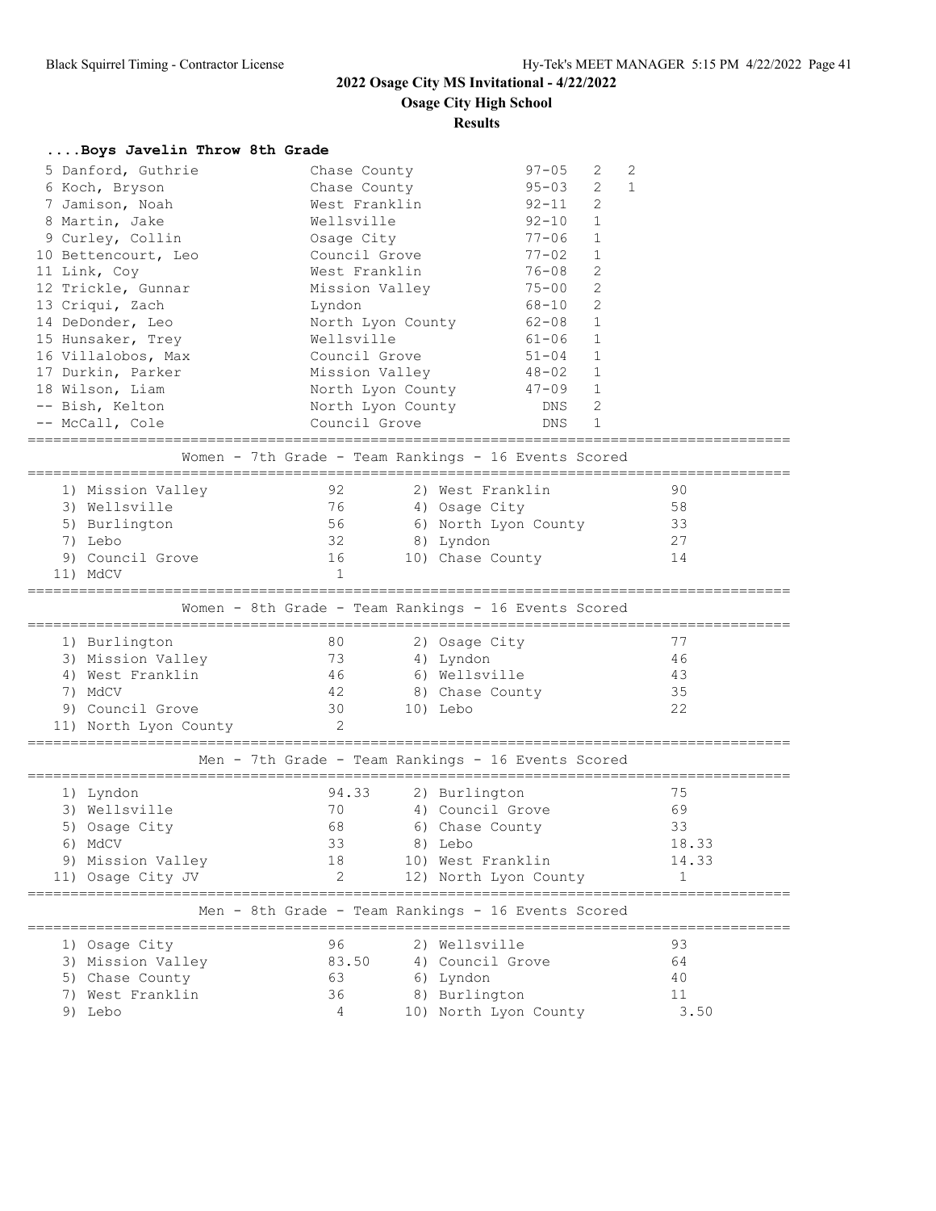# 2022 Osage City MS Invitational - 4/22/2022

## Osage City High School

### Results

**....Boys Javelin Throw 8th Grade**

| | | | | | |
|---|---|---|---|---|---|
| 5 | Danford, Guthrie | Chase County | 97-05 | 2 | 2 |
| 6 | Koch, Bryson | Chase County | 95-03 | 2 | 1 |
| 7 | Jamison, Noah | West Franklin | 92-11 | 2 | |
| 8 | Martin, Jake | Wellsville | 92-10 | 1 | |
| 9 | Curley, Collin | Osage City | 77-06 | 1 | |
| 10 | Bettencourt, Leo | Council Grove | 77-02 | 1 | |
| 11 | Link, Coy | West Franklin | 76-08 | 2 | |
| 12 | Trickle, Gunnar | Mission Valley | 75-00 | 2 | |
| 13 | Criqui, Zach | Lyndon | 68-10 | 2 | |
| 14 | DeDonder, Leo | North Lyon County | 62-08 | 1 | |
| 15 | Hunsaker, Trey | Wellsville | 61-06 | 1 | |
| 16 | Villalobos, Max | Council Grove | 51-04 | 1 | |
| 17 | Durkin, Parker | Mission Valley | 48-02 | 1 | |
| 18 | Wilson, Liam | North Lyon County | 47-09 | 1 | |
| -- | Bish, Kelton | North Lyon County | DNS | 2 | |
| -- | McCall, Cole | Council Grove | DNS | 1 | |

**Women - 7th Grade - Team Rankings - 16 Events Scored**

| | | | | | |
|---|---|---|---|---|---|
| 1) | Mission Valley | 92 | 2) | West Franklin | 90 |
| 3) | Wellsville | 76 | 4) | Osage City | 58 |
| 5) | Burlington | 56 | 6) | North Lyon County | 33 |
| 7) | Lebo | 32 | 8) | Lyndon | 27 |
| 9) | Council Grove | 16 | 10) | Chase County | 14 |
| 11) | MdCV | 1 | | | |

**Women - 8th Grade - Team Rankings - 16 Events Scored**

| | | | | | |
|---|---|---|---|---|---|
| 1) | Burlington | 80 | 2) | Osage City | 77 |
| 3) | Mission Valley | 73 | 4) | Lyndon | 46 |
| 4) | West Franklin | 46 | 6) | Wellsville | 43 |
| 7) | MdCV | 42 | 8) | Chase County | 35 |
| 9) | Council Grove | 30 | 10) | Lebo | 22 |
| 11) | North Lyon County | 2 | | | |

**Men - 7th Grade - Team Rankings - 16 Events Scored**

| | | | | | |
|---|---|---|---|---|---|
| 1) | Lyndon | 94.33 | 2) | Burlington | 75 |
| 3) | Wellsville | 70 | 4) | Council Grove | 69 |
| 5) | Osage City | 68 | 6) | Chase County | 33 |
| 6) | MdCV | 33 | 8) | Lebo | 18.33 |
| 9) | Mission Valley | 18 | 10) | West Franklin | 14.33 |
| 11) | Osage City JV | 2 | 12) | North Lyon County | 1 |

**Men - 8th Grade - Team Rankings - 16 Events Scored**

| | | | | | |
|---|---|---|---|---|---|
| 1) | Osage City | 96 | 2) | Wellsville | 93 |
| 3) | Mission Valley | 83.50 | 4) | Council Grove | 64 |
| 5) | Chase County | 63 | 6) | Lyndon | 40 |
| 7) | West Franklin | 36 | 8) | Burlington | 11 |
| 9) | Lebo | 4 | 10) | North Lyon County | 3.50 |